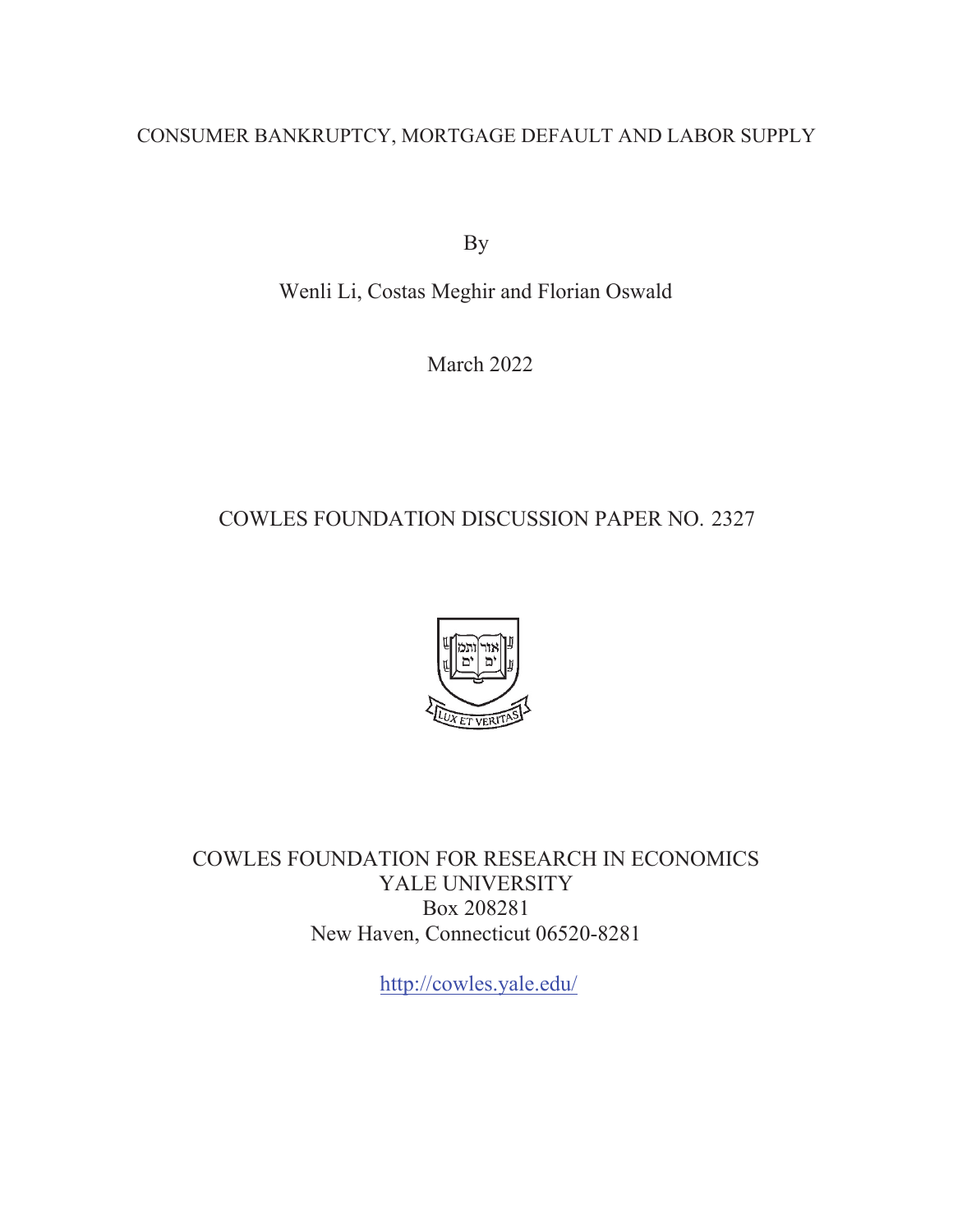CONSUMER BANKRUPTCY, MORTGAGE DEFAULT AND LABOR SUPPLY

By

Wenli Li, Costas Meghir and Florian Oswald

March 2022

COWLES FOUNDATION DISCUSSION PAPER NO. 2327

COWLES FOUNDATION FOR RESEARCH IN ECONOMICS
YALE UNIVERSITY
Box 208281
New Haven, Connecticut 06520-8281

http://cowles.yale.edu/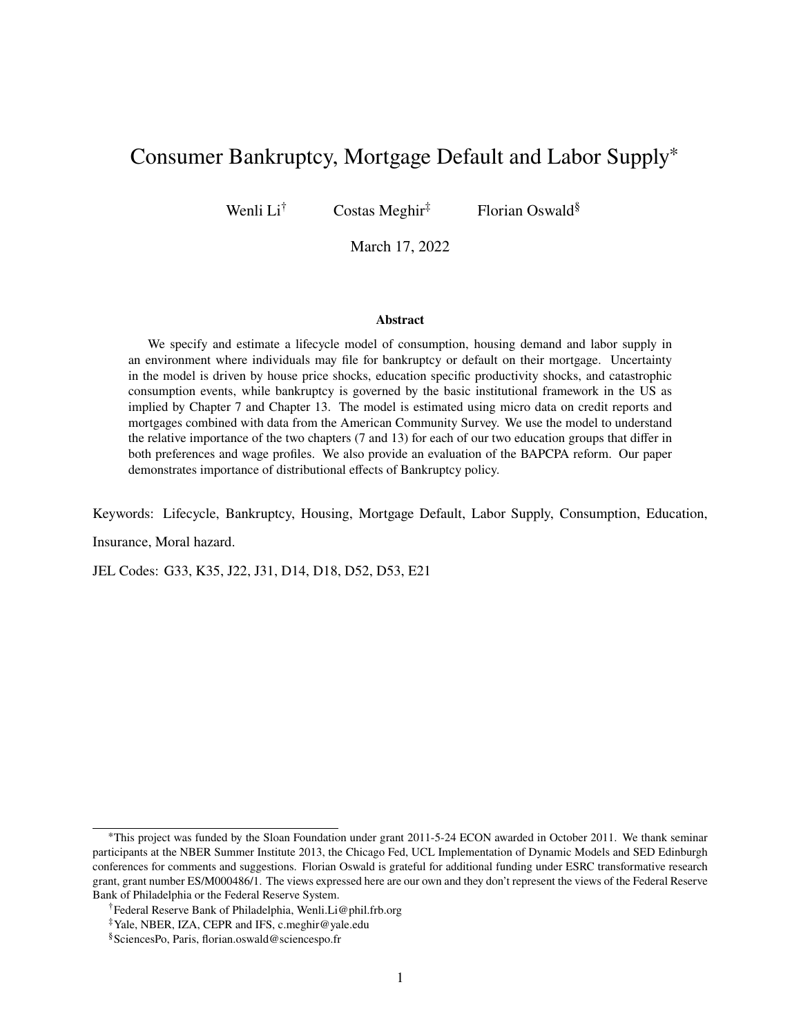# Consumer Bankruptcy, Mortgage Default and Labor Supply*

Wenli Li[†] Costas Meghir[‡] Florian Oswald[§]

March 17, 2022

**Abstract**

We specify and estimate a lifecycle model of consumption, housing demand and labor supply in an environment where individuals may file for bankruptcy or default on their mortgage. Uncertainty in the model is driven by house price shocks, education specific productivity shocks, and catastrophic consumption events, while bankruptcy is governed by the basic institutional framework in the US as implied by Chapter 7 and Chapter 13. The model is estimated using micro data on credit reports and mortgages combined with data from the American Community Survey. We use the model to understand the relative importance of the two chapters (7 and 13) for each of our two education groups that differ in both preferences and wage profiles. We also provide an evaluation of the BAPCPA reform. Our paper demonstrates importance of distributional effects of Bankruptcy policy.

Keywords: Lifecycle, Bankruptcy, Housing, Mortgage Default, Labor Supply, Consumption, Education, Insurance, Moral hazard.

JEL Codes: G33, K35, J22, J31, D14, D18, D52, D53, E21

---

*This project was funded by the Sloan Foundation under grant 2011-5-24 ECON awarded in October 2011. We thank seminar participants at the NBER Summer Institute 2013, the Chicago Fed, UCL Implementation of Dynamic Models and SED Edinburgh conferences for comments and suggestions. Florian Oswald is grateful for additional funding under ESRC transformative research grant, grant number ES/M000486/1. The views expressed here are our own and they don't represent the views of the Federal Reserve Bank of Philadelphia or the Federal Reserve System.

[†]Federal Reserve Bank of Philadelphia, Wenli.Li@phil.frb.org

[‡]Yale, NBER, IZA, CEPR and IFS, c.meghir@yale.edu

[§]SciencesPo, Paris, florian.oswald@sciencespo.fr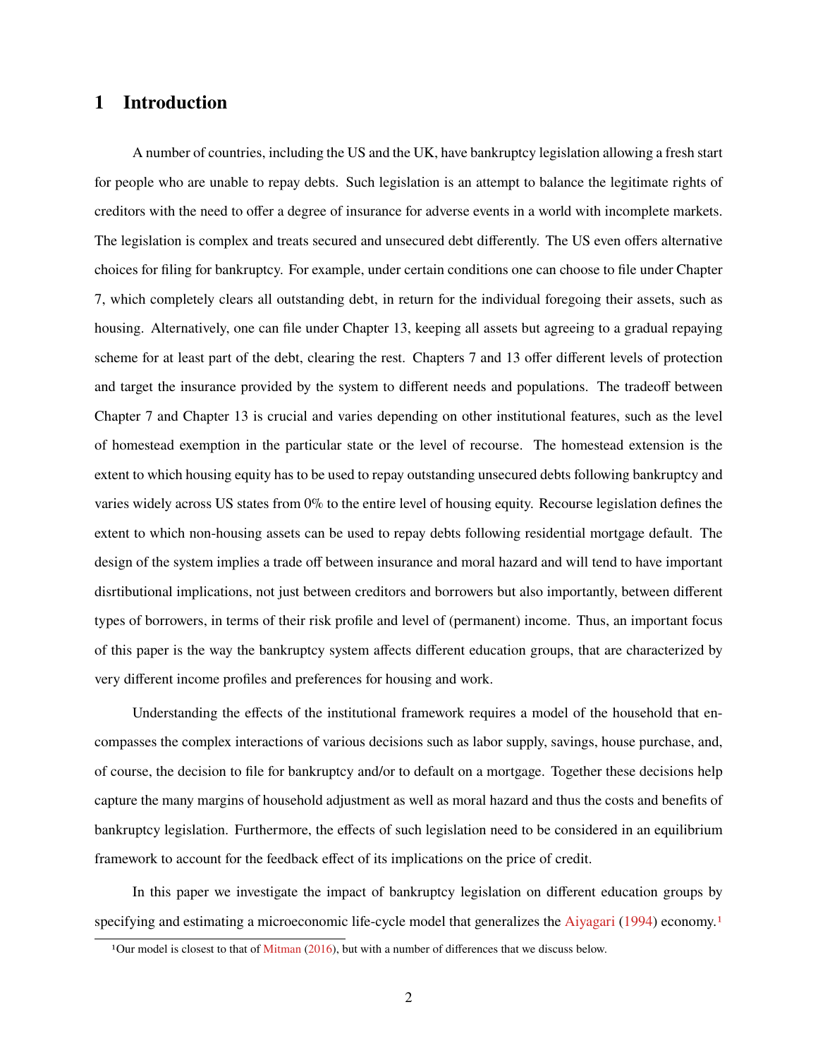# 1 Introduction

A number of countries, including the US and the UK, have bankruptcy legislation allowing a fresh start for people who are unable to repay debts. Such legislation is an attempt to balance the legitimate rights of creditors with the need to offer a degree of insurance for adverse events in a world with incomplete markets. The legislation is complex and treats secured and unsecured debt differently. The US even offers alternative choices for filing for bankruptcy. For example, under certain conditions one can choose to file under Chapter 7, which completely clears all outstanding debt, in return for the individual foregoing their assets, such as housing. Alternatively, one can file under Chapter 13, keeping all assets but agreeing to a gradual repaying scheme for at least part of the debt, clearing the rest. Chapters 7 and 13 offer different levels of protection and target the insurance provided by the system to different needs and populations. The tradeoff between Chapter 7 and Chapter 13 is crucial and varies depending on other institutional features, such as the level of homestead exemption in the particular state or the level of recourse. The homestead extension is the extent to which housing equity has to be used to repay outstanding unsecured debts following bankruptcy and varies widely across US states from 0% to the entire level of housing equity. Recourse legislation defines the extent to which non-housing assets can be used to repay debts following residential mortgage default. The design of the system implies a trade off between insurance and moral hazard and will tend to have important disrtibutional implications, not just between creditors and borrowers but also importantly, between different types of borrowers, in terms of their risk profile and level of (permanent) income. Thus, an important focus of this paper is the way the bankruptcy system affects different education groups, that are characterized by very different income profiles and preferences for housing and work.

Understanding the effects of the institutional framework requires a model of the household that encompasses the complex interactions of various decisions such as labor supply, savings, house purchase, and, of course, the decision to file for bankruptcy and/or to default on a mortgage. Together these decisions help capture the many margins of household adjustment as well as moral hazard and thus the costs and benefits of bankruptcy legislation. Furthermore, the effects of such legislation need to be considered in an equilibrium framework to account for the feedback effect of its implications on the price of credit.

In this paper we investigate the impact of bankruptcy legislation on different education groups by specifying and estimating a microeconomic life-cycle model that generalizes the Aiyagari (1994) economy.[1]

[1] Our model is closest to that of Mitman (2016), but with a number of differences that we discuss below.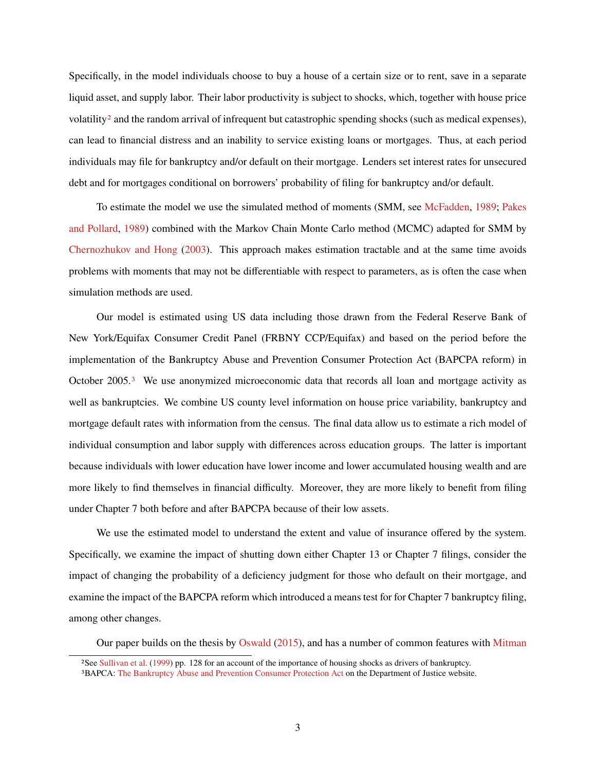Specifically, in the model individuals choose to buy a house of a certain size or to rent, save in a separate liquid asset, and supply labor. Their labor productivity is subject to shocks, which, together with house price volatility[2] and the random arrival of infrequent but catastrophic spending shocks (such as medical expenses), can lead to financial distress and an inability to service existing loans or mortgages. Thus, at each period individuals may file for bankruptcy and/or default on their mortgage. Lenders set interest rates for unsecured debt and for mortgages conditional on borrowers' probability of filing for bankruptcy and/or default.

To estimate the model we use the simulated method of moments (SMM, see McFadden, 1989; Pakes and Pollard, 1989) combined with the Markov Chain Monte Carlo method (MCMC) adapted for SMM by Chernozhukov and Hong (2003). This approach makes estimation tractable and at the same time avoids problems with moments that may not be differentiable with respect to parameters, as is often the case when simulation methods are used.

Our model is estimated using US data including those drawn from the Federal Reserve Bank of New York/Equifax Consumer Credit Panel (FRBNY CCP/Equifax) and based on the period before the implementation of the Bankruptcy Abuse and Prevention Consumer Protection Act (BAPCPA reform) in October 2005.[3] We use anonymized microeconomic data that records all loan and mortgage activity as well as bankruptcies. We combine US county level information on house price variability, bankruptcy and mortgage default rates with information from the census. The final data allow us to estimate a rich model of individual consumption and labor supply with differences across education groups. The latter is important because individuals with lower education have lower income and lower accumulated housing wealth and are more likely to find themselves in financial difficulty. Moreover, they are more likely to benefit from filing under Chapter 7 both before and after BAPCPA because of their low assets.

We use the estimated model to understand the extent and value of insurance offered by the system. Specifically, we examine the impact of shutting down either Chapter 13 or Chapter 7 filings, consider the impact of changing the probability of a deficiency judgment for those who default on their mortgage, and examine the impact of the BAPCPA reform which introduced a means test for for Chapter 7 bankruptcy filing, among other changes.

Our paper builds on the thesis by Oswald (2015), and has a number of common features with Mitman

[2] See Sullivan et al. (1999) pp. 128 for an account of the importance of housing shocks as drivers of bankruptcy.

[3] BAPCA: The Bankruptcy Abuse and Prevention Consumer Protection Act on the Department of Justice website.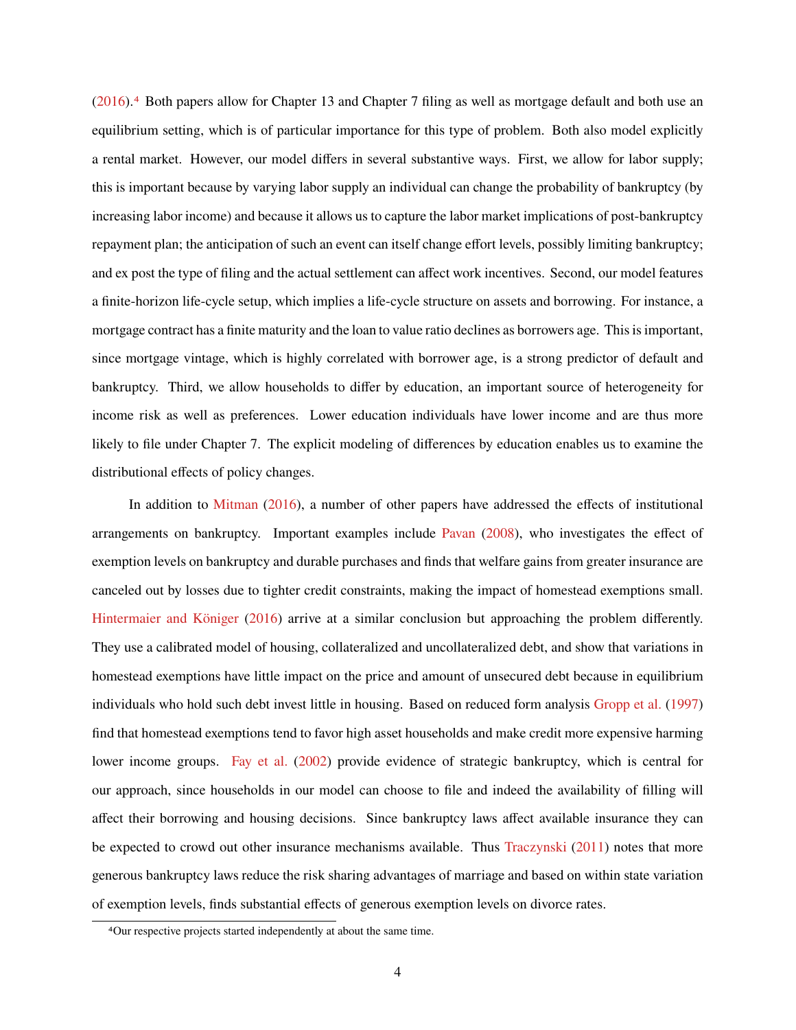(2016).[4] Both papers allow for Chapter 13 and Chapter 7 filing as well as mortgage default and both use an equilibrium setting, which is of particular importance for this type of problem. Both also model explicitly a rental market. However, our model differs in several substantive ways. First, we allow for labor supply; this is important because by varying labor supply an individual can change the probability of bankruptcy (by increasing labor income) and because it allows us to capture the labor market implications of post-bankruptcy repayment plan; the anticipation of such an event can itself change effort levels, possibly limiting bankruptcy; and ex post the type of filing and the actual settlement can affect work incentives. Second, our model features a finite-horizon life-cycle setup, which implies a life-cycle structure on assets and borrowing. For instance, a mortgage contract has a finite maturity and the loan to value ratio declines as borrowers age. This is important, since mortgage vintage, which is highly correlated with borrower age, is a strong predictor of default and bankruptcy. Third, we allow households to differ by education, an important source of heterogeneity for income risk as well as preferences. Lower education individuals have lower income and are thus more likely to file under Chapter 7. The explicit modeling of differences by education enables us to examine the distributional effects of policy changes.

In addition to Mitman (2016), a number of other papers have addressed the effects of institutional arrangements on bankruptcy. Important examples include Pavan (2008), who investigates the effect of exemption levels on bankruptcy and durable purchases and finds that welfare gains from greater insurance are canceled out by losses due to tighter credit constraints, making the impact of homestead exemptions small. Hintermaier and Königer (2016) arrive at a similar conclusion but approaching the problem differently. They use a calibrated model of housing, collateralized and uncollateralized debt, and show that variations in homestead exemptions have little impact on the price and amount of unsecured debt because in equilibrium individuals who hold such debt invest little in housing. Based on reduced form analysis Gropp et al. (1997) find that homestead exemptions tend to favor high asset households and make credit more expensive harming lower income groups. Fay et al. (2002) provide evidence of strategic bankruptcy, which is central for our approach, since households in our model can choose to file and indeed the availability of filling will affect their borrowing and housing decisions. Since bankruptcy laws affect available insurance they can be expected to crowd out other insurance mechanisms available. Thus Traczynski (2011) notes that more generous bankruptcy laws reduce the risk sharing advantages of marriage and based on within state variation of exemption levels, finds substantial effects of generous exemption levels on divorce rates.

[4]Our respective projects started independently at about the same time.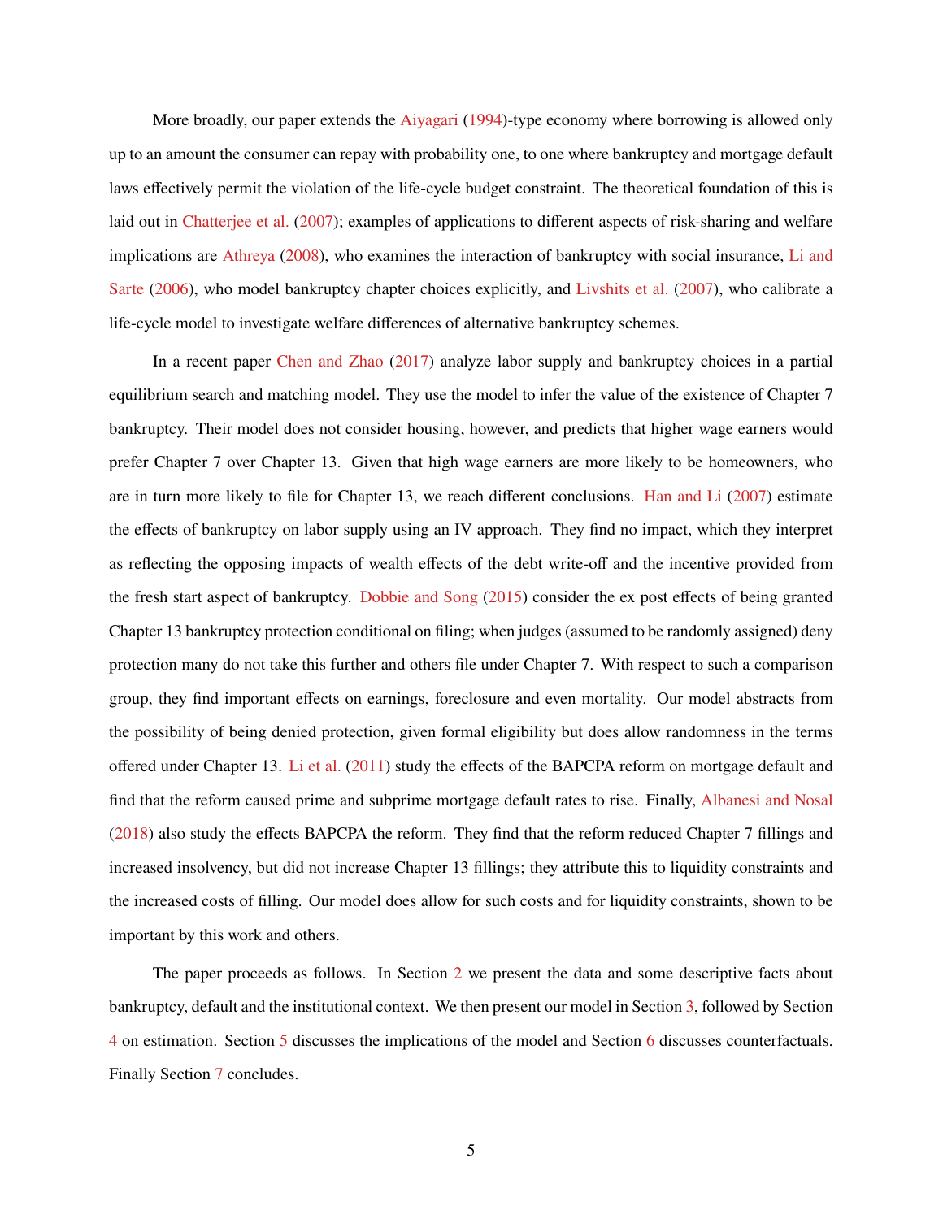More broadly, our paper extends the Aiyagari (1994)-type economy where borrowing is allowed only up to an amount the consumer can repay with probability one, to one where bankruptcy and mortgage default laws effectively permit the violation of the life-cycle budget constraint. The theoretical foundation of this is laid out in Chatterjee et al. (2007); examples of applications to different aspects of risk-sharing and welfare implications are Athreya (2008), who examines the interaction of bankruptcy with social insurance, Li and Sarte (2006), who model bankruptcy chapter choices explicitly, and Livshits et al. (2007), who calibrate a life-cycle model to investigate welfare differences of alternative bankruptcy schemes.

In a recent paper Chen and Zhao (2017) analyze labor supply and bankruptcy choices in a partial equilibrium search and matching model. They use the model to infer the value of the existence of Chapter 7 bankruptcy. Their model does not consider housing, however, and predicts that higher wage earners would prefer Chapter 7 over Chapter 13. Given that high wage earners are more likely to be homeowners, who are in turn more likely to file for Chapter 13, we reach different conclusions. Han and Li (2007) estimate the effects of bankruptcy on labor supply using an IV approach. They find no impact, which they interpret as reflecting the opposing impacts of wealth effects of the debt write-off and the incentive provided from the fresh start aspect of bankruptcy. Dobbie and Song (2015) consider the ex post effects of being granted Chapter 13 bankruptcy protection conditional on filing; when judges (assumed to be randomly assigned) deny protection many do not take this further and others file under Chapter 7. With respect to such a comparison group, they find important effects on earnings, foreclosure and even mortality. Our model abstracts from the possibility of being denied protection, given formal eligibility but does allow randomness in the terms offered under Chapter 13. Li et al. (2011) study the effects of the BAPCPA reform on mortgage default and find that the reform caused prime and subprime mortgage default rates to rise. Finally, Albanesi and Nosal (2018) also study the effects BAPCPA the reform. They find that the reform reduced Chapter 7 fillings and increased insolvency, but did not increase Chapter 13 fillings; they attribute this to liquidity constraints and the increased costs of filling. Our model does allow for such costs and for liquidity constraints, shown to be important by this work and others.

The paper proceeds as follows. In Section 2 we present the data and some descriptive facts about bankruptcy, default and the institutional context. We then present our model in Section 3, followed by Section 4 on estimation. Section 5 discusses the implications of the model and Section 6 discusses counterfactuals. Finally Section 7 concludes.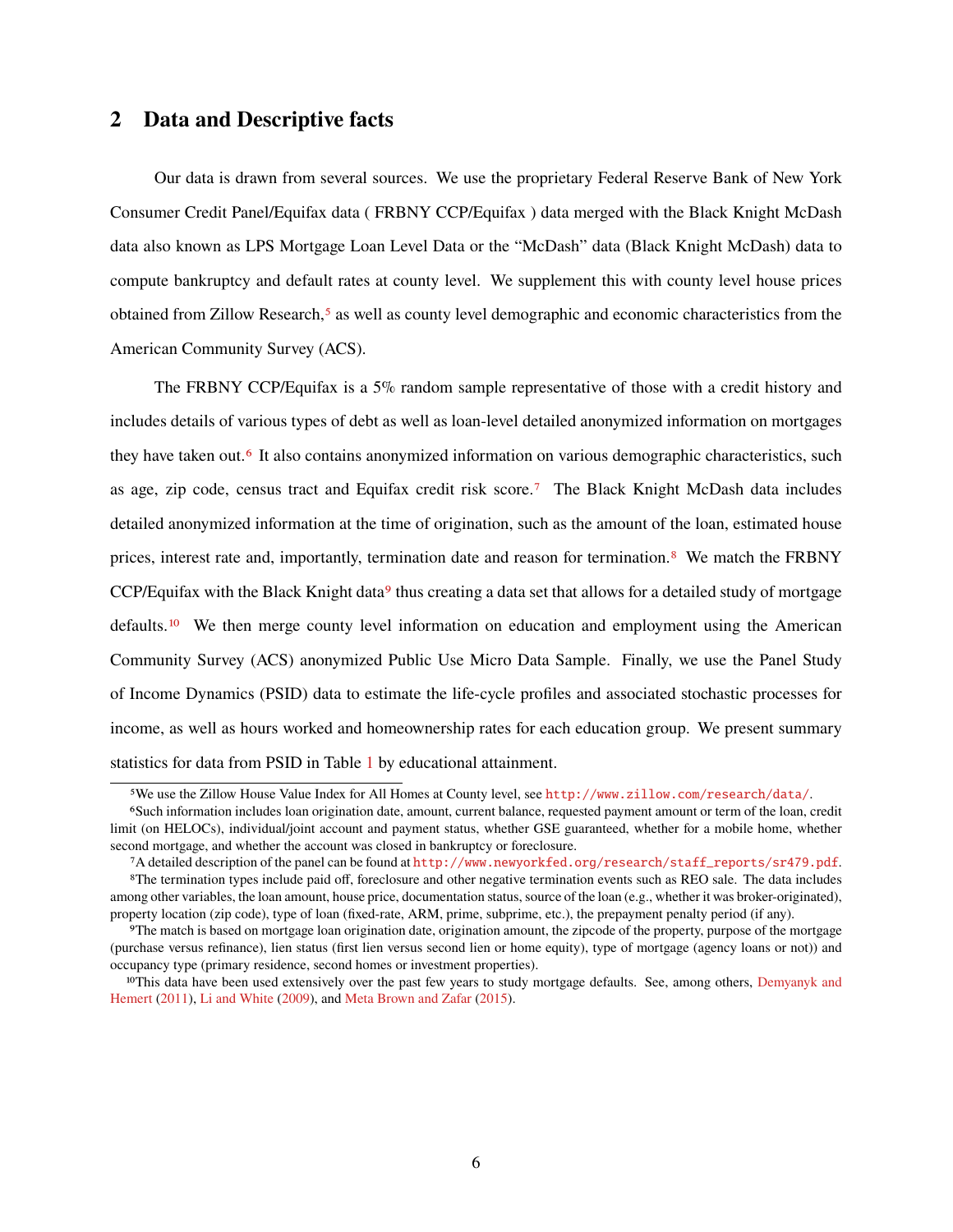## 2 Data and Descriptive facts

Our data is drawn from several sources. We use the proprietary Federal Reserve Bank of New York Consumer Credit Panel/Equifax data ( FRBNY CCP/Equifax ) data merged with the Black Knight McDash data also known as LPS Mortgage Loan Level Data or the "McDash" data (Black Knight McDash) data to compute bankruptcy and default rates at county level. We supplement this with county level house prices obtained from Zillow Research,[5] as well as county level demographic and economic characteristics from the American Community Survey (ACS).

The FRBNY CCP/Equifax is a 5% random sample representative of those with a credit history and includes details of various types of debt as well as loan-level detailed anonymized information on mortgages they have taken out.[6] It also contains anonymized information on various demographic characteristics, such as age, zip code, census tract and Equifax credit risk score.[7] The Black Knight McDash data includes detailed anonymized information at the time of origination, such as the amount of the loan, estimated house prices, interest rate and, importantly, termination date and reason for termination.[8] We match the FRBNY CCP/Equifax with the Black Knight data[9] thus creating a data set that allows for a detailed study of mortgage defaults.[10] We then merge county level information on education and employment using the American Community Survey (ACS) anonymized Public Use Micro Data Sample. Finally, we use the Panel Study of Income Dynamics (PSID) data to estimate the life-cycle profiles and associated stochastic processes for income, as well as hours worked and homeownership rates for each education group. We present summary statistics for data from PSID in Table 1 by educational attainment.

[5]We use the Zillow House Value Index for All Homes at County level, see http://www.zillow.com/research/data/.

[6]Such information includes loan origination date, amount, current balance, requested payment amount or term of the loan, credit limit (on HELOCs), individual/joint account and payment status, whether GSE guaranteed, whether for a mobile home, whether second mortgage, and whether the account was closed in bankruptcy or foreclosure.

[7]A detailed description of the panel can be found at http://www.newyorkfed.org/research/staff_reports/sr479.pdf.

[8]The termination types include paid off, foreclosure and other negative termination events such as REO sale. The data includes among other variables, the loan amount, house price, documentation status, source of the loan (e.g., whether it was broker-originated), property location (zip code), type of loan (fixed-rate, ARM, prime, subprime, etc.), the prepayment penalty period (if any).

[9]The match is based on mortgage loan origination date, origination amount, the zipcode of the property, purpose of the mortgage (purchase versus refinance), lien status (first lien versus second lien or home equity), type of mortgage (agency loans or not)) and occupancy type (primary residence, second homes or investment properties).

[10]This data have been used extensively over the past few years to study mortgage defaults. See, among others, Demyanyk and Hemert (2011), Li and White (2009), and Meta Brown and Zafar (2015).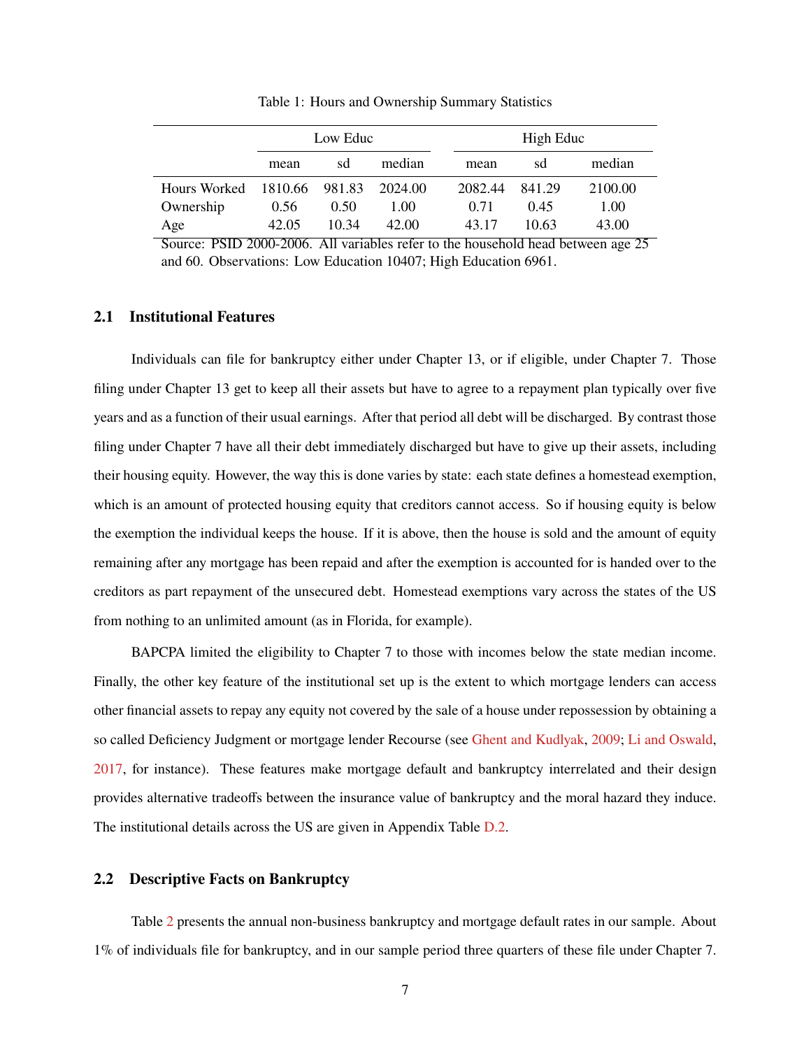Table 1: Hours and Ownership Summary Statistics

| | Low Educ | | | High Educ | | |
|---|---|---|---|---|---|---|
| | mean | sd | median | mean | sd | median |
| Hours Worked | 1810.66 | 981.83 | 2024.00 | 2082.44 | 841.29 | 2100.00 |
| Ownership | 0.56 | 0.50 | 1.00 | 0.71 | 0.45 | 1.00 |
| Age | 42.05 | 10.34 | 42.00 | 43.17 | 10.63 | 43.00 |

Source: PSID 2000-2006. All variables refer to the household head between age 25 and 60. Observations: Low Education 10407; High Education 6961.

### 2.1 Institutional Features

Individuals can file for bankruptcy either under Chapter 13, or if eligible, under Chapter 7. Those filing under Chapter 13 get to keep all their assets but have to agree to a repayment plan typically over five years and as a function of their usual earnings. After that period all debt will be discharged. By contrast those filing under Chapter 7 have all their debt immediately discharged but have to give up their assets, including their housing equity. However, the way this is done varies by state: each state defines a homestead exemption, which is an amount of protected housing equity that creditors cannot access. So if housing equity is below the exemption the individual keeps the house. If it is above, then the house is sold and the amount of equity remaining after any mortgage has been repaid and after the exemption is accounted for is handed over to the creditors as part repayment of the unsecured debt. Homestead exemptions vary across the states of the US from nothing to an unlimited amount (as in Florida, for example).

BAPCPA limited the eligibility to Chapter 7 to those with incomes below the state median income. Finally, the other key feature of the institutional set up is the extent to which mortgage lenders can access other financial assets to repay any equity not covered by the sale of a house under repossession by obtaining a so called Deficiency Judgment or mortgage lender Recourse (see Ghent and Kudlyak, 2009; Li and Oswald, 2017, for instance). These features make mortgage default and bankruptcy interrelated and their design provides alternative tradeoffs between the insurance value of bankruptcy and the moral hazard they induce. The institutional details across the US are given in Appendix Table D.2.

### 2.2 Descriptive Facts on Bankruptcy

Table 2 presents the annual non-business bankruptcy and mortgage default rates in our sample. About 1% of individuals file for bankruptcy, and in our sample period three quarters of these file under Chapter 7.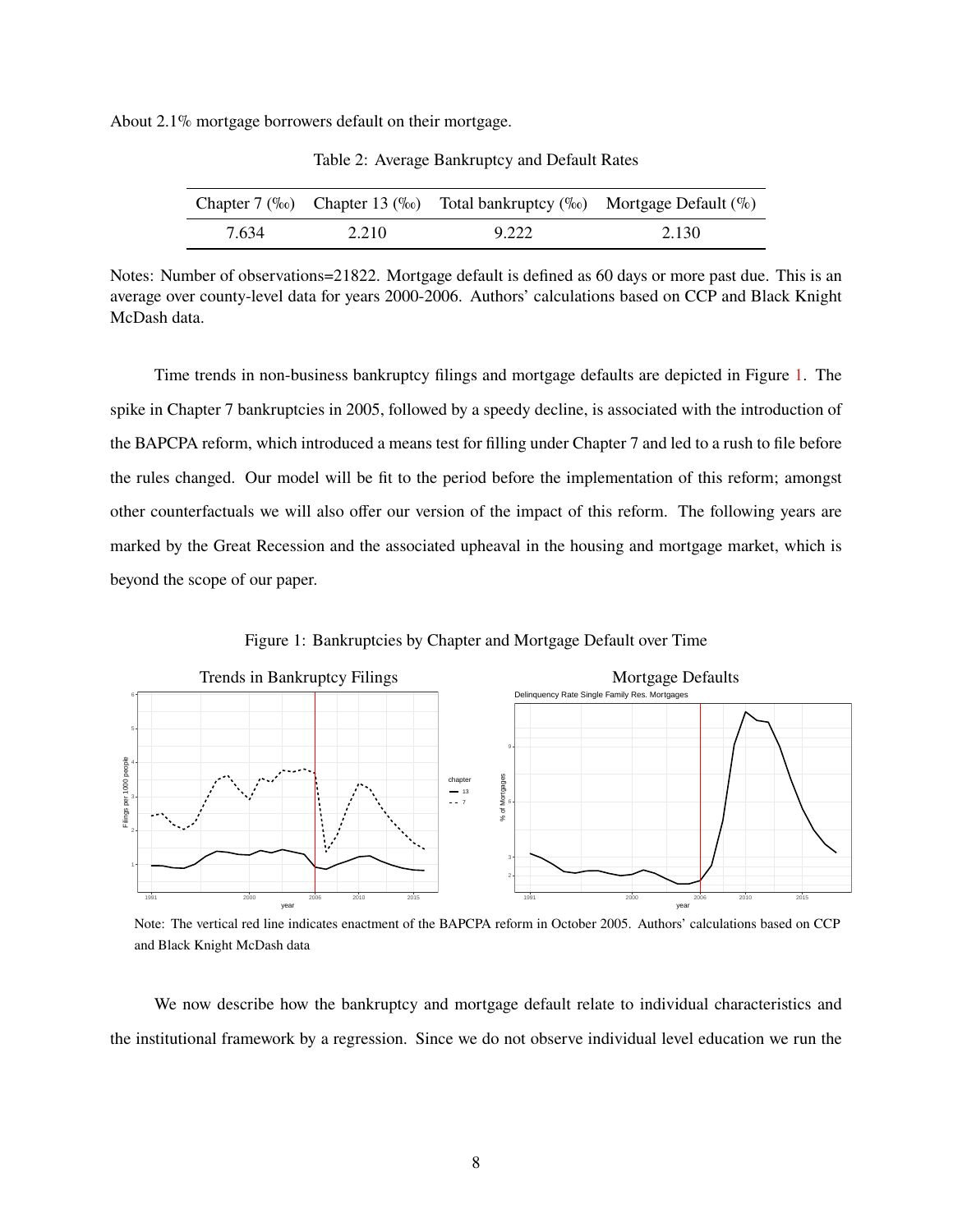About 2.1% mortgage borrowers default on their mortgage.

Table 2: Average Bankruptcy and Default Rates

| Chapter 7 (‰) | Chapter 13 (‰) | Total bankruptcy (‰) | Mortgage Default (%) |
|---|---|---|---|
| 7.634 | 2.210 | 9.222 | 2.130 |

Notes: Number of observations=21822. Mortgage default is defined as 60 days or more past due. This is an average over county-level data for years 2000-2006. Authors' calculations based on CCP and Black Knight McDash data.

Time trends in non-business bankruptcy filings and mortgage defaults are depicted in Figure 1. The spike in Chapter 7 bankruptcies in 2005, followed by a speedy decline, is associated with the introduction of the BAPCPA reform, which introduced a means test for filling under Chapter 7 and led to a rush to file before the rules changed. Our model will be fit to the period before the implementation of this reform; amongst other counterfactuals we will also offer our version of the impact of this reform. The following years are marked by the Great Recession and the associated upheaval in the housing and mortgage market, which is beyond the scope of our paper.

Figure 1: Bankruptcies by Chapter and Mortgage Default over Time

Note: The vertical red line indicates enactment of the BAPCPA reform in October 2005. Authors' calculations based on CCP and Black Knight McDash data

We now describe how the bankruptcy and mortgage default relate to individual characteristics and the institutional framework by a regression. Since we do not observe individual level education we run the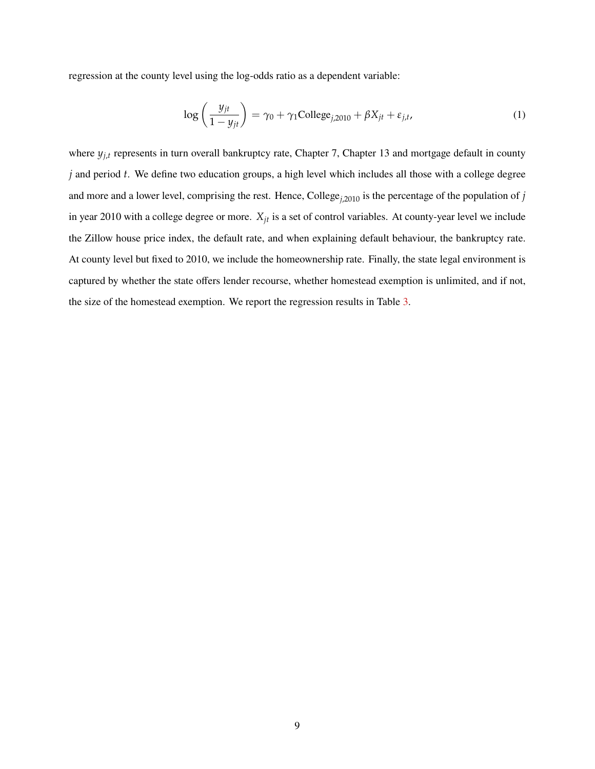regression at the county level using the log-odds ratio as a dependent variable:

$$\log\left(\frac{y_{jt}}{1-y_{jt}}\right) = \gamma_0 + \gamma_1 \text{College}_{j,2010} + \beta X_{jt} + \varepsilon_{j,t}, \tag{1}$$

where $y_{j,t}$ represents in turn overall bankruptcy rate, Chapter 7, Chapter 13 and mortgage default in county $j$ and period $t$. We define two education groups, a high level which includes all those with a college degree and more and a lower level, comprising the rest. Hence, $\text{College}_{j,2010}$ is the percentage of the population of $j$ in year 2010 with a college degree or more. $X_{jt}$ is a set of control variables. At county-year level we include the Zillow house price index, the default rate, and when explaining default behaviour, the bankruptcy rate. At county level but fixed to 2010, we include the homeownership rate. Finally, the state legal environment is captured by whether the state offers lender recourse, whether homestead exemption is unlimited, and if not, the size of the homestead exemption. We report the regression results in Table 3.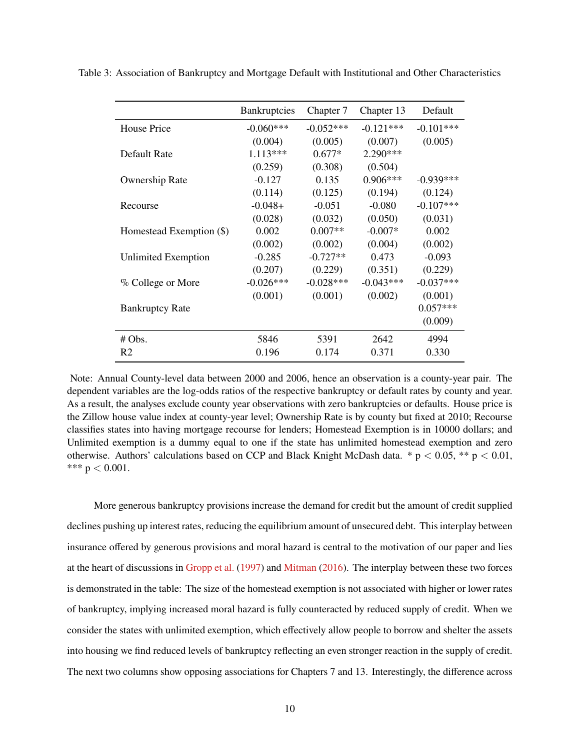Table 3: Association of Bankruptcy and Mortgage Default with Institutional and Other Characteristics

| | Bankruptcies | Chapter 7 | Chapter 13 | Default |
|---|---|---|---|---|
| House Price | -0.060*** | -0.052*** | -0.121*** | -0.101*** |
| | (0.004) | (0.005) | (0.007) | (0.005) |
| Default Rate | 1.113*** | 0.677* | 2.290*** | |
| | (0.259) | (0.308) | (0.504) | |
| Ownership Rate | -0.127 | 0.135 | 0.906*** | -0.939*** |
| | (0.114) | (0.125) | (0.194) | (0.124) |
| Recourse | -0.048+ | -0.051 | -0.080 | -0.107*** |
| | (0.028) | (0.032) | (0.050) | (0.031) |
| Homestead Exemption ($) | 0.002 | 0.007** | -0.007* | 0.002 |
| | (0.002) | (0.002) | (0.004) | (0.002) |
| Unlimited Exemption | -0.285 | -0.727** | 0.473 | -0.093 |
| | (0.207) | (0.229) | (0.351) | (0.229) |
| % College or More | -0.026*** | -0.028*** | -0.043*** | -0.037*** |
| | (0.001) | (0.001) | (0.002) | (0.001) |
| Bankruptcy Rate | | | | 0.057*** |
| | | | | (0.009) |
| # Obs. | 5846 | 5391 | 2642 | 4994 |
| R2 | 0.196 | 0.174 | 0.371 | 0.330 |

Note: Annual County-level data between 2000 and 2006, hence an observation is a county-year pair. The dependent variables are the log-odds ratios of the respective bankruptcy or default rates by county and year. As a result, the analyses exclude county year observations with zero bankruptcies or defaults. House price is the Zillow house value index at county-year level; Ownership Rate is by county but fixed at 2010; Recourse classifies states into having mortgage recourse for lenders; Homestead Exemption is in 10000 dollars; and Unlimited exemption is a dummy equal to one if the state has unlimited homestead exemption and zero otherwise. Authors' calculations based on CCP and Black Knight McDash data. * $p < 0.05$, ** $p < 0.01$, *** $p < 0.001$.

More generous bankruptcy provisions increase the demand for credit but the amount of credit supplied declines pushing up interest rates, reducing the equilibrium amount of unsecured debt. This interplay between insurance offered by generous provisions and moral hazard is central to the motivation of our paper and lies at the heart of discussions in Gropp et al. (1997) and Mitman (2016). The interplay between these two forces is demonstrated in the table: The size of the homestead exemption is not associated with higher or lower rates of bankruptcy, implying increased moral hazard is fully counteracted by reduced supply of credit. When we consider the states with unlimited exemption, which effectively allow people to borrow and shelter the assets into housing we find reduced levels of bankruptcy reflecting an even stronger reaction in the supply of credit. The next two columns show opposing associations for Chapters 7 and 13. Interestingly, the difference across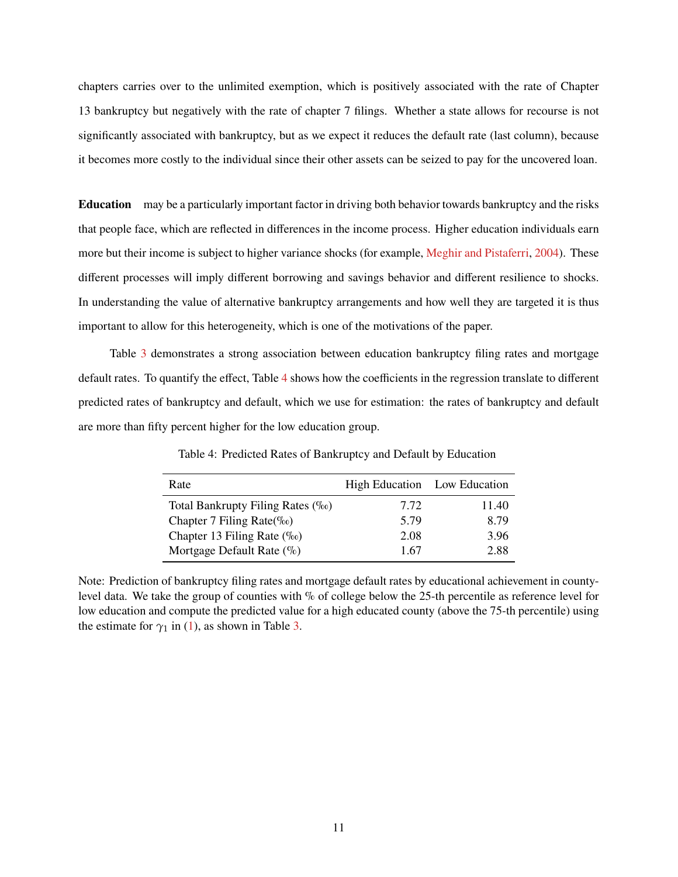chapters carries over to the unlimited exemption, which is positively associated with the rate of Chapter 13 bankruptcy but negatively with the rate of chapter 7 filings. Whether a state allows for recourse is not significantly associated with bankruptcy, but as we expect it reduces the default rate (last column), because it becomes more costly to the individual since their other assets can be seized to pay for the uncovered loan.

**Education** may be a particularly important factor in driving both behavior towards bankruptcy and the risks that people face, which are reflected in differences in the income process. Higher education individuals earn more but their income is subject to higher variance shocks (for example, Meghir and Pistaferri, 2004). These different processes will imply different borrowing and savings behavior and different resilience to shocks. In understanding the value of alternative bankruptcy arrangements and how well they are targeted it is thus important to allow for this heterogeneity, which is one of the motivations of the paper.

Table 3 demonstrates a strong association between education bankruptcy filing rates and mortgage default rates. To quantify the effect, Table 4 shows how the coefficients in the regression translate to different predicted rates of bankruptcy and default, which we use for estimation: the rates of bankruptcy and default are more than fifty percent higher for the low education group.

Table 4: Predicted Rates of Bankruptcy and Default by Education

| Rate | High Education | Low Education |
|---|---|---|
| Total Bankrupty Filing Rates (‰) | 7.72 | 11.40 |
| Chapter 7 Filing Rate(‰) | 5.79 | 8.79 |
| Chapter 13 Filing Rate (‰) | 2.08 | 3.96 |
| Mortgage Default Rate (%) | 1.67 | 2.88 |

Note: Prediction of bankruptcy filing rates and mortgage default rates by educational achievement in county-level data. We take the group of counties with % of college below the 25-th percentile as reference level for low education and compute the predicted value for a high educated county (above the 75-th percentile) using the estimate for $\gamma_1$ in (1), as shown in Table 3.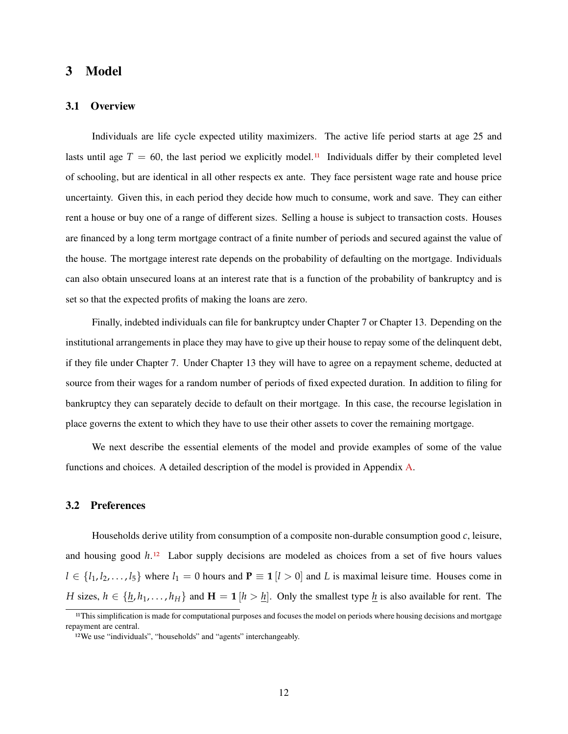# 3 Model

## 3.1 Overview

Individuals are life cycle expected utility maximizers. The active life period starts at age 25 and lasts until age $T = 60$, the last period we explicitly model.[11] Individuals differ by their completed level of schooling, but are identical in all other respects ex ante. They face persistent wage rate and house price uncertainty. Given this, in each period they decide how much to consume, work and save. They can either rent a house or buy one of a range of different sizes. Selling a house is subject to transaction costs. Houses are financed by a long term mortgage contract of a finite number of periods and secured against the value of the house. The mortgage interest rate depends on the probability of defaulting on the mortgage. Individuals can also obtain unsecured loans at an interest rate that is a function of the probability of bankruptcy and is set so that the expected profits of making the loans are zero.

Finally, indebted individuals can file for bankruptcy under Chapter 7 or Chapter 13. Depending on the institutional arrangements in place they may have to give up their house to repay some of the delinquent debt, if they file under Chapter 7. Under Chapter 13 they will have to agree on a repayment scheme, deducted at source from their wages for a random number of periods of fixed expected duration. In addition to filing for bankruptcy they can separately decide to default on their mortgage. In this case, the recourse legislation in place governs the extent to which they have to use their other assets to cover the remaining mortgage.

We next describe the essential elements of the model and provide examples of some of the value functions and choices. A detailed description of the model is provided in Appendix A.

## 3.2 Preferences

Households derive utility from consumption of a composite non-durable consumption good $c$, leisure, and housing good $h$.[12] Labor supply decisions are modeled as choices from a set of five hours values $l \in \{l_1, l_2, \ldots, l_5\}$ where $l_1 = 0$ hours and $\mathbf{P} \equiv \mathbf{1}[l > 0]$ and $L$ is maximal leisure time. Houses come in $H$ sizes, $h \in \{\underline{h}, h_1, \ldots, h_H\}$ and $\mathbf{H} = \mathbf{1}[h > \underline{h}]$. Only the smallest type $\underline{h}$ is also available for rent. The

[11] This simplification is made for computational purposes and focuses the model on periods where housing decisions and mortgage repayment are central.

[12] We use "individuals", "households" and "agents" interchangeably.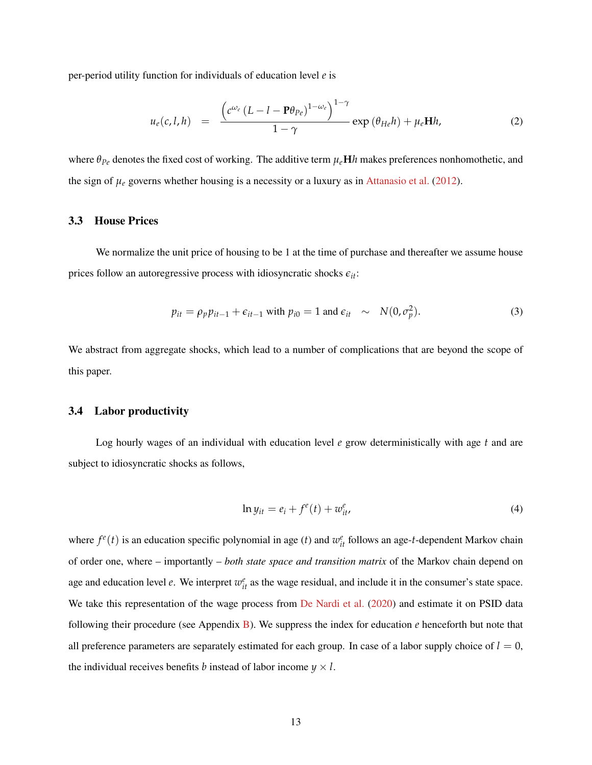per-period utility function for individuals of education level $e$ is

$$u_e(c,l,h) \quad = \quad \frac{\left(c^{\omega_e}\left(L-l-\mathbf{P}\theta_{Pe}\right)^{1-\omega_e}\right)^{1-\gamma}}{1-\gamma}\exp\left(\theta_{He}h\right)+\mu_e\mathbf{H}h, \tag{2}$$

where $\theta_{Pe}$ denotes the fixed cost of working. The additive term $\mu_e\mathbf{H}h$ makes preferences nonhomothetic, and the sign of $\mu_e$ governs whether housing is a necessity or a luxury as in Attanasio et al. (2012).

### 3.3 House Prices

We normalize the unit price of housing to be 1 at the time of purchase and thereafter we assume house prices follow an autoregressive process with idiosyncratic shocks $\epsilon_{it}$:

$$p_{it} = \rho_p p_{it-1} + \epsilon_{it-1} \text{ with } p_{i0} = 1 \text{ and } \epsilon_{it} \quad \sim \quad N(0,\sigma_p^2). \tag{3}$$

We abstract from aggregate shocks, which lead to a number of complications that are beyond the scope of this paper.

### 3.4 Labor productivity

Log hourly wages of an individual with education level $e$ grow deterministically with age $t$ and are subject to idiosyncratic shocks as follows,

$$\ln y_{it} = e_i + f^e(t) + w_{it}^e, \tag{4}$$

where $f^e(t)$ is an education specific polynomial in age ($t$) and $w_{it}^e$ follows an age-$t$-dependent Markov chain of order one, where – importantly – *both state space and transition matrix* of the Markov chain depend on age and education level $e$. We interpret $w_{it}^e$ as the wage residual, and include it in the consumer's state space. We take this representation of the wage process from De Nardi et al. (2020) and estimate it on PSID data following their procedure (see Appendix B). We suppress the index for education $e$ henceforth but note that all preference parameters are separately estimated for each group. In case of a labor supply choice of $l = 0$, the individual receives benefits $b$ instead of labor income $y \times l$.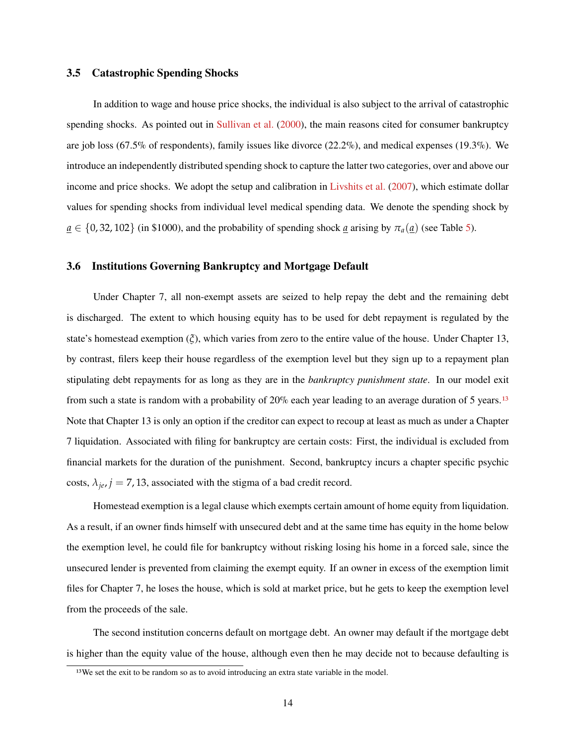### 3.5 Catastrophic Spending Shocks

In addition to wage and house price shocks, the individual is also subject to the arrival of catastrophic spending shocks. As pointed out in Sullivan et al. (2000), the main reasons cited for consumer bankruptcy are job loss (67.5% of respondents), family issues like divorce (22.2%), and medical expenses (19.3%). We introduce an independently distributed spending shock to capture the latter two categories, over and above our income and price shocks. We adopt the setup and calibration in Livshits et al. (2007), which estimate dollar values for spending shocks from individual level medical spending data. We denote the spending shock by $\underline{a} \in \{0, 32, 102\}$ (in \$1000), and the probability of spending shock $\underline{a}$ arising by $\pi_a(\underline{a})$ (see Table 5).

### 3.6 Institutions Governing Bankruptcy and Mortgage Default

Under Chapter 7, all non-exempt assets are seized to help repay the debt and the remaining debt is discharged. The extent to which housing equity has to be used for debt repayment is regulated by the state's homestead exemption ($\xi$), which varies from zero to the entire value of the house. Under Chapter 13, by contrast, filers keep their house regardless of the exemption level but they sign up to a repayment plan stipulating debt repayments for as long as they are in the *bankruptcy punishment state*. In our model exit from such a state is random with a probability of 20% each year leading to an average duration of 5 years.[13] Note that Chapter 13 is only an option if the creditor can expect to recoup at least as much as under a Chapter 7 liquidation. Associated with filing for bankruptcy are certain costs: First, the individual is excluded from financial markets for the duration of the punishment. Second, bankruptcy incurs a chapter specific psychic costs, $\lambda_{je}, j = 7, 13$, associated with the stigma of a bad credit record.

Homestead exemption is a legal clause which exempts certain amount of home equity from liquidation. As a result, if an owner finds himself with unsecured debt and at the same time has equity in the home below the exemption level, he could file for bankruptcy without risking losing his home in a forced sale, since the unsecured lender is prevented from claiming the exempt equity. If an owner in excess of the exemption limit files for Chapter 7, he loses the house, which is sold at market price, but he gets to keep the exemption level from the proceeds of the sale.

The second institution concerns default on mortgage debt. An owner may default if the mortgage debt is higher than the equity value of the house, although even then he may decide not to because defaulting is

[13] We set the exit to be random so as to avoid introducing an extra state variable in the model.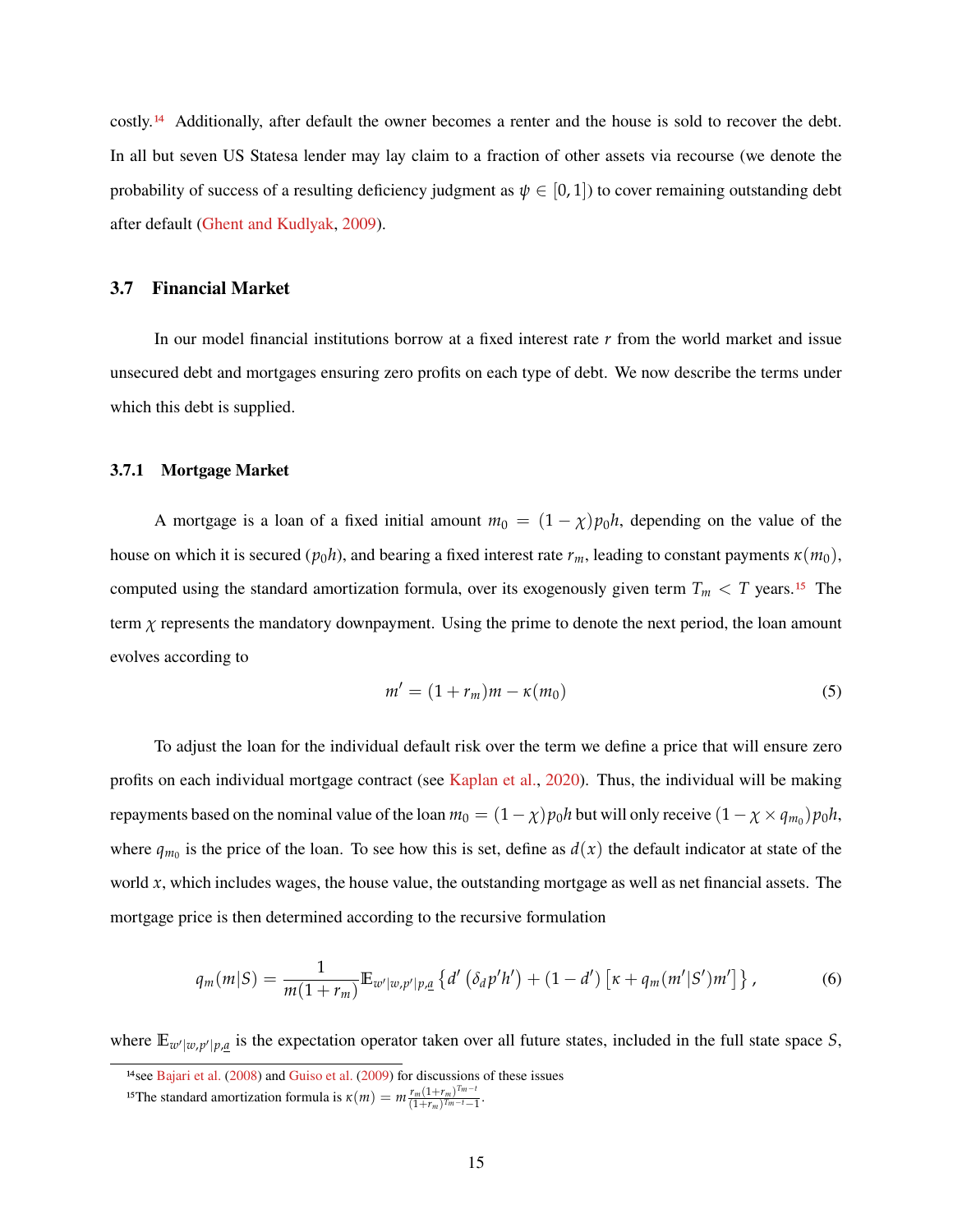costly.[14] Additionally, after default the owner becomes a renter and the house is sold to recover the debt. In all but seven US Statesa lender may lay claim to a fraction of other assets via recourse (we denote the probability of success of a resulting deficiency judgment as $\psi \in [0, 1]$) to cover remaining outstanding debt after default (Ghent and Kudlyak, 2009).

### 3.7 Financial Market

In our model financial institutions borrow at a fixed interest rate $r$ from the world market and issue unsecured debt and mortgages ensuring zero profits on each type of debt. We now describe the terms under which this debt is supplied.

#### 3.7.1 Mortgage Market

A mortgage is a loan of a fixed initial amount $m_0 = (1-\chi)p_0 h$, depending on the value of the house on which it is secured ($p_0 h$), and bearing a fixed interest rate $r_m$, leading to constant payments $\kappa(m_0)$, computed using the standard amortization formula, over its exogenously given term $T_m < T$ years.[15] The term $\chi$ represents the mandatory downpayment. Using the prime to denote the next period, the loan amount evolves according to

$$m' = (1+r_m)m - \kappa(m_0) \tag{5}$$

To adjust the loan for the individual default risk over the term we define a price that will ensure zero profits on each individual mortgage contract (see Kaplan et al., 2020). Thus, the individual will be making repayments based on the nominal value of the loan $m_0 = (1-\chi)p_0 h$ but will only receive $(1 - \chi \times q_{m_0})p_0 h$, where $q_{m_0}$ is the price of the loan. To see how this is set, define as $d(x)$ the default indicator at state of the world $x$, which includes wages, the house value, the outstanding mortgage as well as net financial assets. The mortgage price is then determined according to the recursive formulation

$$q_m(m|S) = \frac{1}{m(1+r_m)} \mathbb{E}_{w'|w,p'|p,\underline{a}} \left\{ d' \left( \delta_d p' h' \right) + (1-d') \left[ \kappa + q_m(m'|S')m' \right] \right\}, \tag{6}$$

where $\mathbb{E}_{w'|w,p'|p,\underline{a}}$ is the expectation operator taken over all future states, included in the full state space $S$,

[14] see Bajari et al. (2008) and Guiso et al. (2009) for discussions of these issues

[15] The standard amortization formula is $\kappa(m) = m \frac{r_m(1+r_m)^{T_m - t}}{(1+r_m)^{T_m - t} - 1}$.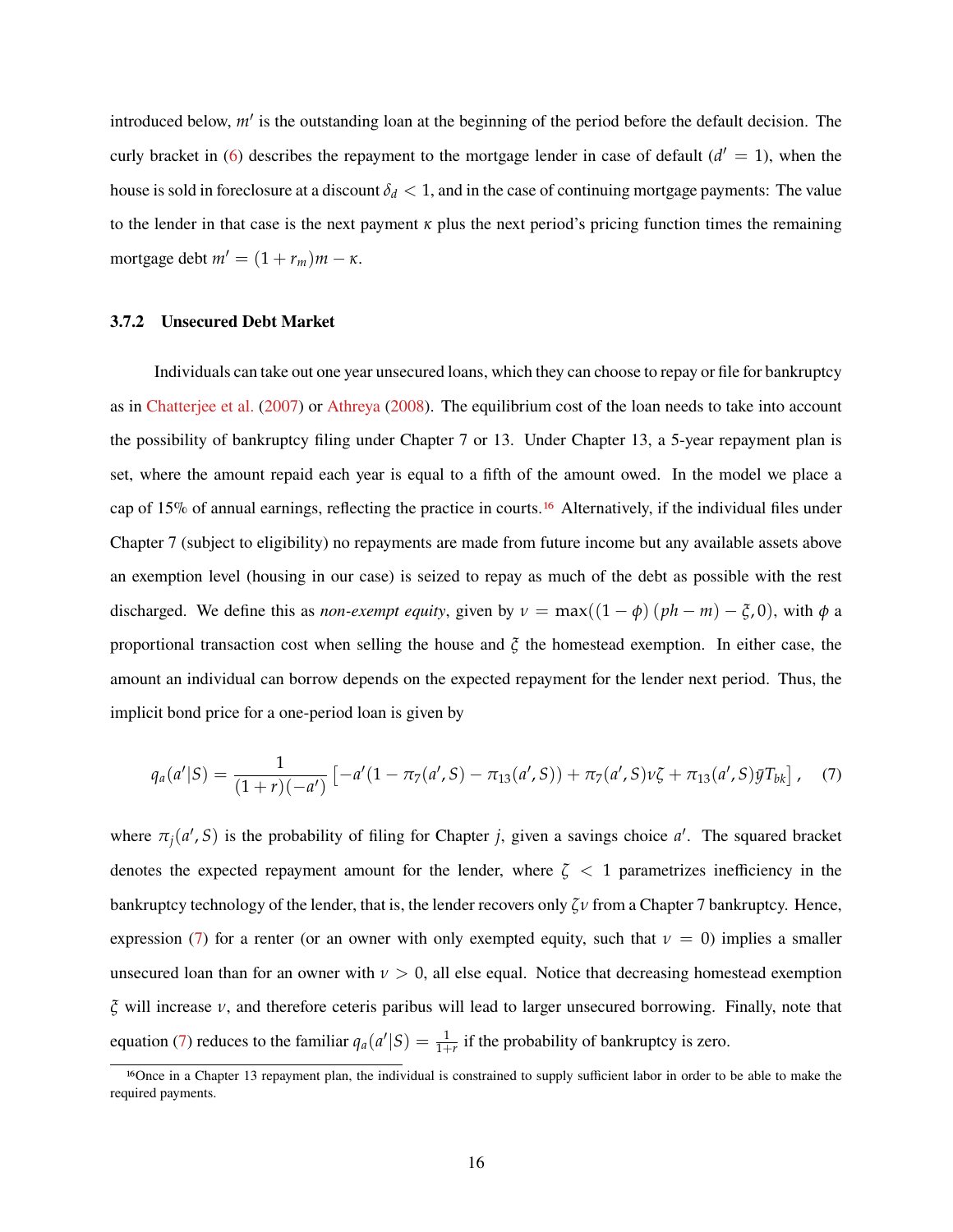introduced below, $m'$ is the outstanding loan at the beginning of the period before the default decision. The curly bracket in (6) describes the repayment to the mortgage lender in case of default ($d' = 1$), when the house is sold in foreclosure at a discount $\delta_d < 1$, and in the case of continuing mortgage payments: The value to the lender in that case is the next payment $\kappa$ plus the next period's pricing function times the remaining mortgage debt $m' = (1 + r_m)m - \kappa$.

### 3.7.2 Unsecured Debt Market

Individuals can take out one year unsecured loans, which they can choose to repay or file for bankruptcy as in Chatterjee et al. (2007) or Athreya (2008). The equilibrium cost of the loan needs to take into account the possibility of bankruptcy filing under Chapter 7 or 13. Under Chapter 13, a 5-year repayment plan is set, where the amount repaid each year is equal to a fifth of the amount owed. In the model we place a cap of 15% of annual earnings, reflecting the practice in courts.[16] Alternatively, if the individual files under Chapter 7 (subject to eligibility) no repayments are made from future income but any available assets above an exemption level (housing in our case) is seized to repay as much of the debt as possible with the rest discharged. We define this as *non-exempt equity*, given by $\nu = \max((1 - \phi)(ph - m) - \xi, 0)$, with $\phi$ a proportional transaction cost when selling the house and $\xi$ the homestead exemption. In either case, the amount an individual can borrow depends on the expected repayment for the lender next period. Thus, the implicit bond price for a one-period loan is given by

$$q_a(a'|S) = \frac{1}{(1+r)(-a')} \left[ -a'(1 - \pi_7(a', S) - \pi_{13}(a', S)) + \pi_7(a', S)\nu\zeta + \pi_{13}(a', S)\bar{y}T_{bk} \right], \quad (7)$$

where $\pi_j(a', S)$ is the probability of filing for Chapter $j$, given a savings choice $a'$. The squared bracket denotes the expected repayment amount for the lender, where $\zeta < 1$ parametrizes inefficiency in the bankruptcy technology of the lender, that is, the lender recovers only $\zeta\nu$ from a Chapter 7 bankruptcy. Hence, expression (7) for a renter (or an owner with only exempted equity, such that $\nu = 0$) implies a smaller unsecured loan than for an owner with $\nu > 0$, all else equal. Notice that decreasing homestead exemption $\xi$ will increase $\nu$, and therefore ceteris paribus will lead to larger unsecured borrowing. Finally, note that equation (7) reduces to the familiar $q_a(a'|S) = \frac{1}{1+r}$ if the probability of bankruptcy is zero.

[16] Once in a Chapter 13 repayment plan, the individual is constrained to supply sufficient labor in order to be able to make the required payments.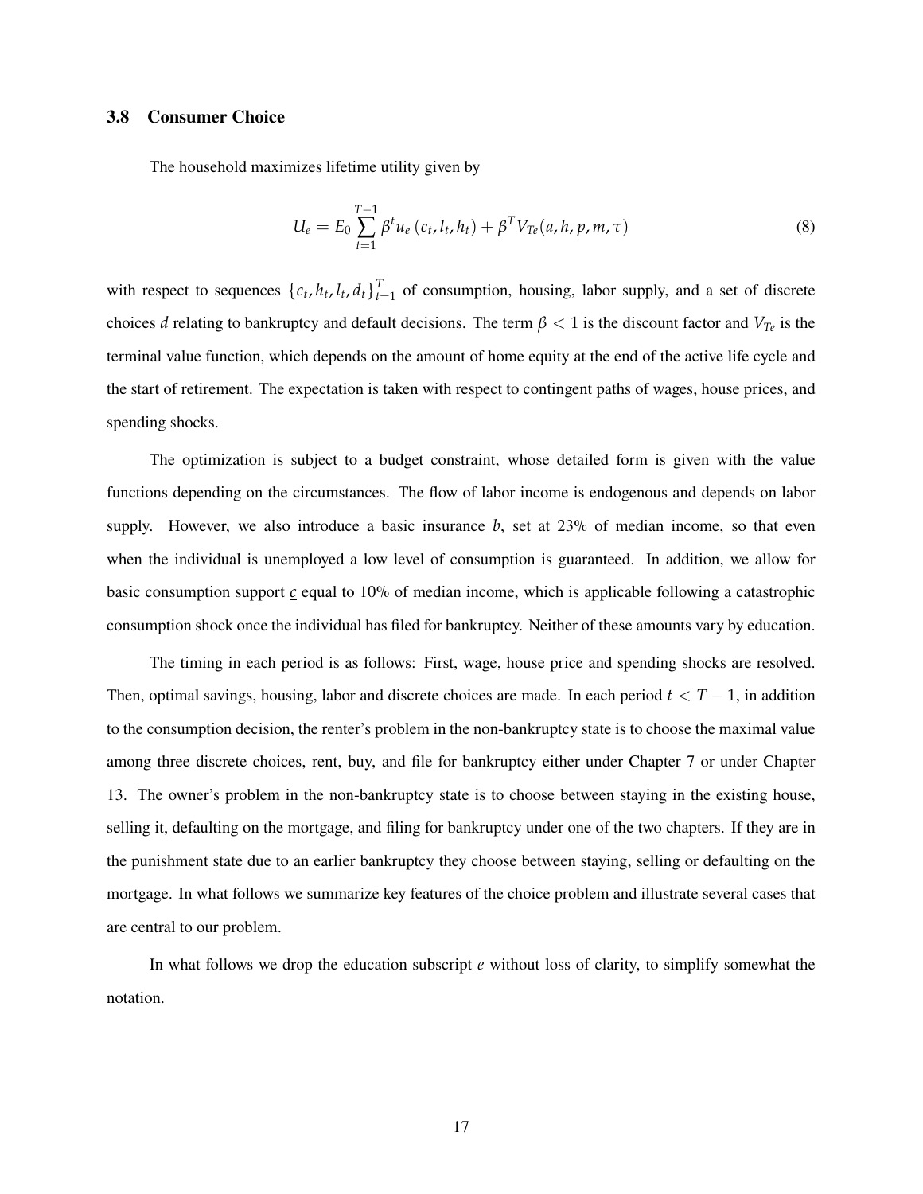### 3.8 Consumer Choice

The household maximizes lifetime utility given by

$$U_e = E_0 \sum_{t=1}^{T-1} \beta^t u_e \left(c_t, l_t, h_t\right) + \beta^T V_{Te}(a, h, p, m, \tau) \tag{8}$$

with respect to sequences $\{c_t, h_t, l_t, d_t\}_{t=1}^{T}$ of consumption, housing, labor supply, and a set of discrete choices $d$ relating to bankruptcy and default decisions. The term $\beta < 1$ is the discount factor and $V_{Te}$ is the terminal value function, which depends on the amount of home equity at the end of the active life cycle and the start of retirement. The expectation is taken with respect to contingent paths of wages, house prices, and spending shocks.

The optimization is subject to a budget constraint, whose detailed form is given with the value functions depending on the circumstances. The flow of labor income is endogenous and depends on labor supply. However, we also introduce a basic insurance $b$, set at 23% of median income, so that even when the individual is unemployed a low level of consumption is guaranteed. In addition, we allow for basic consumption support $\underline{c}$ equal to 10% of median income, which is applicable following a catastrophic consumption shock once the individual has filed for bankruptcy. Neither of these amounts vary by education.

The timing in each period is as follows: First, wage, house price and spending shocks are resolved. Then, optimal savings, housing, labor and discrete choices are made. In each period $t < T - 1$, in addition to the consumption decision, the renter's problem in the non-bankruptcy state is to choose the maximal value among three discrete choices, rent, buy, and file for bankruptcy either under Chapter 7 or under Chapter 13. The owner's problem in the non-bankruptcy state is to choose between staying in the existing house, selling it, defaulting on the mortgage, and filing for bankruptcy under one of the two chapters. If they are in the punishment state due to an earlier bankruptcy they choose between staying, selling or defaulting on the mortgage. In what follows we summarize key features of the choice problem and illustrate several cases that are central to our problem.

In what follows we drop the education subscript $e$ without loss of clarity, to simplify somewhat the notation.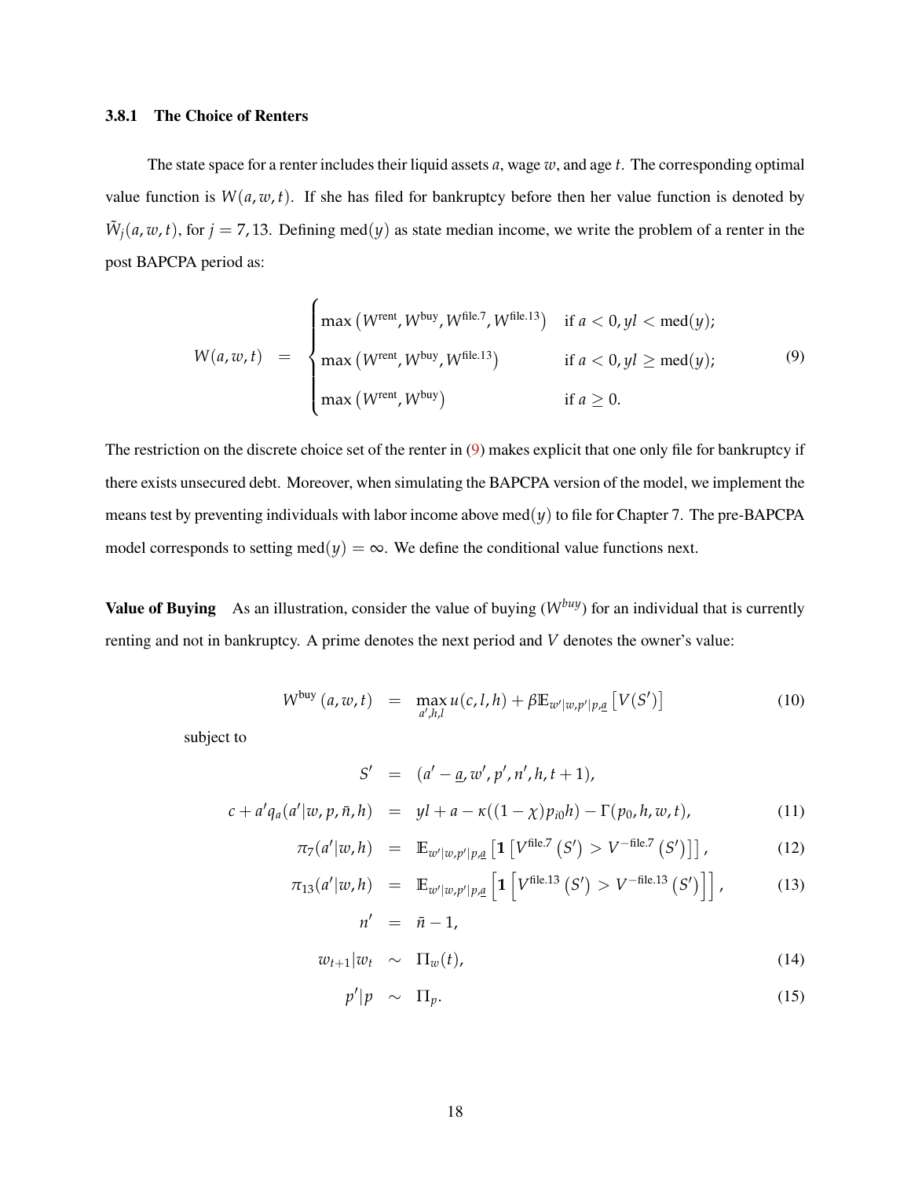### 3.8.1 The Choice of Renters

The state space for a renter includes their liquid assets $a$, wage $w$, and age $t$. The corresponding optimal value function is $W(a, w, t)$. If she has filed for bankruptcy before then her value function is denoted by $\tilde{W}_j(a, w, t)$, for $j = 7, 13$. Defining $\text{med}(y)$ as state median income, we write the problem of a renter in the post BAPCPA period as:

$$
W(a, w, t) \quad = \quad \begin{cases} \max\left(W^{\text{rent}}, W^{\text{buy}}, W^{\text{file.7}}, W^{\text{file.13}}\right) & \text{if } a < 0, yl < \text{med}(y); \\ \max\left(W^{\text{rent}}, W^{\text{buy}}, W^{\text{file.13}}\right) & \text{if } a < 0, yl \geq \text{med}(y); \\ \max\left(W^{\text{rent}}, W^{\text{buy}}\right) & \text{if } a \geq 0. \end{cases} \tag{9}
$$

The restriction on the discrete choice set of the renter in (9) makes explicit that one only file for bankruptcy if there exists unsecured debt. Moreover, when simulating the BAPCPA version of the model, we implement the means test by preventing individuals with labor income above $\text{med}(y)$ to file for Chapter 7. The pre-BAPCPA model corresponds to setting $\text{med}(y) = \infty$. We define the conditional value functions next.

**Value of Buying** As an illustration, consider the value of buying ($W^{buy}$) for an individual that is currently renting and not in bankruptcy. A prime denotes the next period and $V$ denotes the owner's value:

$$
W^{\text{buy}}(a, w, t) \quad = \quad \max_{a', h, l} u(c, l, h) + \beta \mathbb{E}_{w'|w, p'|p, \underline{a}}\left[V(S')\right] \tag{10}
$$

subject to

$$
S' \quad = \quad (a' - \underline{a}, w', p', n', h, t+1),
$$

$$
c + a' q_a(a'|w, p, \bar{n}, h) \quad = \quad yl + a - \kappa((1-\chi)p_{i0}h) - \Gamma(p_0, h, w, t), \tag{11}
$$

$$
\pi_7(a'|w, h) \quad = \quad \mathbb{E}_{w'|w, p'|p, \underline{a}}\left[\mathbf{1}\left[V^{\text{file.7}}\left(S'\right) > V^{-\text{file.7}}\left(S'\right)\right]\right], \tag{12}
$$

$$
\pi_{13}(a'|w, h) \quad = \quad \mathbb{E}_{w'|w, p'|p, \underline{a}}\left[\mathbf{1}\left[V^{\text{file.13}}\left(S'\right) > V^{-\text{file.13}}\left(S'\right)\right]\right], \tag{13}
$$

$$
n' \quad = \quad \bar{n} - 1,
$$

$$
w_{t+1}|w_t \quad \sim \quad \Pi_w(t), \tag{14}
$$

$$
p'|p \quad \sim \quad \Pi_p. \tag{15}
$$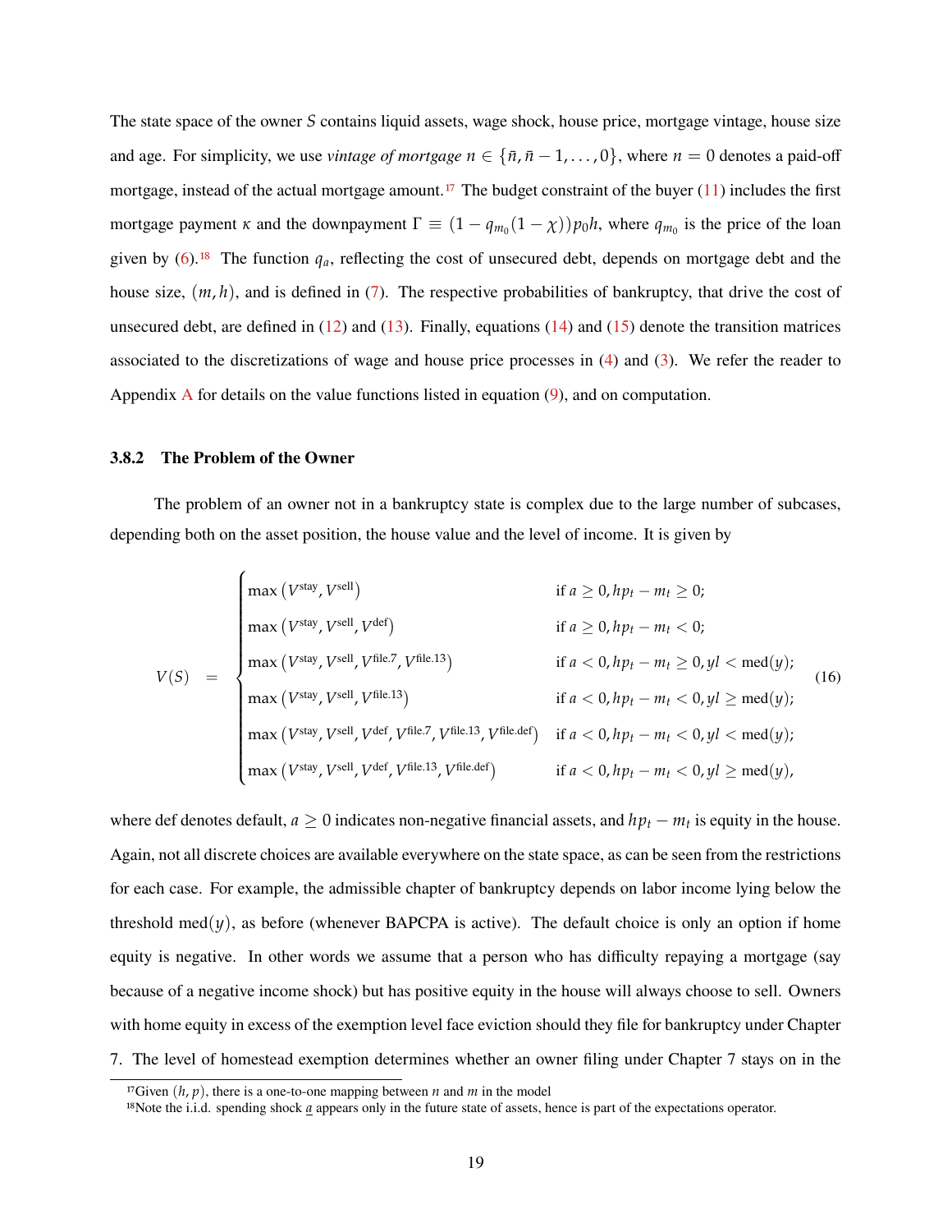The state space of the owner $S$ contains liquid assets, wage shock, house price, mortgage vintage, house size and age. For simplicity, we use *vintage of mortgage* $n \in \{\bar{n}, \bar{n}-1, \ldots, 0\}$, where $n = 0$ denotes a paid-off mortgage, instead of the actual mortgage amount.[17] The budget constraint of the buyer (11) includes the first mortgage payment $\kappa$ and the downpayment $\Gamma \equiv (1 - q_{m_0}(1-\chi))p_0 h$, where $q_{m_0}$ is the price of the loan given by (6).[18] The function $q_a$, reflecting the cost of unsecured debt, depends on mortgage debt and the house size, $(m, h)$, and is defined in (7). The respective probabilities of bankruptcy, that drive the cost of unsecured debt, are defined in (12) and (13). Finally, equations (14) and (15) denote the transition matrices associated to the discretizations of wage and house price processes in (4) and (3). We refer the reader to Appendix A for details on the value functions listed in equation (9), and on computation.

### 3.8.2 The Problem of the Owner

The problem of an owner not in a bankruptcy state is complex due to the large number of subcases, depending both on the asset position, the house value and the level of income. It is given by

$$
V(S) = \begin{cases}
\max\left(V^{\text{stay}}, V^{\text{sell}}\right) & \text{if } a \geq 0, hp_t - m_t \geq 0; \\
\max\left(V^{\text{stay}}, V^{\text{sell}}, V^{\text{def}}\right) & \text{if } a \geq 0, hp_t - m_t < 0; \\
\max\left(V^{\text{stay}}, V^{\text{sell}}, V^{\text{file.7}}, V^{\text{file.13}}\right) & \text{if } a < 0, hp_t - m_t \geq 0, yl < \text{med}(y); \\
\max\left(V^{\text{stay}}, V^{\text{sell}}, V^{\text{file.13}}\right) & \text{if } a < 0, hp_t - m_t < 0, yl \geq \text{med}(y); \\
\max\left(V^{\text{stay}}, V^{\text{sell}}, V^{\text{def}}, V^{\text{file.7}}, V^{\text{file.13}}, V^{\text{file.def}}\right) & \text{if } a < 0, hp_t - m_t < 0, yl < \text{med}(y); \\
\max\left(V^{\text{stay}}, V^{\text{sell}}, V^{\text{def}}, V^{\text{file.13}}, V^{\text{file.def}}\right) & \text{if } a < 0, hp_t - m_t < 0, yl \geq \text{med}(y),
\end{cases} \tag{16}
$$

where def denotes default, $a \geq 0$ indicates non-negative financial assets, and $hp_t - m_t$ is equity in the house. Again, not all discrete choices are available everywhere on the state space, as can be seen from the restrictions for each case. For example, the admissible chapter of bankruptcy depends on labor income lying below the threshold $\text{med}(y)$, as before (whenever BAPCPA is active). The default choice is only an option if home equity is negative. In other words we assume that a person who has difficulty repaying a mortgage (say because of a negative income shock) but has positive equity in the house will always choose to sell. Owners with home equity in excess of the exemption level face eviction should they file for bankruptcy under Chapter 7. The level of homestead exemption determines whether an owner filing under Chapter 7 stays on in the

[17] Given $(h, p)$, there is a one-to-one mapping between $n$ and $m$ in the model

[18] Note the i.i.d. spending shock $\underline{a}$ appears only in the future state of assets, hence is part of the expectations operator.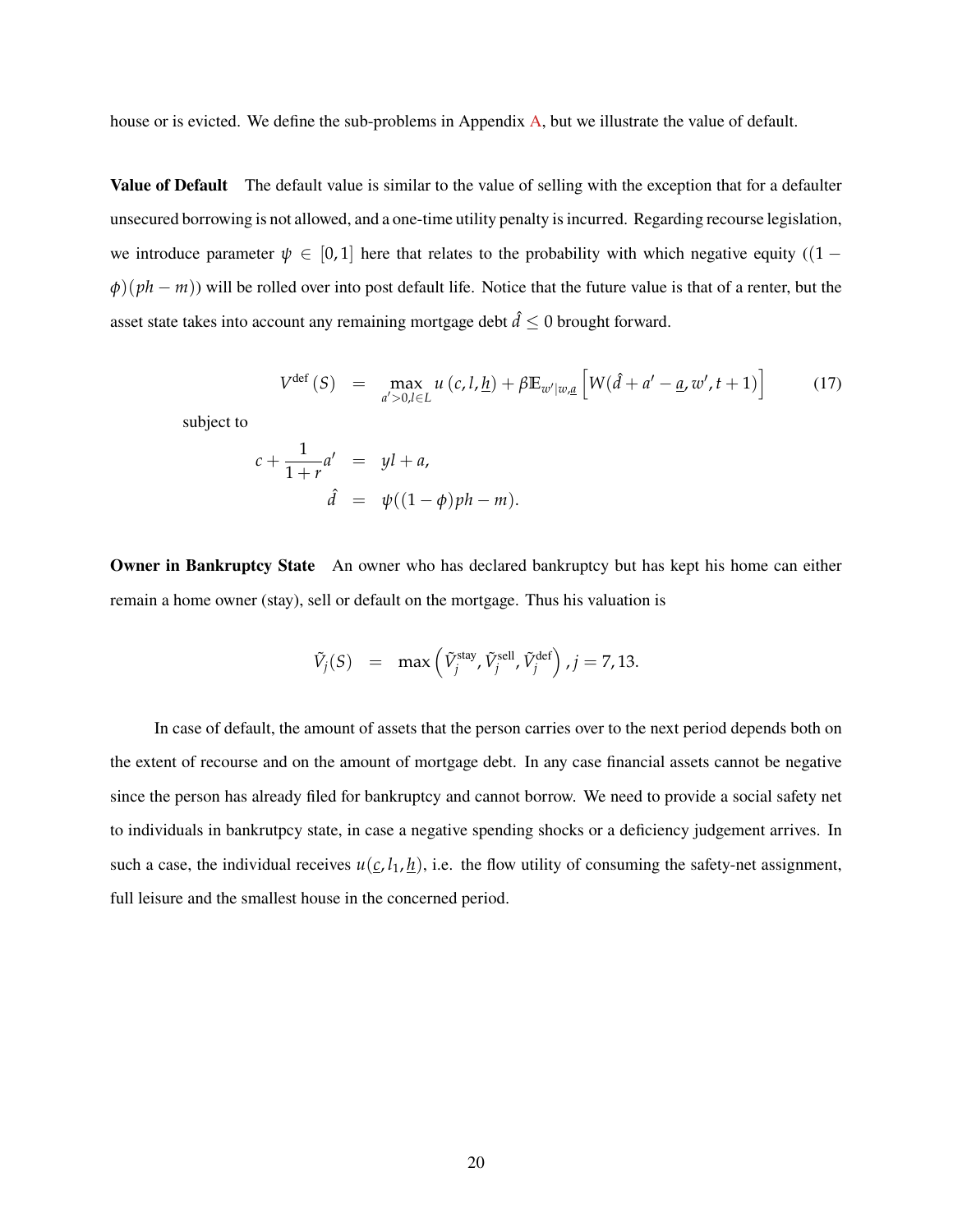house or is evicted. We define the sub-problems in Appendix A, but we illustrate the value of default.

**Value of Default** The default value is similar to the value of selling with the exception that for a defaulter unsecured borrowing is not allowed, and a one-time utility penalty is incurred. Regarding recourse legislation, we introduce parameter $\psi \in [0,1]$ here that relates to the probability with which negative equity ($(1-\phi)(ph-m)$) will be rolled over into post default life. Notice that the future value is that of a renter, but the asset state takes into account any remaining mortgage debt $\hat{d} \leq 0$ brought forward.

$$V^{\text{def}}(S) \quad = \quad \max_{a'>0, l \in L} u(c, l, \underline{h}) + \beta \mathbb{E}_{w'|w,\underline{a}} \left[ W(\hat{d} + a' - \underline{a}, w', t+1) \right] \tag{17}$$

subject to

$$\begin{aligned} c + \frac{1}{1+r} a' &= yl + a, \\ \hat{d} &= \psi((1-\phi)ph - m). \end{aligned}$$

**Owner in Bankruptcy State** An owner who has declared bankruptcy but has kept his home can either remain a home owner (stay), sell or default on the mortgage. Thus his valuation is

$$\tilde{V}_j(S) \quad = \quad \max\left(\tilde{V}_j^{\text{stay}}, \tilde{V}_j^{\text{sell}}, \tilde{V}_j^{\text{def}}\right), j = 7, 13.$$

In case of default, the amount of assets that the person carries over to the next period depends both on the extent of recourse and on the amount of mortgage debt. In any case financial assets cannot be negative since the person has already filed for bankruptcy and cannot borrow. We need to provide a social safety net to individuals in bankrutpcy state, in case a negative spending shocks or a deficiency judgement arrives. In such a case, the individual receives $u(\underline{c}, l_1, \underline{h})$, i.e. the flow utility of consuming the safety-net assignment, full leisure and the smallest house in the concerned period.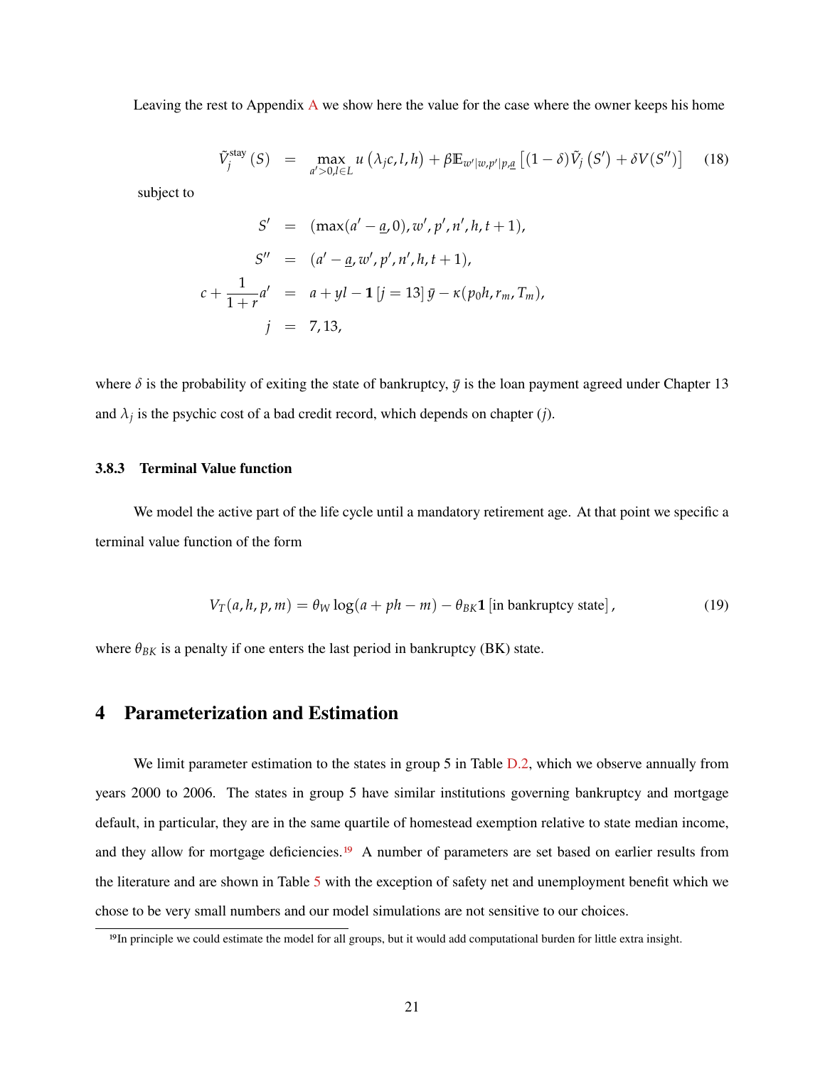Leaving the rest to Appendix A we show here the value for the case where the owner keeps his home

$$\tilde{V}_j^{\text{stay}}(S) = \max_{a'>0, l\in L} u\left(\lambda_j c, l, h\right) + \beta \mathbb{E}_{w'|w,p'|p,\underline{a}}\left[(1-\delta)\tilde{V}_j\left(S'\right) + \delta V(S'')\right] \quad (18)$$

subject to

$$\begin{aligned}
S' &= (\max(a' - \underline{a}, 0), w', p', n', h, t+1), \\
S'' &= (a' - \underline{a}, w', p', n', h, t+1), \\
c + \frac{1}{1+r}a' &= a + yl - \mathbf{1}\left[j = 13\right]\bar{y} - \kappa(p_0 h, r_m, T_m), \\
j &= 7, 13,
\end{aligned}$$

where $\delta$ is the probability of exiting the state of bankruptcy, $\bar{y}$ is the loan payment agreed under Chapter 13 and $\lambda_j$ is the psychic cost of a bad credit record, which depends on chapter ($j$).

### 3.8.3 Terminal Value function

We model the active part of the life cycle until a mandatory retirement age. At that point we specific a terminal value function of the form

$$V_T(a, h, p, m) = \theta_W \log(a + ph - m) - \theta_{BK}\mathbf{1}\left[\text{in bankruptcy state}\right], \quad (19)$$

where $\theta_{BK}$ is a penalty if one enters the last period in bankruptcy (BK) state.

## 4 Parameterization and Estimation

We limit parameter estimation to the states in group 5 in Table D.2, which we observe annually from years 2000 to 2006. The states in group 5 have similar institutions governing bankruptcy and mortgage default, in particular, they are in the same quartile of homestead exemption relative to state median income, and they allow for mortgage deficiencies.[19] A number of parameters are set based on earlier results from the literature and are shown in Table 5 with the exception of safety net and unemployment benefit which we chose to be very small numbers and our model simulations are not sensitive to our choices.

[19] In principle we could estimate the model for all groups, but it would add computational burden for little extra insight.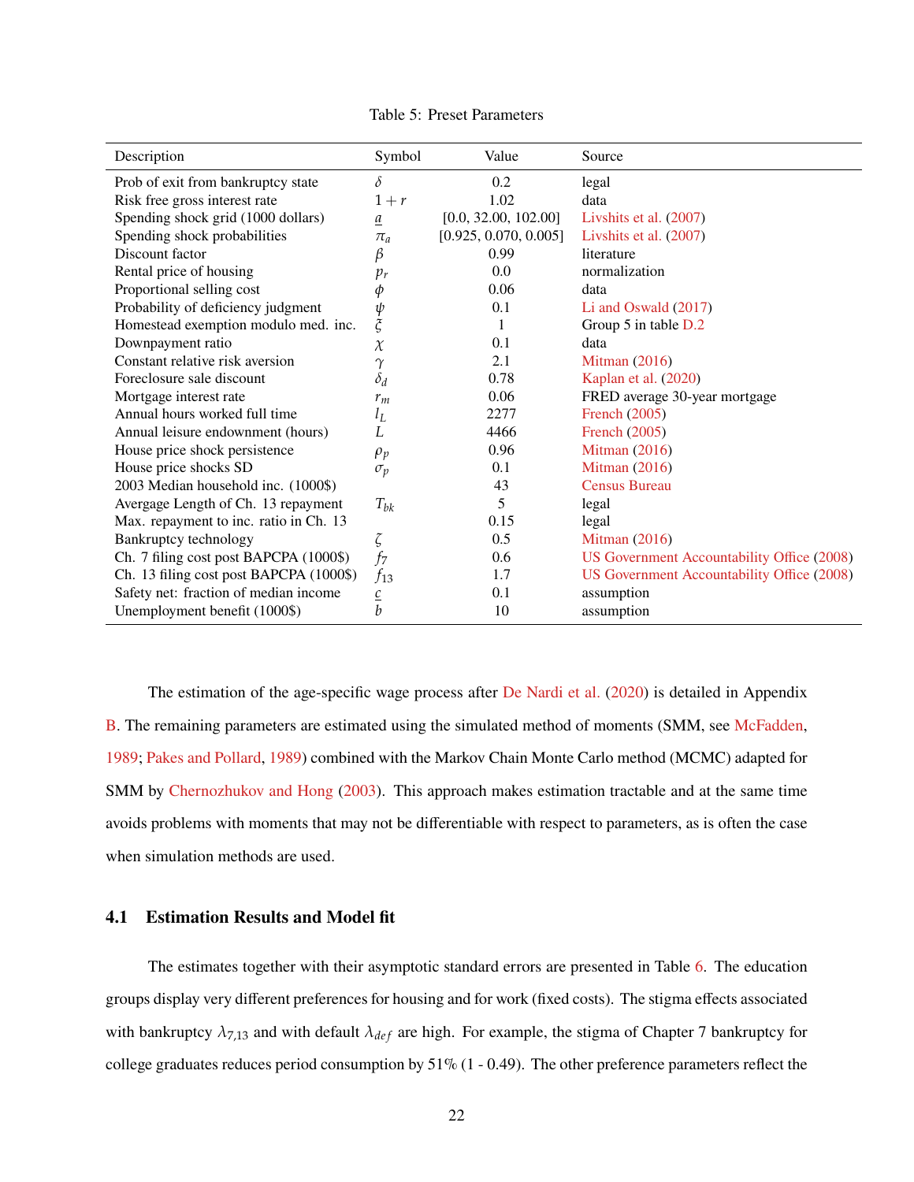Table 5: Preset Parameters

| Description | Symbol | Value | Source |
|---|---|---|---|
| Prob of exit from bankruptcy state | $\delta$ | 0.2 | legal |
| Risk free gross interest rate | $1+r$ | 1.02 | data |
| Spending shock grid (1000 dollars) | $\underline{a}$ | [0.0, 32.00, 102.00] | Livshits et al. (2007) |
| Spending shock probabilities | $\pi_a$ | [0.925, 0.070, 0.005] | Livshits et al. (2007) |
| Discount factor | $\beta$ | 0.99 | literature |
| Rental price of housing | $p_r$ | 0.0 | normalization |
| Proportional selling cost | $\phi$ | 0.06 | data |
| Probability of deficiency judgment | $\psi$ | 0.1 | Li and Oswald (2017) |
| Homestead exemption modulo med. inc. | $\xi$ | 1 | Group 5 in table D.2 |
| Downpayment ratio | $\chi$ | 0.1 | data |
| Constant relative risk aversion | $\gamma$ | 2.1 | Mitman (2016) |
| Foreclosure sale discount | $\delta_d$ | 0.78 | Kaplan et al. (2020) |
| Mortgage interest rate | $r_m$ | 0.06 | FRED average 30-year mortgage |
| Annual hours worked full time | $l_L$ | 2277 | French (2005) |
| Annual leisure endowment (hours) | $L$ | 4466 | French (2005) |
| House price shock persistence | $\rho_p$ | 0.96 | Mitman (2016) |
| House price shocks SD | $\sigma_p$ | 0.1 | Mitman (2016) |
| 2003 Median household inc. (1000$) | | 43 | Census Bureau |
| Avergage Length of Ch. 13 repayment | $T_{bk}$ | 5 | legal |
| Max. repayment to inc. ratio in Ch. 13 | | 0.15 | legal |
| Bankruptcy technology | $\zeta$ | 0.5 | Mitman (2016) |
| Ch. 7 filing cost post BAPCPA (1000$) | $f_7$ | 0.6 | US Government Accountability Office (2008) |
| Ch. 13 filing cost post BAPCPA (1000$) | $f_{13}$ | 1.7 | US Government Accountability Office (2008) |
| Safety net: fraction of median income | $\underline{c}$ | 0.1 | assumption |
| Unemployment benefit (1000$) | $b$ | 10 | assumption |

The estimation of the age-specific wage process after De Nardi et al. (2020) is detailed in Appendix B. The remaining parameters are estimated using the simulated method of moments (SMM, see McFadden, 1989; Pakes and Pollard, 1989) combined with the Markov Chain Monte Carlo method (MCMC) adapted for SMM by Chernozhukov and Hong (2003). This approach makes estimation tractable and at the same time avoids problems with moments that may not be differentiable with respect to parameters, as is often the case when simulation methods are used.

## 4.1 Estimation Results and Model fit

The estimates together with their asymptotic standard errors are presented in Table 6. The education groups display very different preferences for housing and for work (fixed costs). The stigma effects associated with bankruptcy $\lambda_{7,13}$ and with default $\lambda_{def}$ are high. For example, the stigma of Chapter 7 bankruptcy for college graduates reduces period consumption by 51% (1 - 0.49). The other preference parameters reflect the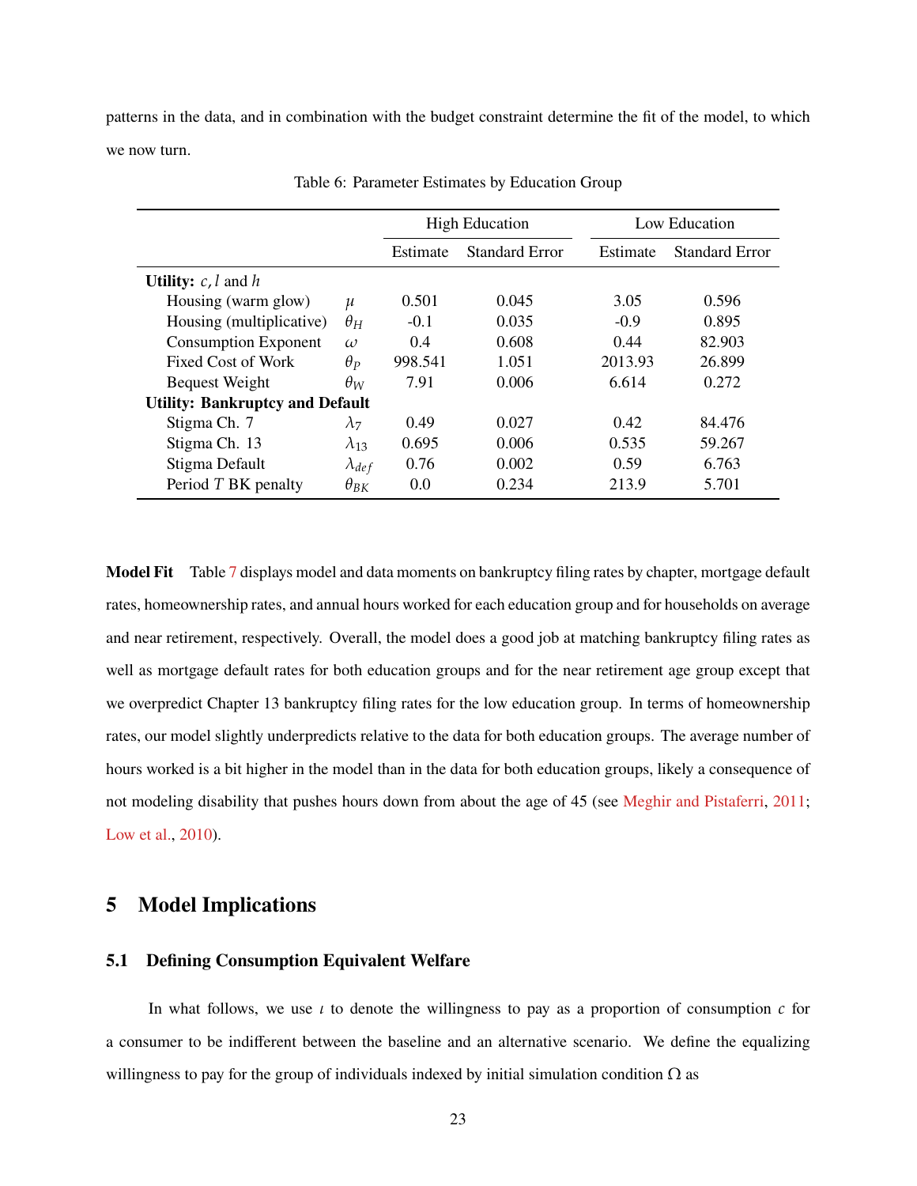patterns in the data, and in combination with the budget constraint determine the fit of the model, to which we now turn.

Table 6: Parameter Estimates by Education Group

| | | High Education | | Low Education | |
|---|---|---|---|---|---|
| | | Estimate | Standard Error | Estimate | Standard Error |
| **Utility:** $c, l$ and $h$ | | | | | |
| Housing (warm glow) | $\mu$ | 0.501 | 0.045 | 3.05 | 0.596 |
| Housing (multiplicative) | $\theta_H$ | -0.1 | 0.035 | -0.9 | 0.895 |
| Consumption Exponent | $\omega$ | 0.4 | 0.608 | 0.44 | 82.903 |
| Fixed Cost of Work | $\theta_P$ | 998.541 | 1.051 | 2013.93 | 26.899 |
| Bequest Weight | $\theta_W$ | 7.91 | 0.006 | 6.614 | 0.272 |
| **Utility: Bankruptcy and Default** | | | | | |
| Stigma Ch. 7 | $\lambda_7$ | 0.49 | 0.027 | 0.42 | 84.476 |
| Stigma Ch. 13 | $\lambda_{13}$ | 0.695 | 0.006 | 0.535 | 59.267 |
| Stigma Default | $\lambda_{def}$ | 0.76 | 0.002 | 0.59 | 6.763 |
| Period $T$ BK penalty | $\theta_{BK}$ | 0.0 | 0.234 | 213.9 | 5.701 |

**Model Fit** Table 7 displays model and data moments on bankruptcy filing rates by chapter, mortgage default rates, homeownership rates, and annual hours worked for each education group and for households on average and near retirement, respectively. Overall, the model does a good job at matching bankruptcy filing rates as well as mortgage default rates for both education groups and for the near retirement age group except that we overpredict Chapter 13 bankruptcy filing rates for the low education group. In terms of homeownership rates, our model slightly underpredicts relative to the data for both education groups. The average number of hours worked is a bit higher in the model than in the data for both education groups, likely a consequence of not modeling disability that pushes hours down from about the age of 45 (see Meghir and Pistaferri, 2011; Low et al., 2010).

# 5 Model Implications

## 5.1 Defining Consumption Equivalent Welfare

In what follows, we use $\iota$ to denote the willingness to pay as a proportion of consumption $c$ for a consumer to be indifferent between the baseline and an alternative scenario. We define the equalizing willingness to pay for the group of individuals indexed by initial simulation condition $\Omega$ as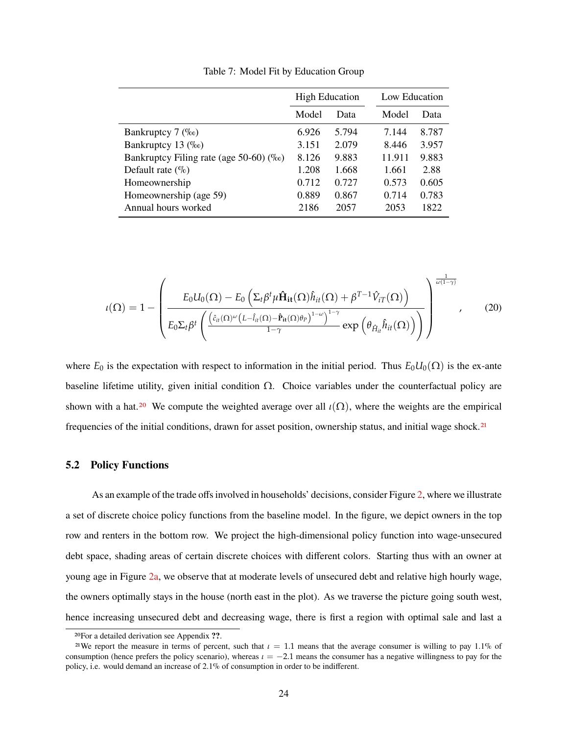Table 7: Model Fit by Education Group

| | High Education | | Low Education | |
|---|---|---|---|---|
| | Model | Data | Model | Data |
| Bankruptcy 7 (‰) | 6.926 | 5.794 | 7.144 | 8.787 |
| Bankruptcy 13 (‰) | 3.151 | 2.079 | 8.446 | 3.957 |
| Bankruptcy Filing rate (age 50-60) (‰) | 8.126 | 9.883 | 11.911 | 9.883 |
| Default rate (%) | 1.208 | 1.668 | 1.661 | 2.88 |
| Homeownership | 0.712 | 0.727 | 0.573 | 0.605 |
| Homeownership (age 59) | 0.889 | 0.867 | 0.714 | 0.783 |
| Annual hours worked | 2186 | 2057 | 2053 | 1822 |

$$\iota(\Omega) = 1 - \left( \frac{E_0 U_0(\Omega) - E_0 \left( \Sigma_t \beta^t \mu \hat{\mathbf{H}}_{\mathbf{it}}(\Omega) \hat{h}_{it}(\Omega) + \beta^{T-1} \hat{V}_{iT}(\Omega) \right)}{E_0 \Sigma_t \beta^t \left( \frac{\left( \hat{c}_{it}(\Omega)^{\omega} \left( L - \hat{l}_{it}(\Omega) - \hat{\mathbf{P}}_{\mathbf{it}}(\Omega) \theta_P \right)^{1-\omega} \right)^{1-\gamma}}{1-\gamma} \exp\left( \theta_{\hat{H}_{it}} \hat{h}_{it}(\Omega) \right) \right)} \right)^{\frac{1}{\omega(1-\gamma)}}, \tag{20}$$

where $E_0$ is the expectation with respect to information in the initial period. Thus $E_0 U_0(\Omega)$ is the ex-ante baseline lifetime utility, given initial condition $\Omega$. Choice variables under the counterfactual policy are shown with a hat.[20] We compute the weighted average over all $\iota(\Omega)$, where the weights are the empirical frequencies of the initial conditions, drawn for asset position, ownership status, and initial wage shock.[21]

## 5.2 Policy Functions

As an example of the trade offs involved in households' decisions, consider Figure 2, where we illustrate a set of discrete choice policy functions from the baseline model. In the figure, we depict owners in the top row and renters in the bottom row. We project the high-dimensional policy function into wage-unsecured debt space, shading areas of certain discrete choices with different colors. Starting thus with an owner at young age in Figure 2a, we observe that at moderate levels of unsecured debt and relative high hourly wage, the owners optimally stays in the house (north east in the plot). As we traverse the picture going south west, hence increasing unsecured debt and decreasing wage, there is first a region with optimal sale and last a

[20] For a detailed derivation see Appendix ??.

[21] We report the measure in terms of percent, such that $\iota = 1.1$ means that the average consumer is willing to pay 1.1% of consumption (hence prefers the policy scenario), whereas $\iota = -2.1$ means the consumer has a negative willingness to pay for the policy, i.e. would demand an increase of 2.1% of consumption in order to be indifferent.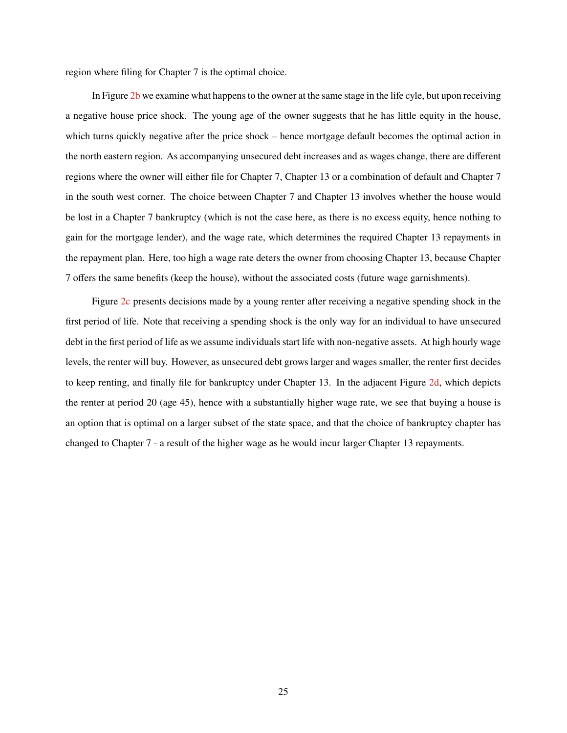region where filing for Chapter 7 is the optimal choice.

In Figure 2b we examine what happens to the owner at the same stage in the life cyle, but upon receiving a negative house price shock. The young age of the owner suggests that he has little equity in the house, which turns quickly negative after the price shock – hence mortgage default becomes the optimal action in the north eastern region. As accompanying unsecured debt increases and as wages change, there are different regions where the owner will either file for Chapter 7, Chapter 13 or a combination of default and Chapter 7 in the south west corner. The choice between Chapter 7 and Chapter 13 involves whether the house would be lost in a Chapter 7 bankruptcy (which is not the case here, as there is no excess equity, hence nothing to gain for the mortgage lender), and the wage rate, which determines the required Chapter 13 repayments in the repayment plan. Here, too high a wage rate deters the owner from choosing Chapter 13, because Chapter 7 offers the same benefits (keep the house), without the associated costs (future wage garnishments).

Figure 2c presents decisions made by a young renter after receiving a negative spending shock in the first period of life. Note that receiving a spending shock is the only way for an individual to have unsecured debt in the first period of life as we assume individuals start life with non-negative assets. At high hourly wage levels, the renter will buy. However, as unsecured debt grows larger and wages smaller, the renter first decides to keep renting, and finally file for bankruptcy under Chapter 13. In the adjacent Figure 2d, which depicts the renter at period 20 (age 45), hence with a substantially higher wage rate, we see that buying a house is an option that is optimal on a larger subset of the state space, and that the choice of bankruptcy chapter has changed to Chapter 7 - a result of the higher wage as he would incur larger Chapter 13 repayments.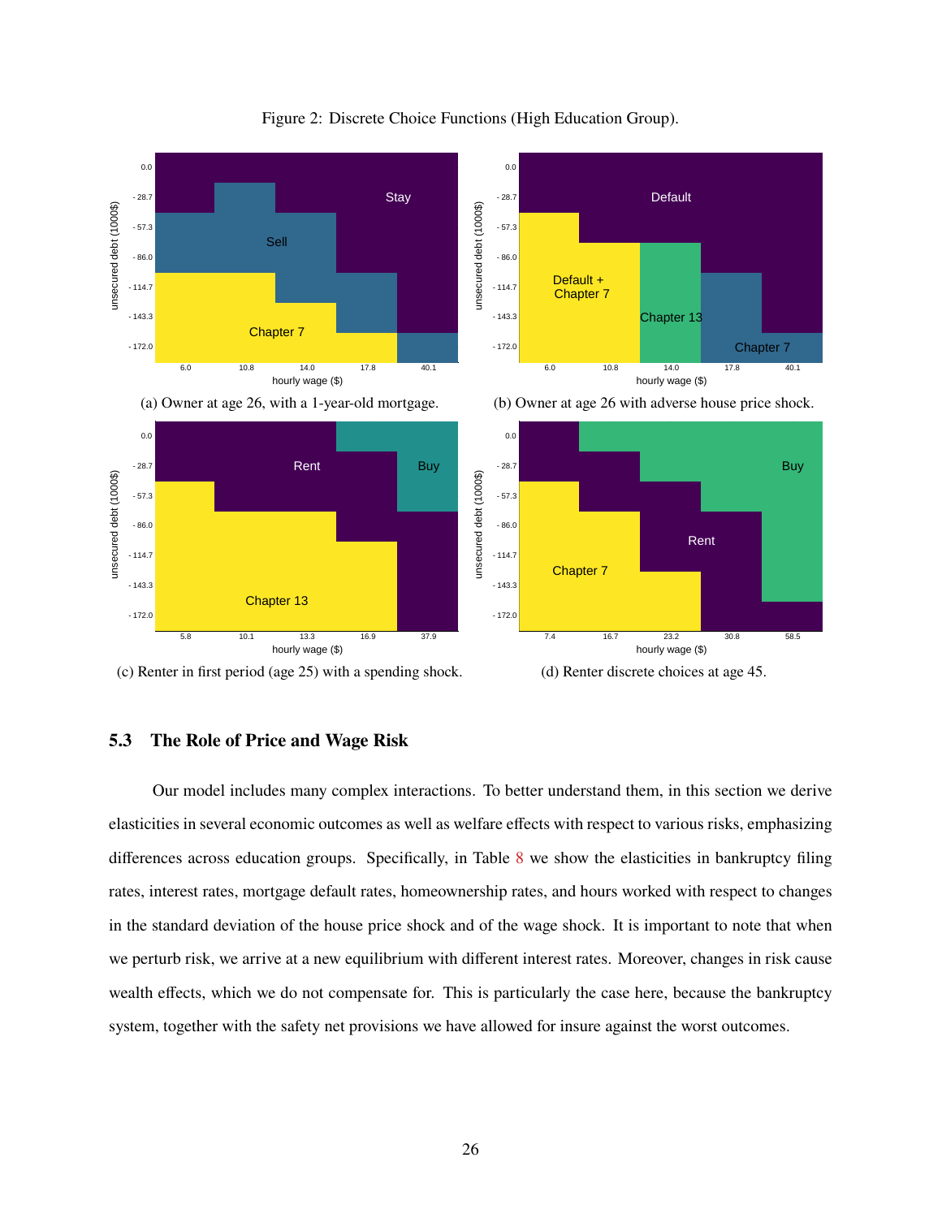Figure 2: Discrete Choice Functions (High Education Group).

(a) Owner at age 26, with a 1-year-old mortgage.

(b) Owner at age 26 with adverse house price shock.

(c) Renter in first period (age 25) with a spending shock.

(d) Renter discrete choices at age 45.

### 5.3 The Role of Price and Wage Risk

Our model includes many complex interactions. To better understand them, in this section we derive elasticities in several economic outcomes as well as welfare effects with respect to various risks, emphasizing differences across education groups. Specifically, in Table 8 we show the elasticities in bankruptcy filing rates, interest rates, mortgage default rates, homeownership rates, and hours worked with respect to changes in the standard deviation of the house price shock and of the wage shock. It is important to note that when we perturb risk, we arrive at a new equilibrium with different interest rates. Moreover, changes in risk cause wealth effects, which we do not compensate for. This is particularly the case here, because the bankruptcy system, together with the safety net provisions we have allowed for insure against the worst outcomes.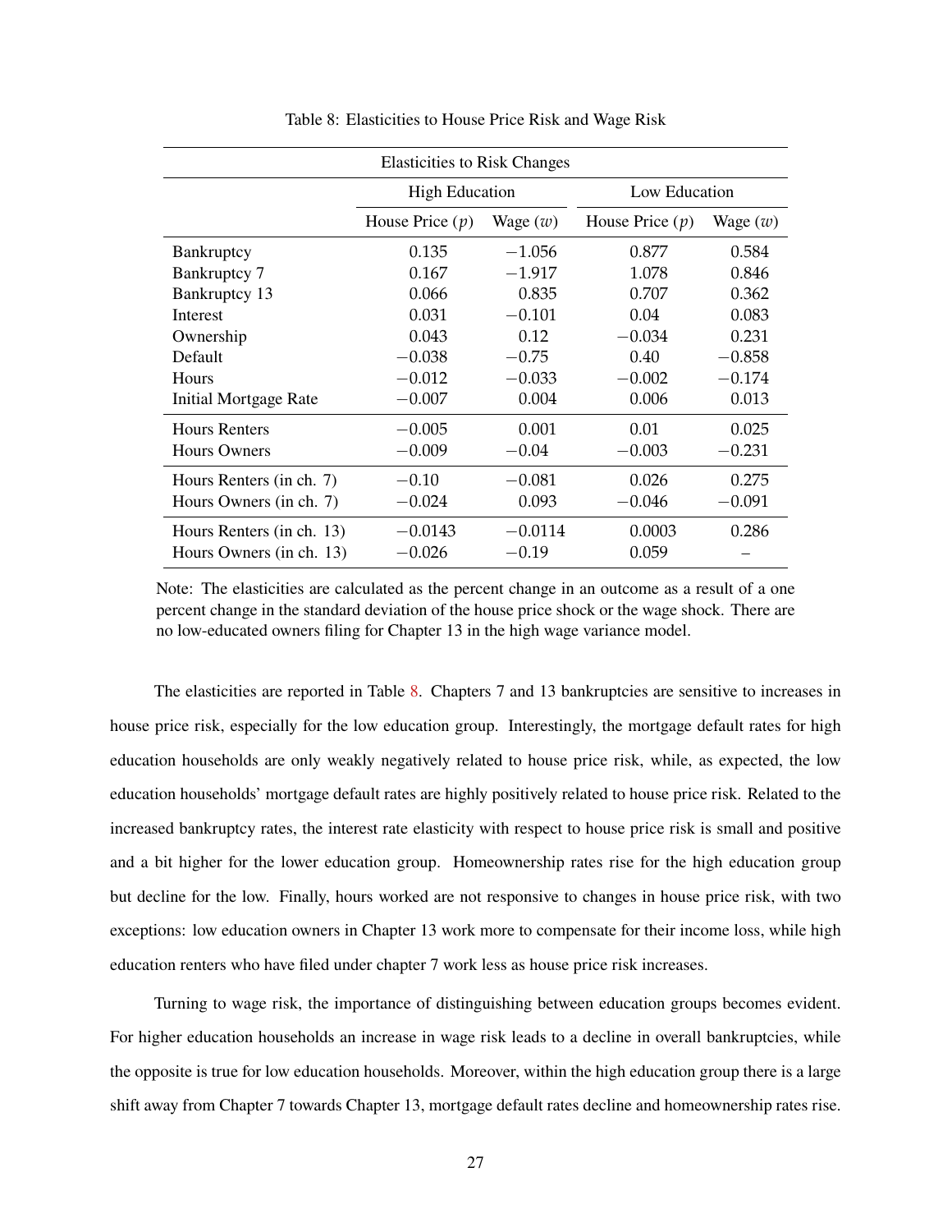Table 8: Elasticities to House Price Risk and Wage Risk

| Elasticities to Risk Changes | | | | |
|---|---|---|---|---|
| | High Education | | Low Education | |
| | House Price ($p$) | Wage ($w$) | House Price ($p$) | Wage ($w$) |
| Bankruptcy | 0.135 | $-1.056$ | 0.877 | 0.584 |
| Bankruptcy 7 | 0.167 | $-1.917$ | 1.078 | 0.846 |
| Bankruptcy 13 | 0.066 | 0.835 | 0.707 | 0.362 |
| Interest | 0.031 | $-0.101$ | 0.04 | 0.083 |
| Ownership | 0.043 | 0.12 | $-0.034$ | 0.231 |
| Default | $-0.038$ | $-0.75$ | 0.40 | $-0.858$ |
| Hours | $-0.012$ | $-0.033$ | $-0.002$ | $-0.174$ |
| Initial Mortgage Rate | $-0.007$ | 0.004 | 0.006 | 0.013 |
| Hours Renters | $-0.005$ | 0.001 | 0.01 | 0.025 |
| Hours Owners | $-0.009$ | $-0.04$ | $-0.003$ | $-0.231$ |
| Hours Renters (in ch. 7) | $-0.10$ | $-0.081$ | 0.026 | 0.275 |
| Hours Owners (in ch. 7) | $-0.024$ | 0.093 | $-0.046$ | $-0.091$ |
| Hours Renters (in ch. 13) | $-0.0143$ | $-0.0114$ | 0.0003 | 0.286 |
| Hours Owners (in ch. 13) | $-0.026$ | $-0.19$ | 0.059 | – |

Note: The elasticities are calculated as the percent change in an outcome as a result of a one percent change in the standard deviation of the house price shock or the wage shock. There are no low-educated owners filing for Chapter 13 in the high wage variance model.

The elasticities are reported in Table 8. Chapters 7 and 13 bankruptcies are sensitive to increases in house price risk, especially for the low education group. Interestingly, the mortgage default rates for high education households are only weakly negatively related to house price risk, while, as expected, the low education households' mortgage default rates are highly positively related to house price risk. Related to the increased bankruptcy rates, the interest rate elasticity with respect to house price risk is small and positive and a bit higher for the lower education group. Homeownership rates rise for the high education group but decline for the low. Finally, hours worked are not responsive to changes in house price risk, with two exceptions: low education owners in Chapter 13 work more to compensate for their income loss, while high education renters who have filed under chapter 7 work less as house price risk increases.

Turning to wage risk, the importance of distinguishing between education groups becomes evident. For higher education households an increase in wage risk leads to a decline in overall bankruptcies, while the opposite is true for low education households. Moreover, within the high education group there is a large shift away from Chapter 7 towards Chapter 13, mortgage default rates decline and homeownership rates rise.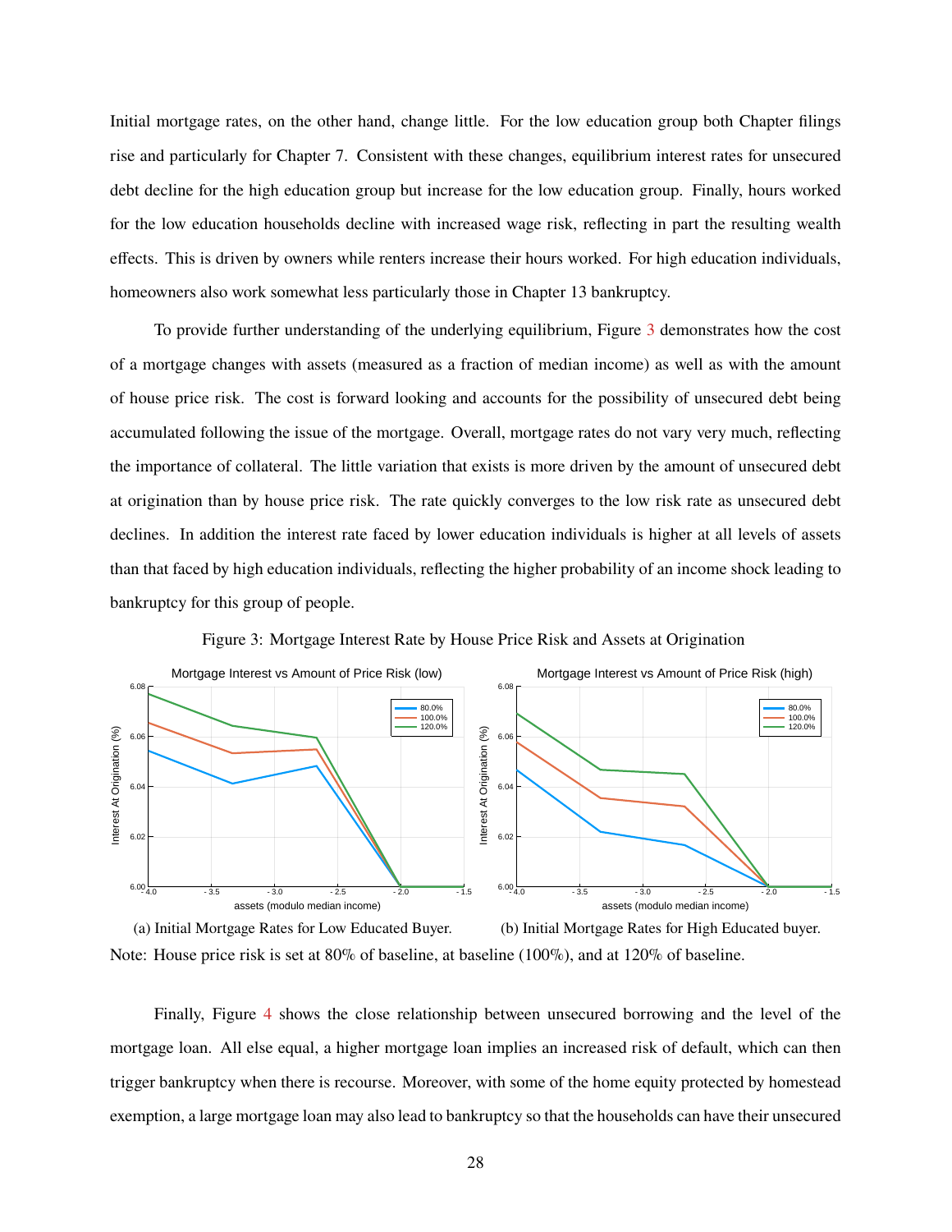Initial mortgage rates, on the other hand, change little. For the low education group both Chapter filings rise and particularly for Chapter 7. Consistent with these changes, equilibrium interest rates for unsecured debt decline for the high education group but increase for the low education group. Finally, hours worked for the low education households decline with increased wage risk, reflecting in part the resulting wealth effects. This is driven by owners while renters increase their hours worked. For high education individuals, homeowners also work somewhat less particularly those in Chapter 13 bankruptcy.

To provide further understanding of the underlying equilibrium, Figure 3 demonstrates how the cost of a mortgage changes with assets (measured as a fraction of median income) as well as with the amount of house price risk. The cost is forward looking and accounts for the possibility of unsecured debt being accumulated following the issue of the mortgage. Overall, mortgage rates do not vary very much, reflecting the importance of collateral. The little variation that exists is more driven by the amount of unsecured debt at origination than by house price risk. The rate quickly converges to the low risk rate as unsecured debt declines. In addition the interest rate faced by lower education individuals is higher at all levels of assets than that faced by high education individuals, reflecting the higher probability of an income shock leading to bankruptcy for this group of people.

Figure 3: Mortgage Interest Rate by House Price Risk and Assets at Origination

(a) Initial Mortgage Rates for Low Educated Buyer.

(b) Initial Mortgage Rates for High Educated buyer.

Note: House price risk is set at 80% of baseline, at baseline (100%), and at 120% of baseline.

Finally, Figure 4 shows the close relationship between unsecured borrowing and the level of the mortgage loan. All else equal, a higher mortgage loan implies an increased risk of default, which can then trigger bankruptcy when there is recourse. Moreover, with some of the home equity protected by homestead exemption, a large mortgage loan may also lead to bankruptcy so that the households can have their unsecured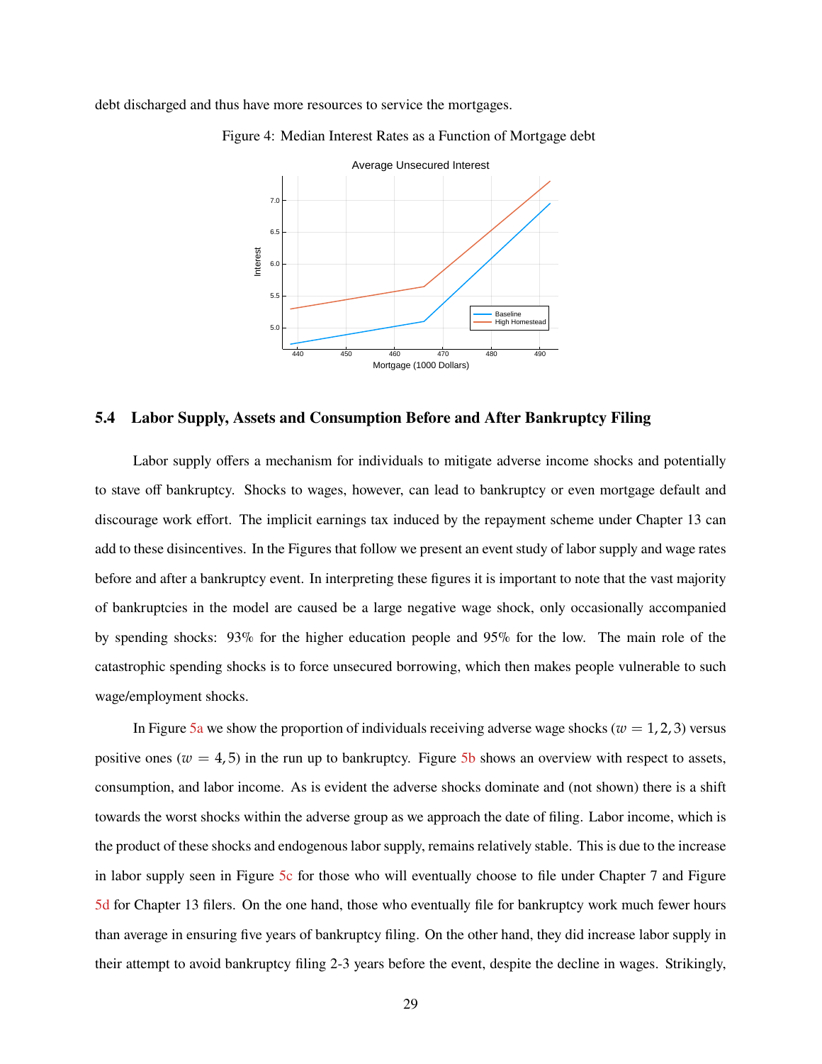debt discharged and thus have more resources to service the mortgages.

Figure 4: Median Interest Rates as a Function of Mortgage debt

## 5.4 Labor Supply, Assets and Consumption Before and After Bankruptcy Filing

Labor supply offers a mechanism for individuals to mitigate adverse income shocks and potentially to stave off bankruptcy. Shocks to wages, however, can lead to bankruptcy or even mortgage default and discourage work effort. The implicit earnings tax induced by the repayment scheme under Chapter 13 can add to these disincentives. In the Figures that follow we present an event study of labor supply and wage rates before and after a bankruptcy event. In interpreting these figures it is important to note that the vast majority of bankruptcies in the model are caused be a large negative wage shock, only occasionally accompanied by spending shocks: 93% for the higher education people and 95% for the low. The main role of the catastrophic spending shocks is to force unsecured borrowing, which then makes people vulnerable to such wage/employment shocks.

In Figure 5a we show the proportion of individuals receiving adverse wage shocks ($w = 1, 2, 3$) versus positive ones ($w = 4, 5$) in the run up to bankruptcy. Figure 5b shows an overview with respect to assets, consumption, and labor income. As is evident the adverse shocks dominate and (not shown) there is a shift towards the worst shocks within the adverse group as we approach the date of filing. Labor income, which is the product of these shocks and endogenous labor supply, remains relatively stable. This is due to the increase in labor supply seen in Figure 5c for those who will eventually choose to file under Chapter 7 and Figure 5d for Chapter 13 filers. On the one hand, those who eventually file for bankruptcy work much fewer hours than average in ensuring five years of bankruptcy filing. On the other hand, they did increase labor supply in their attempt to avoid bankruptcy filing 2-3 years before the event, despite the decline in wages. Strikingly,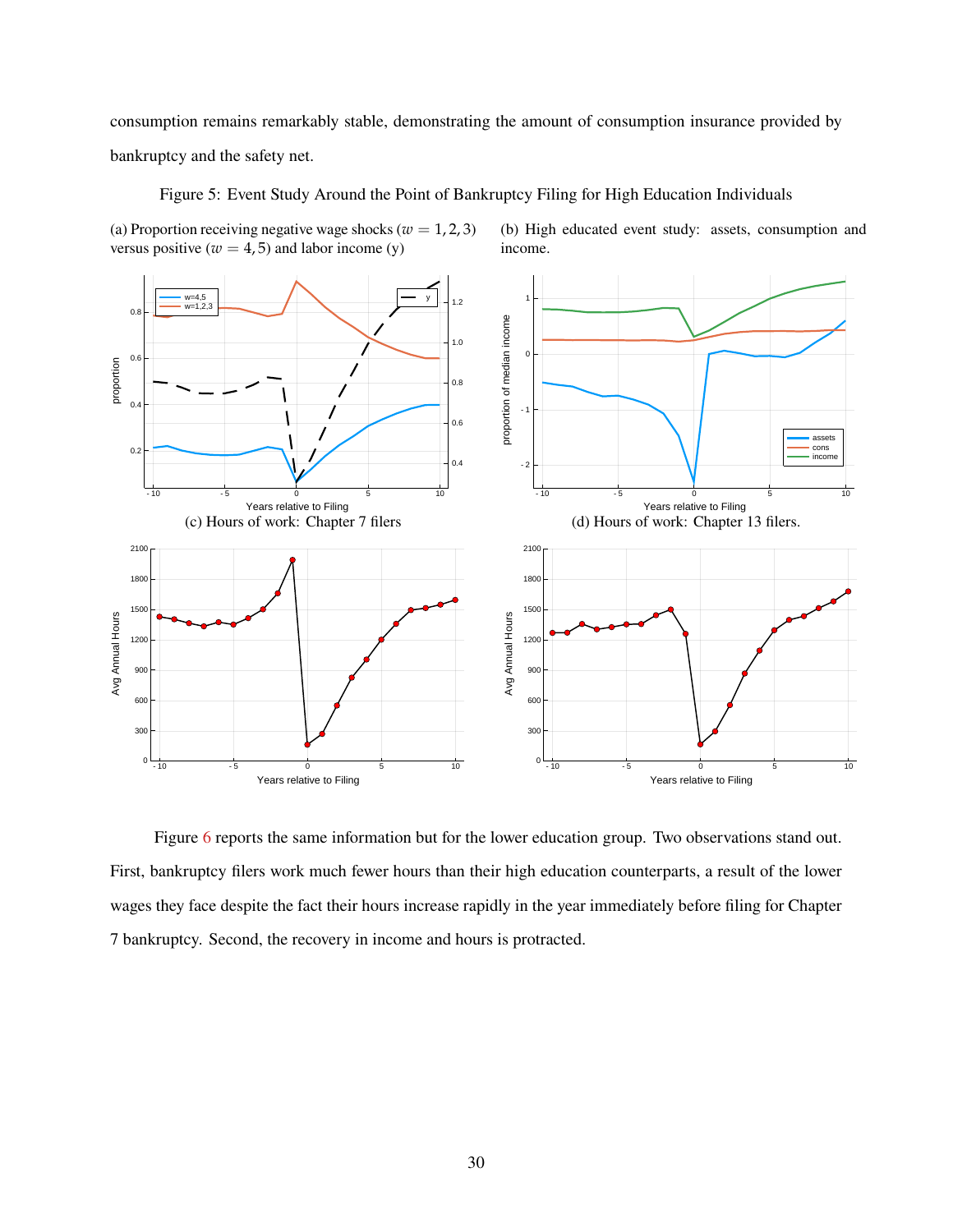consumption remains remarkably stable, demonstrating the amount of consumption insurance provided by bankruptcy and the safety net.

Figure 5: Event Study Around the Point of Bankruptcy Filing for High Education Individuals

(a) Proportion receiving negative wage shocks ($w = 1, 2, 3$) versus positive ($w = 4, 5$) and labor income (y)

(b) High educated event study: assets, consumption and income.

(c) Hours of work: Chapter 7 filers

(d) Hours of work: Chapter 13 filers.

Figure 6 reports the same information but for the lower education group. Two observations stand out. First, bankruptcy filers work much fewer hours than their high education counterparts, a result of the lower wages they face despite the fact their hours increase rapidly in the year immediately before filing for Chapter 7 bankruptcy. Second, the recovery in income and hours is protracted.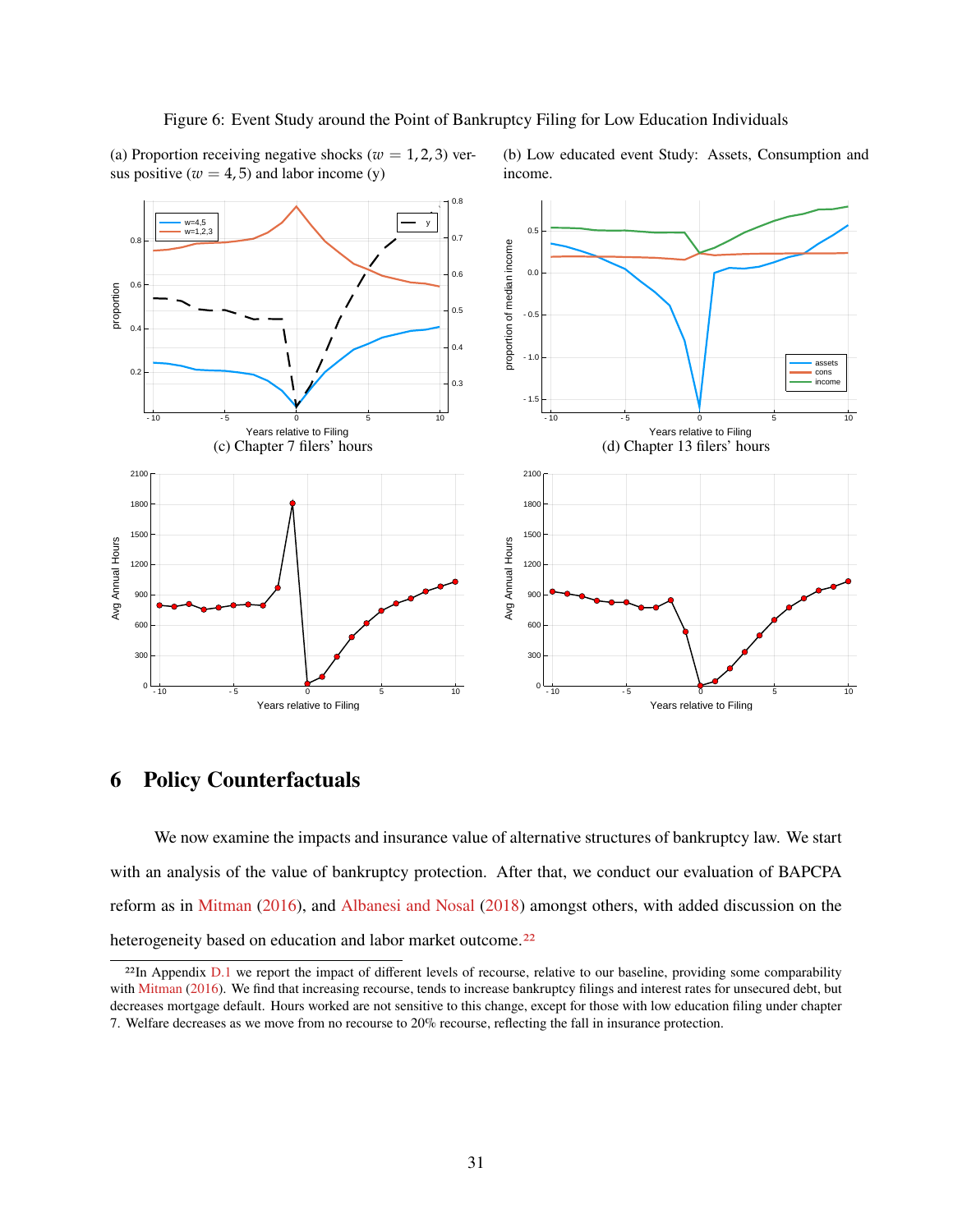Figure 6: Event Study around the Point of Bankruptcy Filing for Low Education Individuals

(a) Proportion receiving negative shocks ($w = 1, 2, 3$) versus positive ($w = 4, 5$) and labor income (y)

(b) Low educated event Study: Assets, Consumption and income.

(c) Chapter 7 filers' hours

(d) Chapter 13 filers' hours

# 6 Policy Counterfactuals

We now examine the impacts and insurance value of alternative structures of bankruptcy law. We start with an analysis of the value of bankruptcy protection. After that, we conduct our evaluation of BAPCPA reform as in Mitman (2016), and Albanesi and Nosal (2018) amongst others, with added discussion on the heterogeneity based on education and labor market outcome.[22]

[22] In Appendix D.1 we report the impact of different levels of recourse, relative to our baseline, providing some comparability with Mitman (2016). We find that increasing recourse, tends to increase bankruptcy filings and interest rates for unsecured debt, but decreases mortgage default. Hours worked are not sensitive to this change, except for those with low education filing under chapter 7. Welfare decreases as we move from no recourse to 20% recourse, reflecting the fall in insurance protection.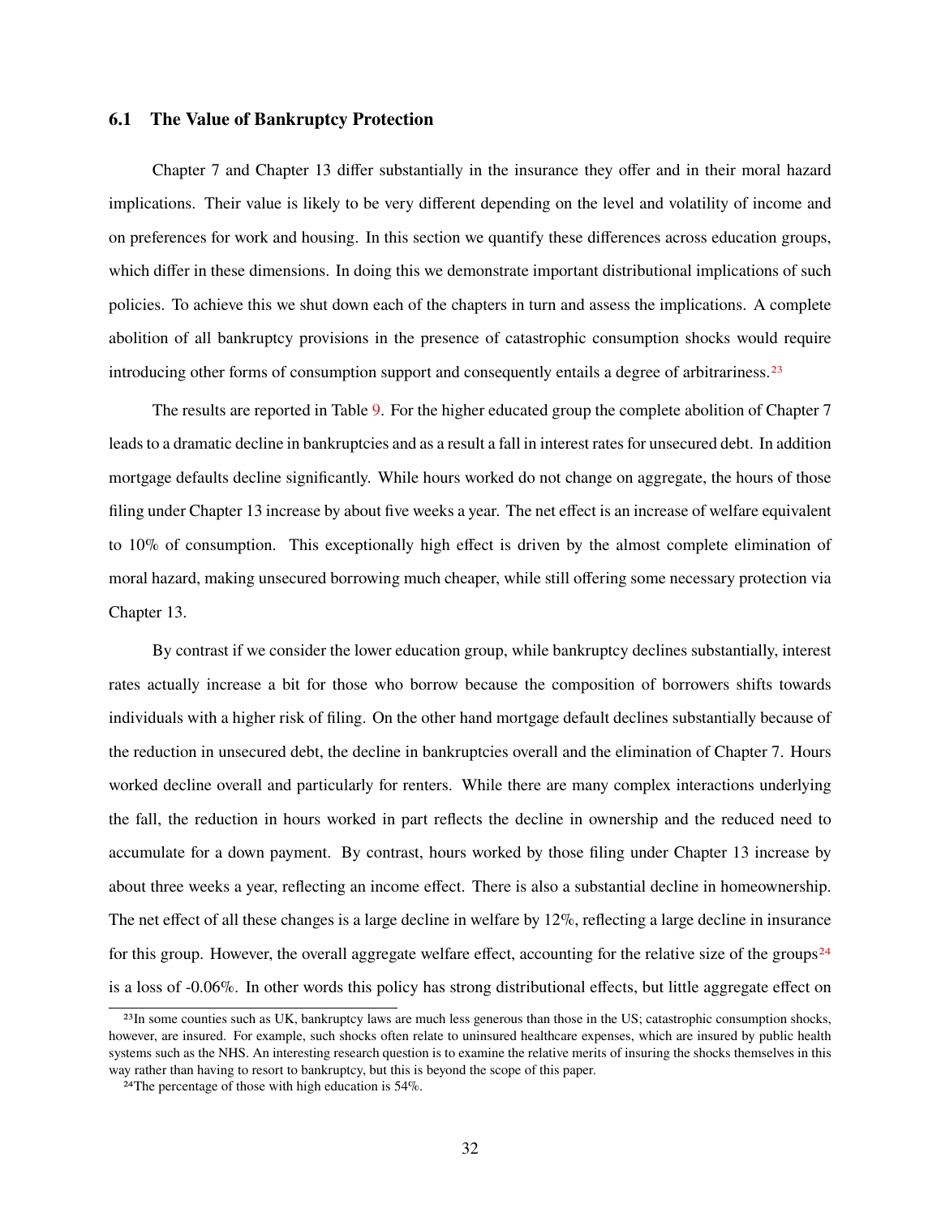### 6.1 The Value of Bankruptcy Protection

Chapter 7 and Chapter 13 differ substantially in the insurance they offer and in their moral hazard implications. Their value is likely to be very different depending on the level and volatility of income and on preferences for work and housing. In this section we quantify these differences across education groups, which differ in these dimensions. In doing this we demonstrate important distributional implications of such policies. To achieve this we shut down each of the chapters in turn and assess the implications. A complete abolition of all bankruptcy provisions in the presence of catastrophic consumption shocks would require introducing other forms of consumption support and consequently entails a degree of arbitrariness.[23]

The results are reported in Table 9. For the higher educated group the complete abolition of Chapter 7 leads to a dramatic decline in bankruptcies and as a result a fall in interest rates for unsecured debt. In addition mortgage defaults decline significantly. While hours worked do not change on aggregate, the hours of those filing under Chapter 13 increase by about five weeks a year. The net effect is an increase of welfare equivalent to 10% of consumption. This exceptionally high effect is driven by the almost complete elimination of moral hazard, making unsecured borrowing much cheaper, while still offering some necessary protection via Chapter 13.

By contrast if we consider the lower education group, while bankruptcy declines substantially, interest rates actually increase a bit for those who borrow because the composition of borrowers shifts towards individuals with a higher risk of filing. On the other hand mortgage default declines substantially because of the reduction in unsecured debt, the decline in bankruptcies overall and the elimination of Chapter 7. Hours worked decline overall and particularly for renters. While there are many complex interactions underlying the fall, the reduction in hours worked in part reflects the decline in ownership and the reduced need to accumulate for a down payment. By contrast, hours worked by those filing under Chapter 13 increase by about three weeks a year, reflecting an income effect. There is also a substantial decline in homeownership. The net effect of all these changes is a large decline in welfare by 12%, reflecting a large decline in insurance for this group. However, the overall aggregate welfare effect, accounting for the relative size of the groups[24] is a loss of -0.06%. In other words this policy has strong distributional effects, but little aggregate effect on

[23] In some counties such as UK, bankruptcy laws are much less generous than those in the US; catastrophic consumption shocks, however, are insured. For example, such shocks often relate to uninsured healthcare expenses, which are insured by public health systems such as the NHS. An interesting research question is to examine the relative merits of insuring the shocks themselves in this way rather than having to resort to bankruptcy, but this is beyond the scope of this paper.

[24] The percentage of those with high education is 54%.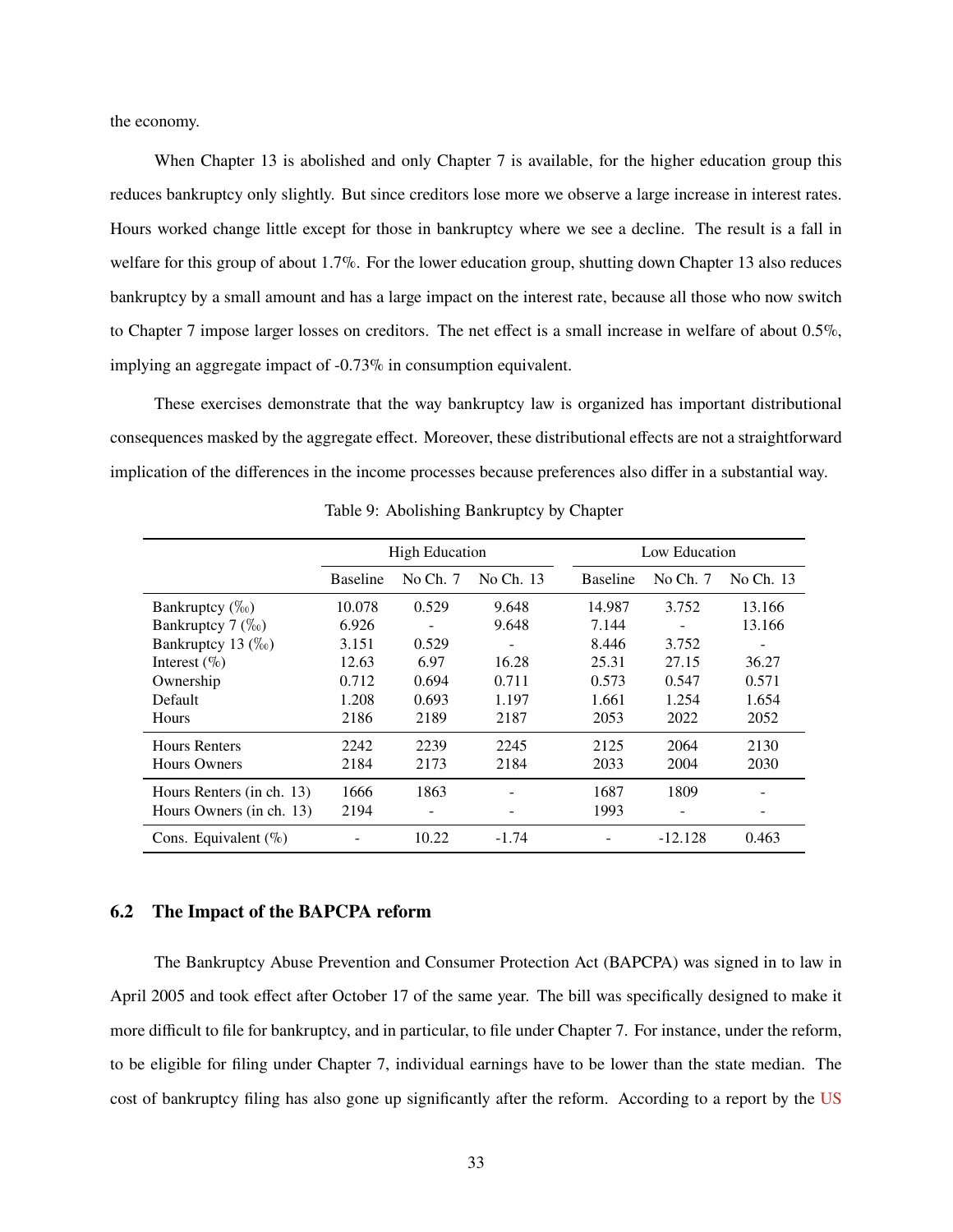the economy.

When Chapter 13 is abolished and only Chapter 7 is available, for the higher education group this reduces bankruptcy only slightly. But since creditors lose more we observe a large increase in interest rates. Hours worked change little except for those in bankruptcy where we see a decline. The result is a fall in welfare for this group of about 1.7%. For the lower education group, shutting down Chapter 13 also reduces bankruptcy by a small amount and has a large impact on the interest rate, because all those who now switch to Chapter 7 impose larger losses on creditors. The net effect is a small increase in welfare of about 0.5%, implying an aggregate impact of -0.73% in consumption equivalent.

These exercises demonstrate that the way bankruptcy law is organized has important distributional consequences masked by the aggregate effect. Moreover, these distributional effects are not a straightforward implication of the differences in the income processes because preferences also differ in a substantial way.

Table 9: Abolishing Bankruptcy by Chapter

| | High Education | | | Low Education | | |
|---|---|---|---|---|---|---|
| | Baseline | No Ch. 7 | No Ch. 13 | Baseline | No Ch. 7 | No Ch. 13 |
| Bankruptcy (‰) | 10.078 | 0.529 | 9.648 | 14.987 | 3.752 | 13.166 |
| Bankruptcy 7 (‰) | 6.926 | - | 9.648 | 7.144 | - | 13.166 |
| Bankruptcy 13 (‰) | 3.151 | 0.529 | - | 8.446 | 3.752 | - |
| Interest (%) | 12.63 | 6.97 | 16.28 | 25.31 | 27.15 | 36.27 |
| Ownership | 0.712 | 0.694 | 0.711 | 0.573 | 0.547 | 0.571 |
| Default | 1.208 | 0.693 | 1.197 | 1.661 | 1.254 | 1.654 |
| Hours | 2186 | 2189 | 2187 | 2053 | 2022 | 2052 |
| Hours Renters | 2242 | 2239 | 2245 | 2125 | 2064 | 2130 |
| Hours Owners | 2184 | 2173 | 2184 | 2033 | 2004 | 2030 |
| Hours Renters (in ch. 13) | 1666 | 1863 | - | 1687 | 1809 | - |
| Hours Owners (in ch. 13) | 2194 | - | - | 1993 | - | - |
| Cons. Equivalent (%) | - | 10.22 | -1.74 | - | -12.128 | 0.463 |

### 6.2 The Impact of the BAPCPA reform

The Bankruptcy Abuse Prevention and Consumer Protection Act (BAPCPA) was signed in to law in April 2005 and took effect after October 17 of the same year. The bill was specifically designed to make it more difficult to file for bankruptcy, and in particular, to file under Chapter 7. For instance, under the reform, to be eligible for filing under Chapter 7, individual earnings have to be lower than the state median. The cost of bankruptcy filing has also gone up significantly after the reform. According to a report by the US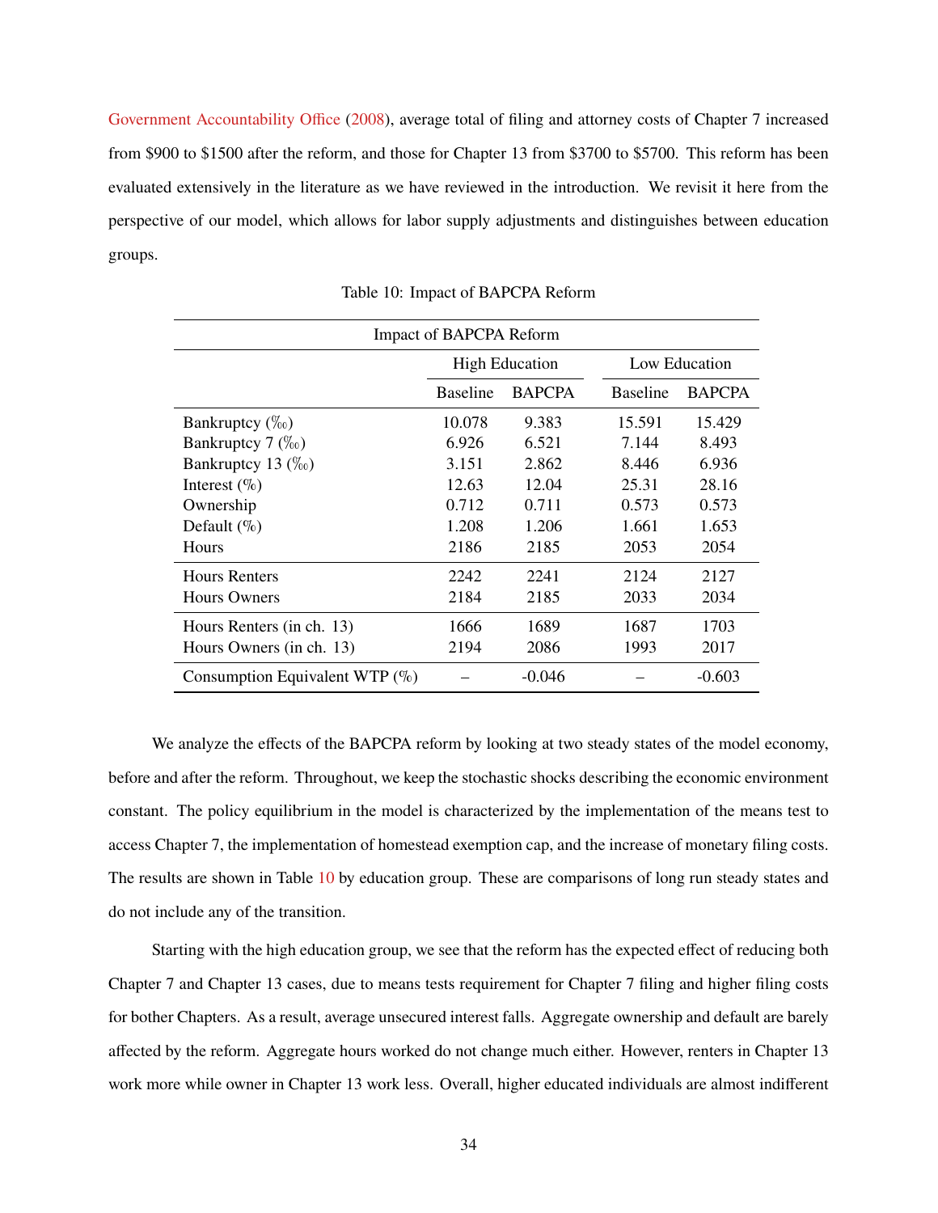Government Accountability Office (2008), average total of filing and attorney costs of Chapter 7 increased from \$900 to \$1500 after the reform, and those for Chapter 13 from \$3700 to \$5700. This reform has been evaluated extensively in the literature as we have reviewed in the introduction. We revisit it here from the perspective of our model, which allows for labor supply adjustments and distinguishes between education groups.

Table 10: Impact of BAPCPA Reform

| Impact of BAPCPA Reform | | | | |
|---|---|---|---|---|
| | High Education | | Low Education | |
| | Baseline | BAPCPA | Baseline | BAPCPA |
| Bankruptcy (‰) | 10.078 | 9.383 | 15.591 | 15.429 |
| Bankruptcy 7 (‰) | 6.926 | 6.521 | 7.144 | 8.493 |
| Bankruptcy 13 (‰) | 3.151 | 2.862 | 8.446 | 6.936 |
| Interest (%) | 12.63 | 12.04 | 25.31 | 28.16 |
| Ownership | 0.712 | 0.711 | 0.573 | 0.573 |
| Default (%) | 1.208 | 1.206 | 1.661 | 1.653 |
| Hours | 2186 | 2185 | 2053 | 2054 |
| Hours Renters | 2242 | 2241 | 2124 | 2127 |
| Hours Owners | 2184 | 2185 | 2033 | 2034 |
| Hours Renters (in ch. 13) | 1666 | 1689 | 1687 | 1703 |
| Hours Owners (in ch. 13) | 2194 | 2086 | 1993 | 2017 |
| Consumption Equivalent WTP (%) | – | -0.046 | – | -0.603 |

We analyze the effects of the BAPCPA reform by looking at two steady states of the model economy, before and after the reform. Throughout, we keep the stochastic shocks describing the economic environment constant. The policy equilibrium in the model is characterized by the implementation of the means test to access Chapter 7, the implementation of homestead exemption cap, and the increase of monetary filing costs. The results are shown in Table 10 by education group. These are comparisons of long run steady states and do not include any of the transition.

Starting with the high education group, we see that the reform has the expected effect of reducing both Chapter 7 and Chapter 13 cases, due to means tests requirement for Chapter 7 filing and higher filing costs for bother Chapters. As a result, average unsecured interest falls. Aggregate ownership and default are barely affected by the reform. Aggregate hours worked do not change much either. However, renters in Chapter 13 work more while owner in Chapter 13 work less. Overall, higher educated individuals are almost indifferent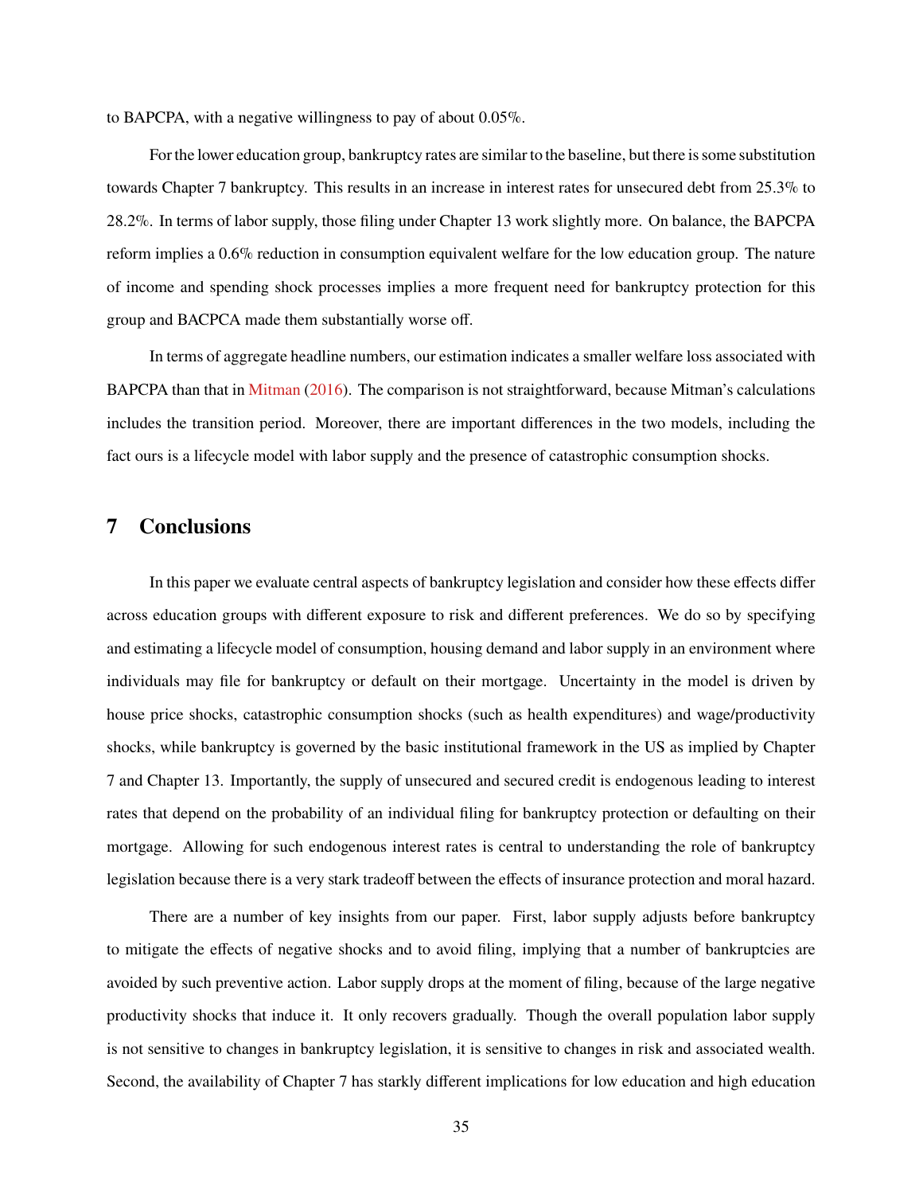to BAPCPA, with a negative willingness to pay of about 0.05%.

For the lower education group, bankruptcy rates are similar to the baseline, but there is some substitution towards Chapter 7 bankruptcy. This results in an increase in interest rates for unsecured debt from 25.3% to 28.2%. In terms of labor supply, those filing under Chapter 13 work slightly more. On balance, the BAPCPA reform implies a 0.6% reduction in consumption equivalent welfare for the low education group. The nature of income and spending shock processes implies a more frequent need for bankruptcy protection for this group and BACPCA made them substantially worse off.

In terms of aggregate headline numbers, our estimation indicates a smaller welfare loss associated with BAPCPA than that in Mitman (2016). The comparison is not straightforward, because Mitman's calculations includes the transition period. Moreover, there are important differences in the two models, including the fact ours is a lifecycle model with labor supply and the presence of catastrophic consumption shocks.

## 7 Conclusions

In this paper we evaluate central aspects of bankruptcy legislation and consider how these effects differ across education groups with different exposure to risk and different preferences. We do so by specifying and estimating a lifecycle model of consumption, housing demand and labor supply in an environment where individuals may file for bankruptcy or default on their mortgage. Uncertainty in the model is driven by house price shocks, catastrophic consumption shocks (such as health expenditures) and wage/productivity shocks, while bankruptcy is governed by the basic institutional framework in the US as implied by Chapter 7 and Chapter 13. Importantly, the supply of unsecured and secured credit is endogenous leading to interest rates that depend on the probability of an individual filing for bankruptcy protection or defaulting on their mortgage. Allowing for such endogenous interest rates is central to understanding the role of bankruptcy legislation because there is a very stark tradeoff between the effects of insurance protection and moral hazard.

There are a number of key insights from our paper. First, labor supply adjusts before bankruptcy to mitigate the effects of negative shocks and to avoid filing, implying that a number of bankruptcies are avoided by such preventive action. Labor supply drops at the moment of filing, because of the large negative productivity shocks that induce it. It only recovers gradually. Though the overall population labor supply is not sensitive to changes in bankruptcy legislation, it is sensitive to changes in risk and associated wealth. Second, the availability of Chapter 7 has starkly different implications for low education and high education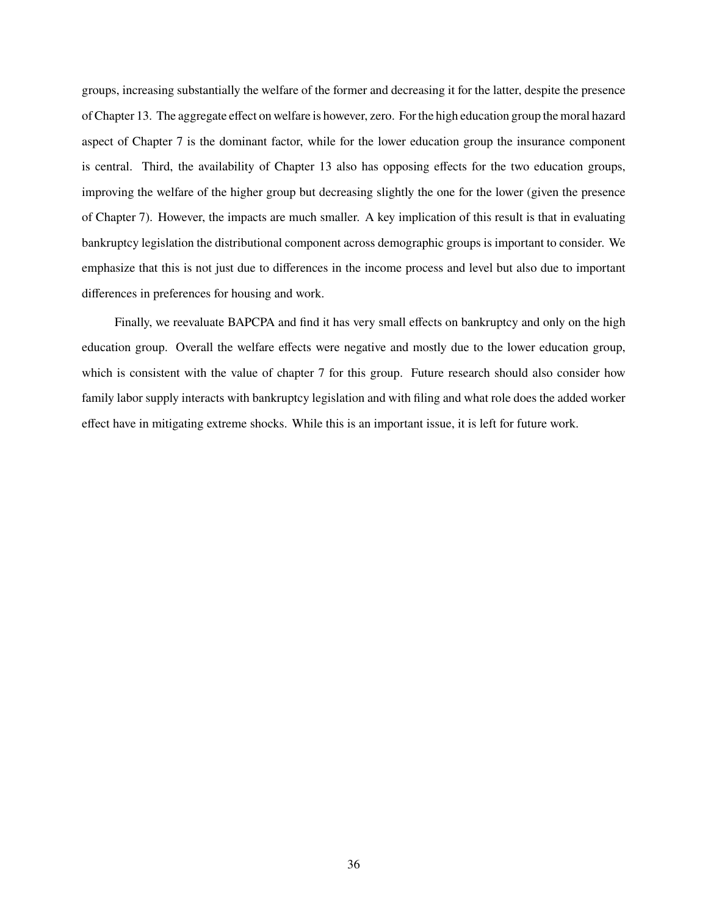groups, increasing substantially the welfare of the former and decreasing it for the latter, despite the presence of Chapter 13. The aggregate effect on welfare is however, zero. For the high education group the moral hazard aspect of Chapter 7 is the dominant factor, while for the lower education group the insurance component is central. Third, the availability of Chapter 13 also has opposing effects for the two education groups, improving the welfare of the higher group but decreasing slightly the one for the lower (given the presence of Chapter 7). However, the impacts are much smaller. A key implication of this result is that in evaluating bankruptcy legislation the distributional component across demographic groups is important to consider. We emphasize that this is not just due to differences in the income process and level but also due to important differences in preferences for housing and work.

Finally, we reevaluate BAPCPA and find it has very small effects on bankruptcy and only on the high education group. Overall the welfare effects were negative and mostly due to the lower education group, which is consistent with the value of chapter 7 for this group. Future research should also consider how family labor supply interacts with bankruptcy legislation and with filing and what role does the added worker effect have in mitigating extreme shocks. While this is an important issue, it is left for future work.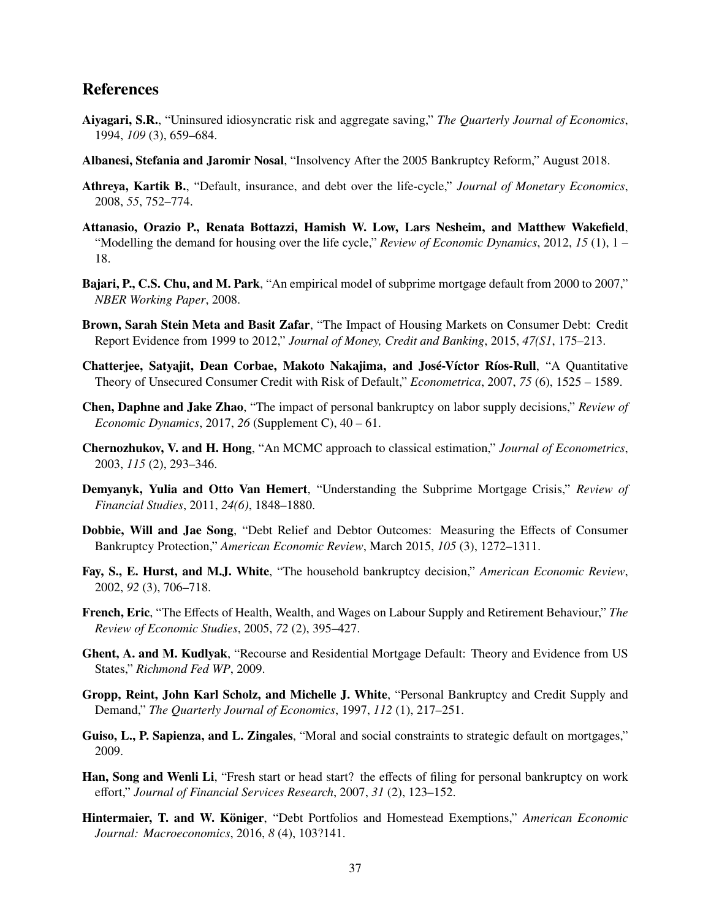## References

**Aiyagari, S.R.**, "Uninsured idiosyncratic risk and aggregate saving," *The Quarterly Journal of Economics*, 1994, *109* (3), 659–684.

**Albanesi, Stefania and Jaromir Nosal**, "Insolvency After the 2005 Bankruptcy Reform," August 2018.

**Athreya, Kartik B.**, "Default, insurance, and debt over the life-cycle," *Journal of Monetary Economics*, 2008, *55*, 752–774.

**Attanasio, Orazio P., Renata Bottazzi, Hamish W. Low, Lars Nesheim, and Matthew Wakefield**, "Modelling the demand for housing over the life cycle," *Review of Economic Dynamics*, 2012, *15* (1), 1 – 18.

**Bajari, P., C.S. Chu, and M. Park**, "An empirical model of subprime mortgage default from 2000 to 2007," *NBER Working Paper*, 2008.

**Brown, Sarah Stein Meta and Basit Zafar**, "The Impact of Housing Markets on Consumer Debt: Credit Report Evidence from 1999 to 2012," *Journal of Money, Credit and Banking*, 2015, *47(S1*, 175–213.

**Chatterjee, Satyajit, Dean Corbae, Makoto Nakajima, and José-Víctor Ríos-Rull**, "A Quantitative Theory of Unsecured Consumer Credit with Risk of Default," *Econometrica*, 2007, *75* (6), 1525 – 1589.

**Chen, Daphne and Jake Zhao**, "The impact of personal bankruptcy on labor supply decisions," *Review of Economic Dynamics*, 2017, *26* (Supplement C), 40 – 61.

**Chernozhukov, V. and H. Hong**, "An MCMC approach to classical estimation," *Journal of Econometrics*, 2003, *115* (2), 293–346.

**Demyanyk, Yulia and Otto Van Hemert**, "Understanding the Subprime Mortgage Crisis," *Review of Financial Studies*, 2011, *24(6)*, 1848–1880.

**Dobbie, Will and Jae Song**, "Debt Relief and Debtor Outcomes: Measuring the Effects of Consumer Bankruptcy Protection," *American Economic Review*, March 2015, *105* (3), 1272–1311.

**Fay, S., E. Hurst, and M.J. White**, "The household bankruptcy decision," *American Economic Review*, 2002, *92* (3), 706–718.

**French, Eric**, "The Effects of Health, Wealth, and Wages on Labour Supply and Retirement Behaviour," *The Review of Economic Studies*, 2005, *72* (2), 395–427.

**Ghent, A. and M. Kudlyak**, "Recourse and Residential Mortgage Default: Theory and Evidence from US States," *Richmond Fed WP*, 2009.

**Gropp, Reint, John Karl Scholz, and Michelle J. White**, "Personal Bankruptcy and Credit Supply and Demand," *The Quarterly Journal of Economics*, 1997, *112* (1), 217–251.

**Guiso, L., P. Sapienza, and L. Zingales**, "Moral and social constraints to strategic default on mortgages," 2009.

**Han, Song and Wenli Li**, "Fresh start or head start? the effects of filing for personal bankruptcy on work effort," *Journal of Financial Services Research*, 2007, *31* (2), 123–152.

**Hintermaier, T. and W. Königer**, "Debt Portfolios and Homestead Exemptions," *American Economic Journal: Macroeconomics*, 2016, *8* (4), 103?141.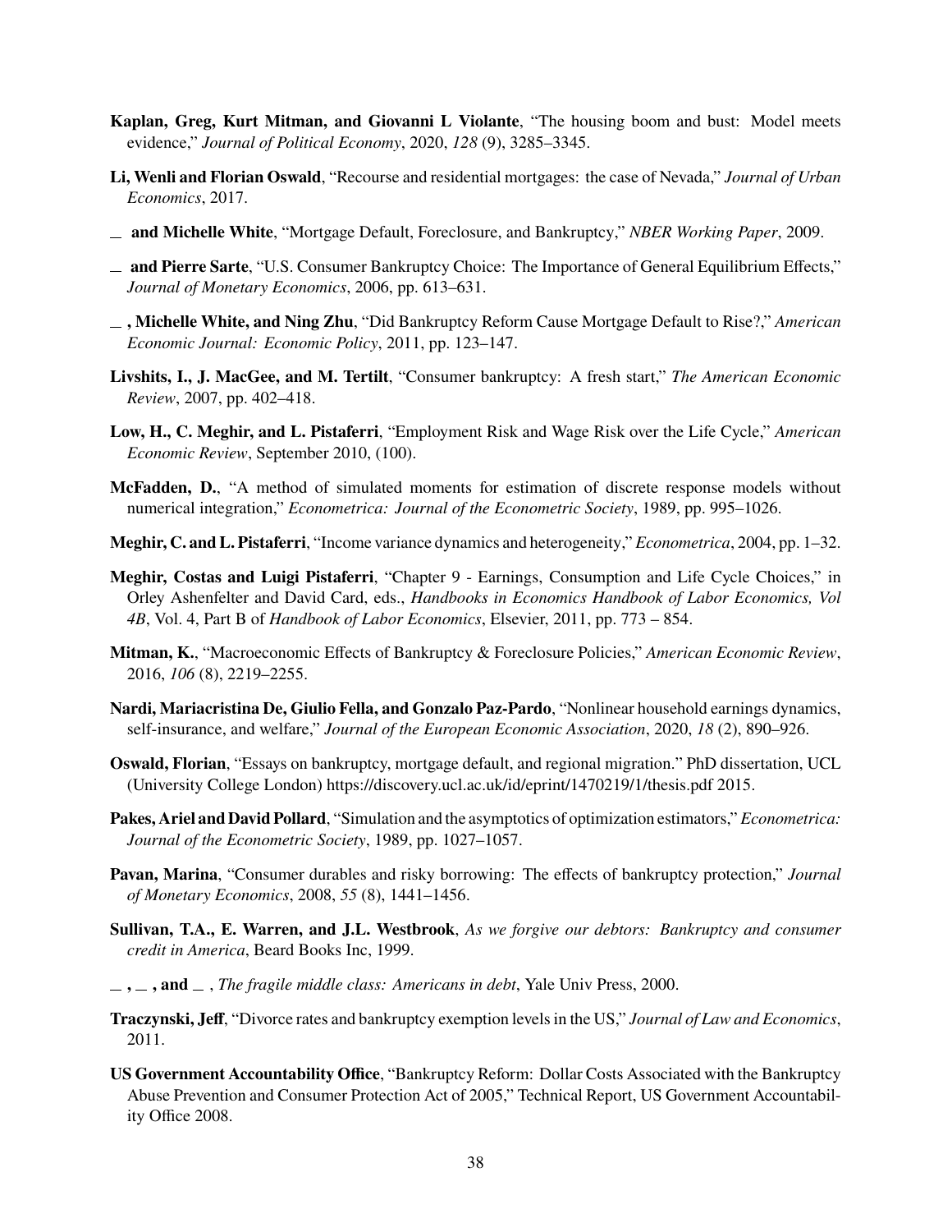**Kaplan, Greg, Kurt Mitman, and Giovanni L Violante**, "The housing boom and bust: Model meets evidence," *Journal of Political Economy*, 2020, *128* (9), 3285–3345.

**Li, Wenli and Florian Oswald**, "Recourse and residential mortgages: the case of Nevada," *Journal of Urban Economics*, 2017.

__ **and Michelle White**, "Mortgage Default, Foreclosure, and Bankruptcy," *NBER Working Paper*, 2009.

__ **and Pierre Sarte**, "U.S. Consumer Bankruptcy Choice: The Importance of General Equilibrium Effects," *Journal of Monetary Economics*, 2006, pp. 613–631.

__ **, Michelle White, and Ning Zhu**, "Did Bankruptcy Reform Cause Mortgage Default to Rise?," *American Economic Journal: Economic Policy*, 2011, pp. 123–147.

**Livshits, I., J. MacGee, and M. Tertilt**, "Consumer bankruptcy: A fresh start," *The American Economic Review*, 2007, pp. 402–418.

**Low, H., C. Meghir, and L. Pistaferri**, "Employment Risk and Wage Risk over the Life Cycle," *American Economic Review*, September 2010, (100).

**McFadden, D.**, "A method of simulated moments for estimation of discrete response models without numerical integration," *Econometrica: Journal of the Econometric Society*, 1989, pp. 995–1026.

**Meghir, C. and L. Pistaferri**, "Income variance dynamics and heterogeneity," *Econometrica*, 2004, pp. 1–32.

**Meghir, Costas and Luigi Pistaferri**, "Chapter 9 - Earnings, Consumption and Life Cycle Choices," in Orley Ashenfelter and David Card, eds., *Handbooks in Economics Handbook of Labor Economics, Vol 4B*, Vol. 4, Part B of *Handbook of Labor Economics*, Elsevier, 2011, pp. 773 – 854.

**Mitman, K.**, "Macroeconomic Effects of Bankruptcy & Foreclosure Policies," *American Economic Review*, 2016, *106* (8), 2219–2255.

**Nardi, Mariacristina De, Giulio Fella, and Gonzalo Paz-Pardo**, "Nonlinear household earnings dynamics, self-insurance, and welfare," *Journal of the European Economic Association*, 2020, *18* (2), 890–926.

**Oswald, Florian**, "Essays on bankruptcy, mortgage default, and regional migration." PhD dissertation, UCL (University College London) https://discovery.ucl.ac.uk/id/eprint/1470219/1/thesis.pdf 2015.

**Pakes, Ariel and David Pollard**, "Simulation and the asymptotics of optimization estimators," *Econometrica: Journal of the Econometric Society*, 1989, pp. 1027–1057.

**Pavan, Marina**, "Consumer durables and risky borrowing: The effects of bankruptcy protection," *Journal of Monetary Economics*, 2008, *55* (8), 1441–1456.

**Sullivan, T.A., E. Warren, and J.L. Westbrook**, *As we forgive our debtors: Bankruptcy and consumer credit in America*, Beard Books Inc, 1999.

__ **,** __ **, and** __ , *The fragile middle class: Americans in debt*, Yale Univ Press, 2000.

**Traczynski, Jeff**, "Divorce rates and bankruptcy exemption levels in the US," *Journal of Law and Economics*, 2011.

**US Government Accountability Office**, "Bankruptcy Reform: Dollar Costs Associated with the Bankruptcy Abuse Prevention and Consumer Protection Act of 2005," Technical Report, US Government Accountability Office 2008.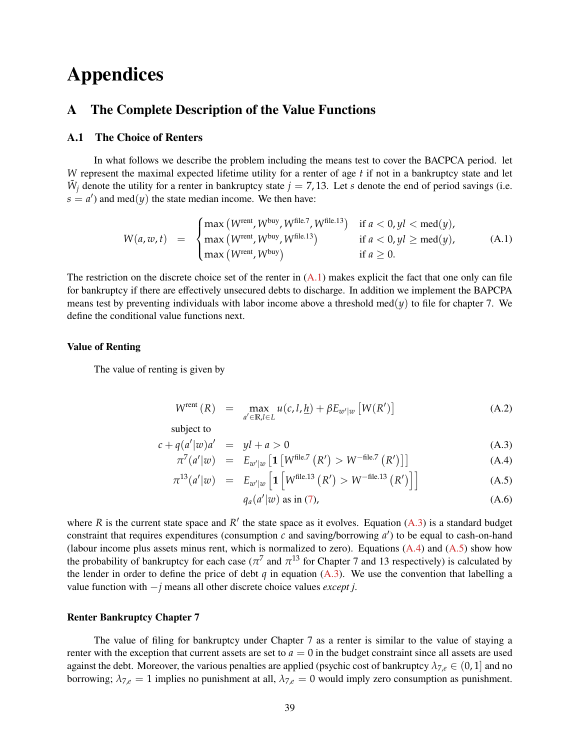# Appendices

## A The Complete Description of the Value Functions

### A.1 The Choice of Renters

In what follows we describe the problem including the means test to cover the BACPCA period. let $W$ represent the maximal expected lifetime utility for a renter of age $t$ if not in a bankruptcy state and let $\tilde{W}_j$ denote the utility for a renter in bankruptcy state $j = 7, 13$. Let $s$ denote the end of period savings (i.e. $s = a'$) and $\text{med}(y)$ the state median income. We then have:

$$W(a, w, t) = \begin{cases} \max\left(W^{\text{rent}}, W^{\text{buy}}, W^{\text{file.7}}, W^{\text{file.13}}\right) & \text{if } a < 0, yl < \text{med}(y), \\ \max\left(W^{\text{rent}}, W^{\text{buy}}, W^{\text{file.13}}\right) & \text{if } a < 0, yl \geq \text{med}(y), \\ \max\left(W^{\text{rent}}, W^{\text{buy}}\right) & \text{if } a \geq 0. \end{cases} \tag{A.1}$$

The restriction on the discrete choice set of the renter in (A.1) makes explicit the fact that one only can file for bankruptcy if there are effectively unsecured debts to discharge. In addition we implement the BAPCPA means test by preventing individuals with labor income above a threshold $\text{med}(y)$ to file for chapter 7. We define the conditional value functions next.

#### Value of Renting

The value of renting is given by

$$W^{\text{rent}}(R) = \max_{a' \in \mathbb{R}, l \in L} u(c, l, \underline{h}) + \beta E_{w'|w}\left[W(R')\right] \tag{A.2}$$

subject to

$$c + q(a'|w)a' = yl + a > 0 \tag{A.3}$$

$$\pi^7(a'|w) = E_{w'|w}\left[\mathbf{1}\left[W^{\text{file.7}}(R') > W^{-\text{file.7}}(R')\right]\right] \tag{A.4}$$

$$\pi^{13}(a'|w) = E_{w'|w}\left[\mathbf{1}\left[W^{\text{file.13}}(R') > W^{-\text{file.13}}(R')\right]\right] \tag{A.5}$$

$$q_a(a'|w) \text{ as in (7)}, \tag{A.6}$$

where $R$ is the current state space and $R'$ the state space as it evolves. Equation (A.3) is a standard budget constraint that requires expenditures (consumption $c$ and saving/borrowing $a'$) to be equal to cash-on-hand (labour income plus assets minus rent, which is normalized to zero). Equations (A.4) and (A.5) show how the probability of bankruptcy for each case ($\pi^7$ and $\pi^{13}$ for Chapter 7 and 13 respectively) is calculated by the lender in order to define the price of debt $q$ in equation (A.3). We use the convention that labelling a value function with $-j$ means all other discrete choice values *except j*.

#### Renter Bankruptcy Chapter 7

The value of filing for bankruptcy under Chapter 7 as a renter is similar to the value of staying a renter with the exception that current assets are set to $a = 0$ in the budget constraint since all assets are used against the debt. Moreover, the various penalties are applied (psychic cost of bankruptcy $\lambda_{7,e} \in (0, 1]$ and no borrowing; $\lambda_{7,e} = 1$ implies no punishment at all, $\lambda_{7,e} = 0$ would imply zero consumption as punishment.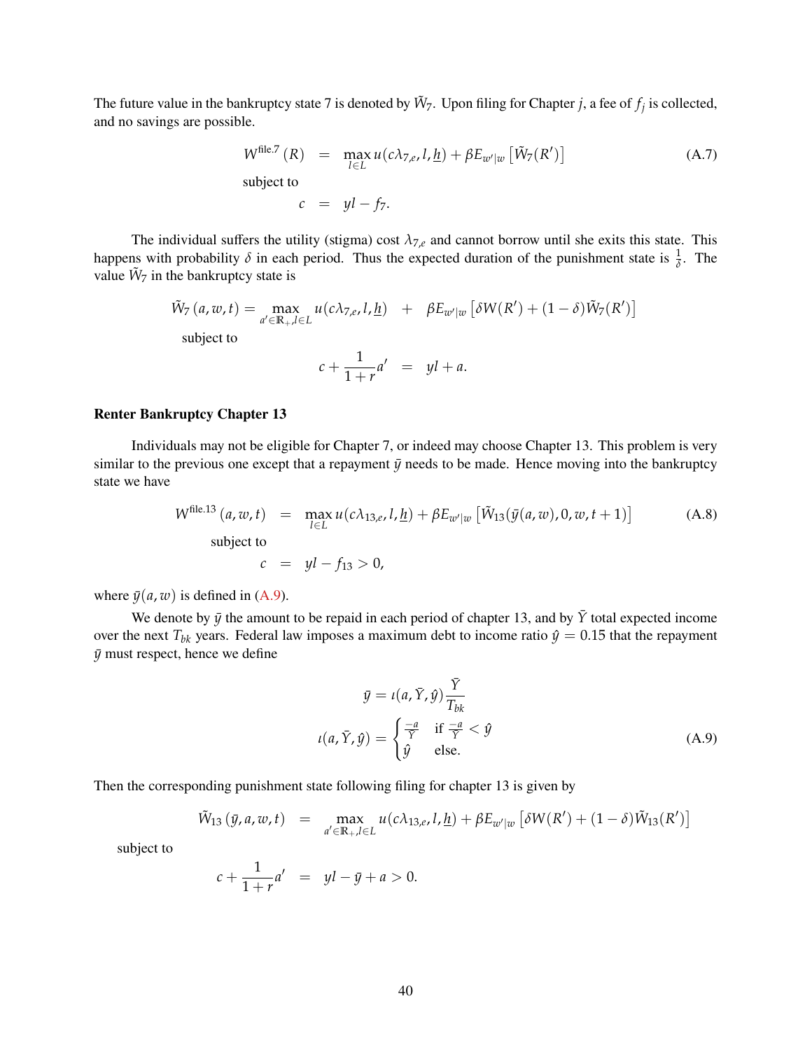The future value in the bankruptcy state 7 is denoted by $\tilde{W}_7$. Upon filing for Chapter $j$, a fee of $f_j$ is collected, and no savings are possible.

$$
\begin{aligned}
W^{\text{file.7}}(R) &= \max_{l \in L} u(c\lambda_{7,e}, l, \underline{h}) + \beta E_{w'|w}\left[\tilde{W}_7(R')\right] \qquad \text{(A.7)}\\
\text{subject to} & \\
c &= yl - f_7.
\end{aligned}
$$

The individual suffers the utility (stigma) cost $\lambda_{7,e}$ and cannot borrow until she exits this state. This happens with probability $\delta$ in each period. Thus the expected duration of the punishment state is $\frac{1}{\delta}$. The value $\tilde{W}_7$ in the bankruptcy state is

$$
\tilde{W}_7(a, w, t) = \max_{a' \in \mathbb{R}_+, l \in L} u(c\lambda_{7,e}, l, \underline{h}) \quad + \quad \beta E_{w'|w}\left[\delta W(R') + (1-\delta)\tilde{W}_7(R')\right]
$$

subject to

$$
c + \frac{1}{1+r}a' = yl + a.
$$

### Renter Bankruptcy Chapter 13

Individuals may not be eligible for Chapter 7, or indeed may choose Chapter 13. This problem is very similar to the previous one except that a repayment $\bar{y}$ needs to be made. Hence moving into the bankruptcy state we have

$$
\begin{aligned}
W^{\text{file.13}}(a, w, t) &= \max_{l \in L} u(c\lambda_{13,e}, l, \underline{h}) + \beta E_{w'|w}\left[\tilde{W}_{13}(\bar{y}(a,w), 0, w, t+1)\right] \qquad \text{(A.8)}\\
\text{subject to} & \\
c &= yl - f_{13} > 0,
\end{aligned}
$$

where $\bar{y}(a, w)$ is defined in (A.9).

We denote by $\bar{y}$ the amount to be repaid in each period of chapter 13, and by $\bar{Y}$ total expected income over the next $T_{bk}$ years. Federal law imposes a maximum debt to income ratio $\hat{y} = 0.15$ that the repayment $\bar{y}$ must respect, hence we define

$$
\bar{y} = \iota(a, \bar{Y}, \hat{y})\frac{\bar{Y}}{T_{bk}}
$$

$$
\iota(a, \bar{Y}, \hat{y}) = \begin{cases} \frac{-a}{\bar{Y}} & \text{if } \frac{-a}{\bar{Y}} < \hat{y} \\ \hat{y} & \text{else.} \end{cases} \qquad \text{(A.9)}
$$

Then the corresponding punishment state following filing for chapter 13 is given by

$$
\tilde{W}_{13}(\bar{y}, a, w, t) \quad = \quad \max_{a' \in \mathbb{R}_+, l \in L} u(c\lambda_{13,e}, l, \underline{h}) + \beta E_{w'|w}\left[\delta W(R') + (1-\delta)\tilde{W}_{13}(R')\right]
$$

subject to

$$
c + \frac{1}{1+r}a' \quad = \quad yl - \bar{y} + a > 0.
$$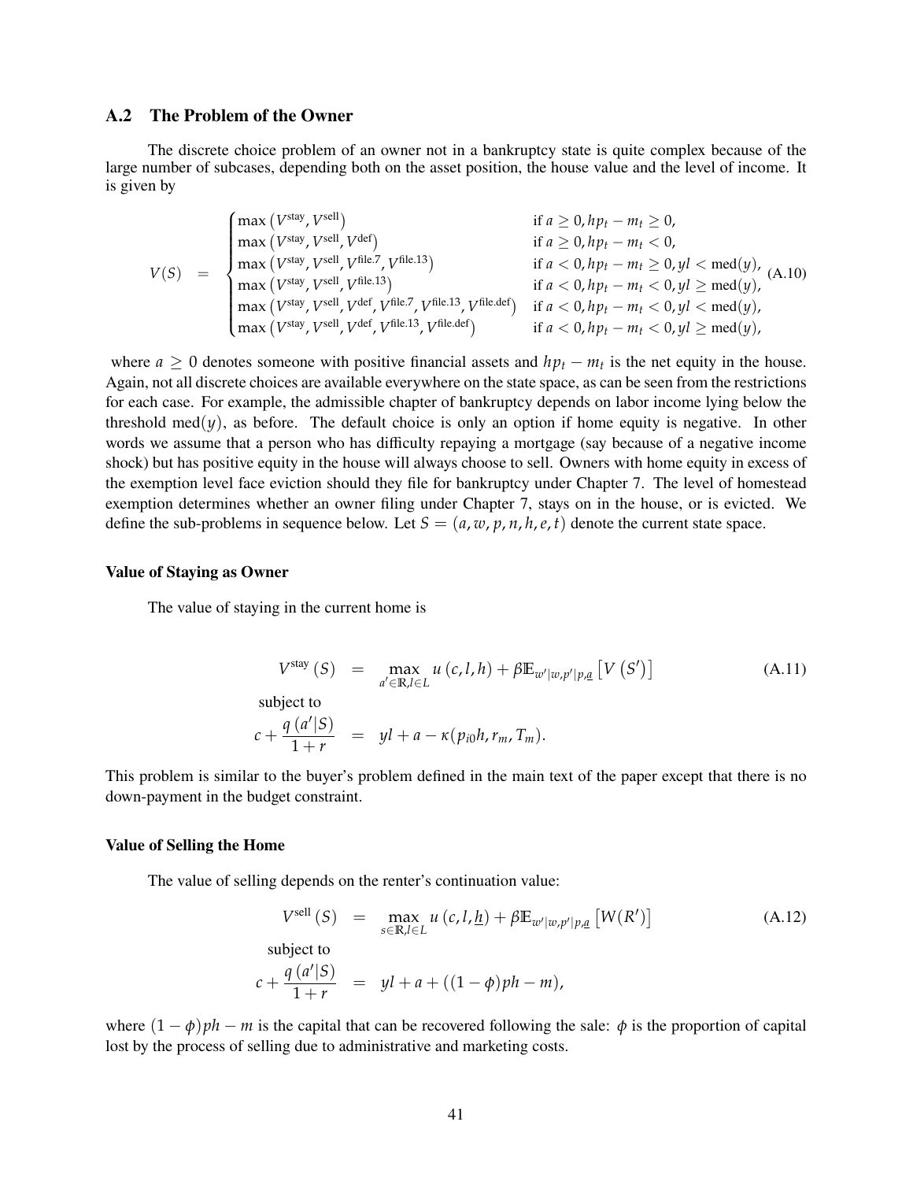## A.2 The Problem of the Owner

The discrete choice problem of an owner not in a bankruptcy state is quite complex because of the large number of subcases, depending both on the asset position, the house value and the level of income. It is given by

$$
V(S) = \begin{cases} \max\left(V^{\text{stay}}, V^{\text{sell}}\right) & \text{if } a \geq 0, hp_t - m_t \geq 0, \\ \max\left(V^{\text{stay}}, V^{\text{sell}}, V^{\text{def}}\right) & \text{if } a \geq 0, hp_t - m_t < 0, \\ \max\left(V^{\text{stay}}, V^{\text{sell}}, V^{\text{file.7}}, V^{\text{file.13}}\right) & \text{if } a < 0, hp_t - m_t \geq 0, yl < \text{med}(y), \\ \max\left(V^{\text{stay}}, V^{\text{sell}}, V^{\text{file.13}}\right) & \text{if } a < 0, hp_t - m_t < 0, yl \geq \text{med}(y), \\ \max\left(V^{\text{stay}}, V^{\text{sell}}, V^{\text{def}}, V^{\text{file.7}}, V^{\text{file.13}}, V^{\text{file.def}}\right) & \text{if } a < 0, hp_t - m_t < 0, yl < \text{med}(y), \\ \max\left(V^{\text{stay}}, V^{\text{sell}}, V^{\text{def}}, V^{\text{file.13}}, V^{\text{file.def}}\right) & \text{if } a < 0, hp_t - m_t < 0, yl \geq \text{med}(y), \end{cases} \tag{A.10}
$$

where $a \geq 0$ denotes someone with positive financial assets and $hp_t - m_t$ is the net equity in the house. Again, not all discrete choices are available everywhere on the state space, as can be seen from the restrictions for each case. For example, the admissible chapter of bankruptcy depends on labor income lying below the threshold $\text{med}(y)$, as before. The default choice is only an option if home equity is negative. In other words we assume that a person who has difficulty repaying a mortgage (say because of a negative income shock) but has positive equity in the house will always choose to sell. Owners with home equity in excess of the exemption level face eviction should they file for bankruptcy under Chapter 7. The level of homestead exemption determines whether an owner filing under Chapter 7, stays on in the house, or is evicted. We define the sub-problems in sequence below. Let $S = (a, w, p, n, h, e, t)$ denote the current state space.

### Value of Staying as Owner

The value of staying in the current home is

$$
V^{\text{stay}}(S) = \max_{a' \in \mathbb{R}, l \in L} u(c, l, h) + \beta \mathbb{E}_{w'|w, p'|p, \underline{a}}\left[V\left(S'\right)\right] \tag{A.11}
$$

subject to

$$
c + \frac{q\left(a'|S\right)}{1+r} = yl + a - \kappa(p_{i0}h, r_m, T_m).
$$

This problem is similar to the buyer's problem defined in the main text of the paper except that there is no down-payment in the budget constraint.

### Value of Selling the Home

The value of selling depends on the renter's continuation value:

$$
V^{\text{sell}}(S) = \max_{s \in \mathbb{R}, l \in L} u\left(c, l, \underline{h}\right) + \beta \mathbb{E}_{w'|w, p'|p, \underline{a}}\left[W(R')\right] \tag{A.12}
$$

subject to

$$
c + \frac{q\left(a'|S\right)}{1+r} = yl + a + ((1-\phi)ph - m),
$$

where $(1-\phi)ph - m$ is the capital that can be recovered following the sale: $\phi$ is the proportion of capital lost by the process of selling due to administrative and marketing costs.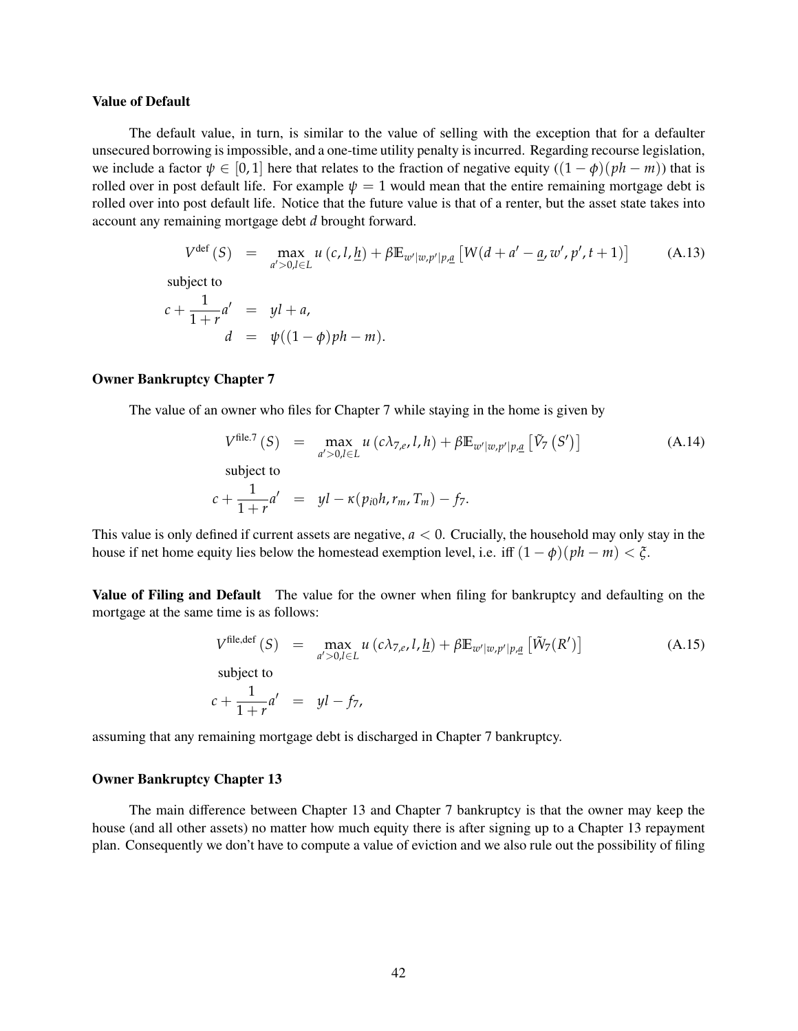**Value of Default**

The default value, in turn, is similar to the value of selling with the exception that for a defaulter unsecured borrowing is impossible, and a one-time utility penalty is incurred. Regarding recourse legislation, we include a factor $\psi \in [0,1]$ here that relates to the fraction of negative equity ($(1-\phi)(ph-m)$) that is rolled over in post default life. For example $\psi = 1$ would mean that the entire remaining mortgage debt is rolled over into post default life. Notice that the future value is that of a renter, but the asset state takes into account any remaining mortgage debt $d$ brought forward.

$$
\begin{aligned}
V^{\text{def}}(S) &= \max_{a'>0, l \in L} u(c, l, \underline{h}) + \beta \mathbb{E}_{w'|w,p'|p,\underline{a}} \left[ W(d + a' - \underline{a}, w', p', t+1) \right] \qquad \text{(A.13)} \\
&\text{subject to} \\
c + \frac{1}{1+r} a' &= yl + a, \\
d &= \psi((1-\phi)ph - m).
\end{aligned}
$$

**Owner Bankruptcy Chapter 7**

The value of an owner who files for Chapter 7 while staying in the home is given by

$$
\begin{aligned}
V^{\text{file.7}}(S) &= \max_{a'>0, l \in L} u(c\lambda_{7,e}, l, h) + \beta \mathbb{E}_{w'|w,p'|p,\underline{a}} \left[ \tilde{V}_7(S') \right] \qquad \text{(A.14)} \\
&\text{subject to} \\
c + \frac{1}{1+r} a' &= yl - \kappa(p_{i0}h, r_m, T_m) - f_7.
\end{aligned}
$$

This value is only defined if current assets are negative, $a < 0$. Crucially, the household may only stay in the house if net home equity lies below the homestead exemption level, i.e. iff $(1-\phi)(ph-m) < \xi$.

**Value of Filing and Default** The value for the owner when filing for bankruptcy and defaulting on the mortgage at the same time is as follows:

$$
\begin{aligned}
V^{\text{file,def}}(S) &= \max_{a'>0, l \in L} u(c\lambda_{7,e}, l, \underline{h}) + \beta \mathbb{E}_{w'|w,p'|p,\underline{a}} \left[ \tilde{W}_7(R') \right] \qquad \text{(A.15)} \\
&\text{subject to} \\
c + \frac{1}{1+r} a' &= yl - f_7,
\end{aligned}
$$

assuming that any remaining mortgage debt is discharged in Chapter 7 bankruptcy.

**Owner Bankruptcy Chapter 13**

The main difference between Chapter 13 and Chapter 7 bankruptcy is that the owner may keep the house (and all other assets) no matter how much equity there is after signing up to a Chapter 13 repayment plan. Consequently we don't have to compute a value of eviction and we also rule out the possibility of filing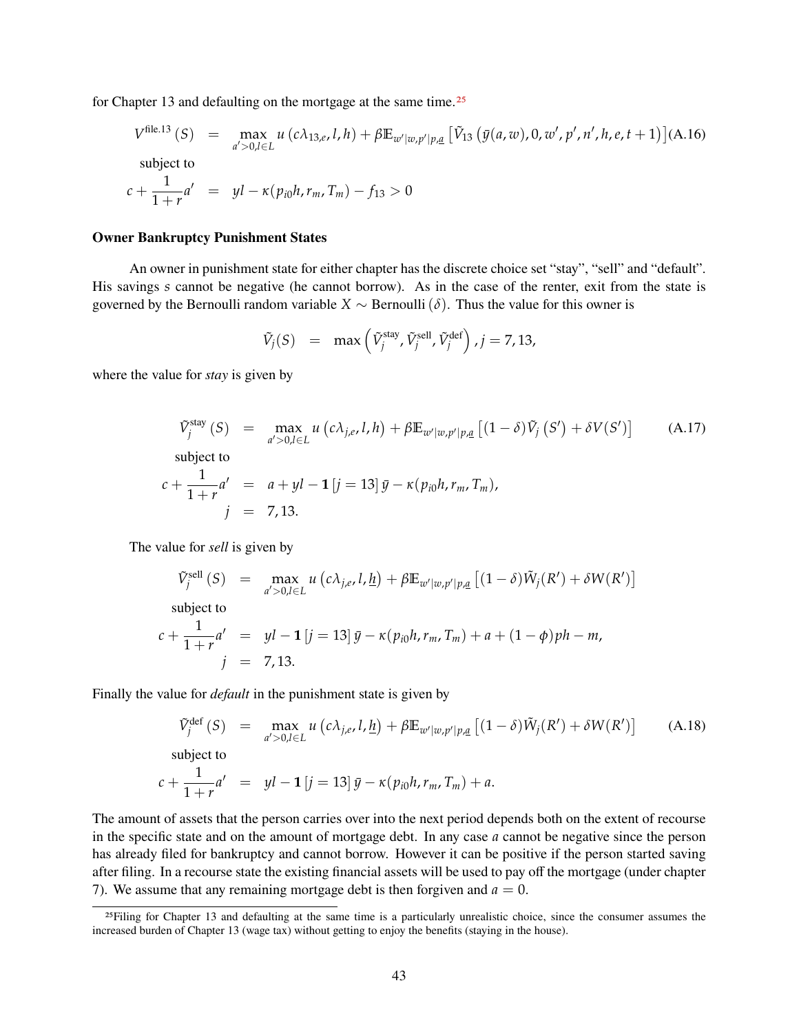for Chapter 13 and defaulting on the mortgage at the same time.[25]

$$V^{\text{file.13}}(S) = \max_{a'>0, l\in L} u\left(c\lambda_{13,e}, l, h\right) + \beta \mathbb{E}_{w'|w,p'|p,\underline{a}}\left[\tilde{V}_{13}\left(\bar{y}(a,w), 0, w', p', n', h, e, t+1\right)\right] \quad \text{(A.16)}$$

subject to

$$c + \frac{1}{1+r}a' = yl - \kappa(p_{i0}h, r_m, T_m) - f_{13} > 0$$

**Owner Bankruptcy Punishment States**

An owner in punishment state for either chapter has the discrete choice set "stay", "sell" and "default". His savings $s$ cannot be negative (he cannot borrow). As in the case of the renter, exit from the state is governed by the Bernoulli random variable $X \sim \text{Bernoulli}(\delta)$. Thus the value for this owner is

$$\tilde{V}_j(S) = \max\left(\tilde{V}_j^{\text{stay}}, \tilde{V}_j^{\text{sell}}, \tilde{V}_j^{\text{def}}\right), j = 7, 13,$$

where the value for *stay* is given by

$$\tilde{V}_j^{\text{stay}}(S) = \max_{a'>0, l\in L} u\left(c\lambda_{j,e}, l, h\right) + \beta \mathbb{E}_{w'|w,p'|p,\underline{a}}\left[(1-\delta)\tilde{V}_j\left(S'\right) + \delta V(S')\right] \quad \text{(A.17)}$$

subject to

$$c + \frac{1}{1+r}a' = a + yl - \mathbf{1}[j=13]\,\bar{y} - \kappa(p_{i0}h, r_m, T_m),$$
$$j = 7, 13.$$

The value for *sell* is given by

$$\tilde{V}_j^{\text{sell}}(S) = \max_{a'>0, l\in L} u\left(c\lambda_{j,e}, l, \underline{h}\right) + \beta \mathbb{E}_{w'|w,p'|p,\underline{a}}\left[(1-\delta)\tilde{W}_j(R') + \delta W(R')\right]$$

subject to

$$c + \frac{1}{1+r}a' = yl - \mathbf{1}[j=13]\,\bar{y} - \kappa(p_{i0}h, r_m, T_m) + a + (1-\phi)ph - m,$$
$$j = 7, 13.$$

Finally the value for *default* in the punishment state is given by

$$\tilde{V}_j^{\text{def}}(S) = \max_{a'>0, l\in L} u\left(c\lambda_{j,e}, l, \underline{h}\right) + \beta \mathbb{E}_{w'|w,p'|p,\underline{a}}\left[(1-\delta)\tilde{W}_j(R') + \delta W(R')\right] \quad \text{(A.18)}$$

subject to

$$c + \frac{1}{1+r}a' = yl - \mathbf{1}[j=13]\,\bar{y} - \kappa(p_{i0}h, r_m, T_m) + a.$$

The amount of assets that the person carries over into the next period depends both on the extent of recourse in the specific state and on the amount of mortgage debt. In any case $a$ cannot be negative since the person has already filed for bankruptcy and cannot borrow. However it can be positive if the person started saving after filing. In a recourse state the existing financial assets will be used to pay off the mortgage (under chapter 7). We assume that any remaining mortgage debt is then forgiven and $a = 0$.

[25] Filing for Chapter 13 and defaulting at the same time is a particularly unrealistic choice, since the consumer assumes the increased burden of Chapter 13 (wage tax) without getting to enjoy the benefits (staying in the house).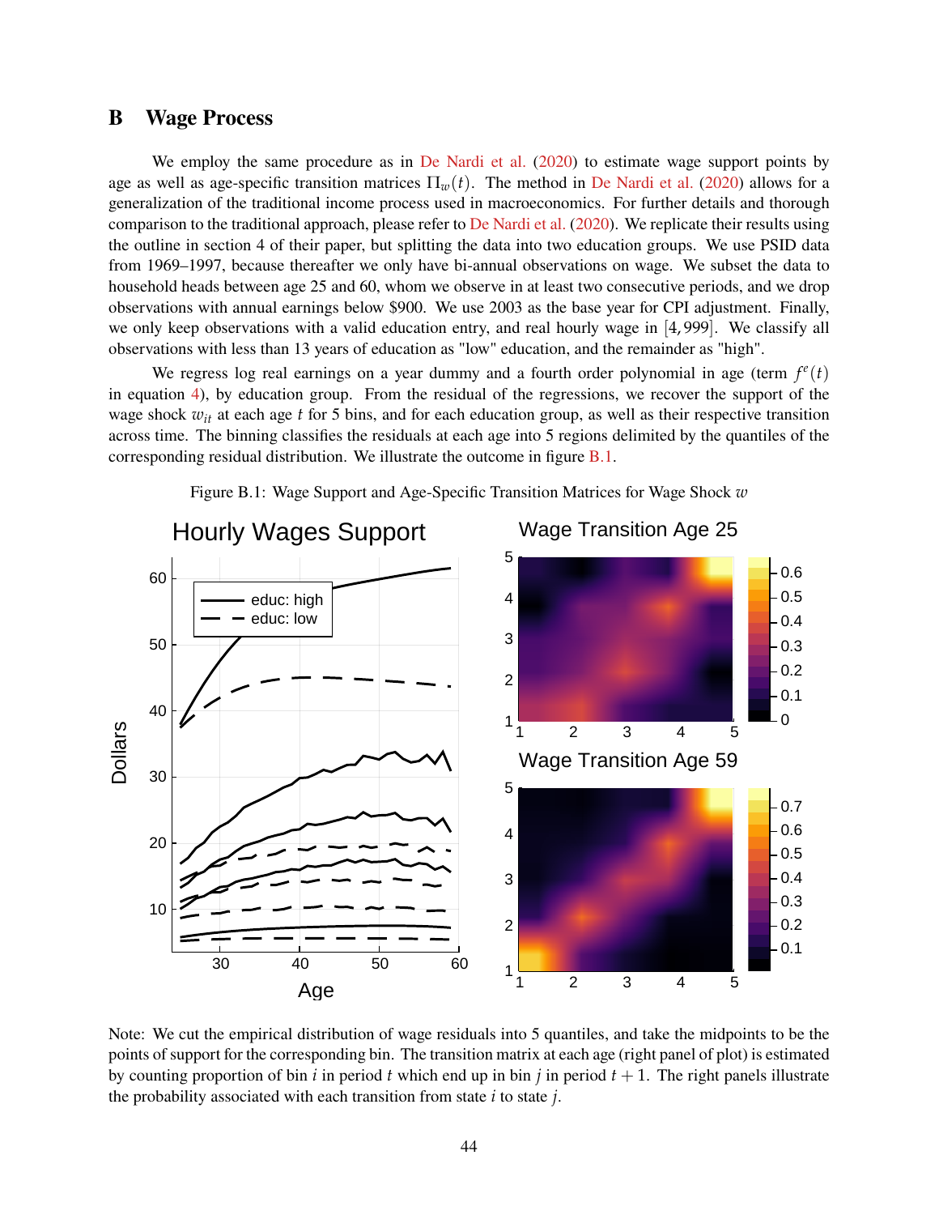## B Wage Process

We employ the same procedure as in De Nardi et al. (2020) to estimate wage support points by age as well as age-specific transition matrices $\Pi_w(t)$. The method in De Nardi et al. (2020) allows for a generalization of the traditional income process used in macroeconomics. For further details and thorough comparison to the traditional approach, please refer to De Nardi et al. (2020). We replicate their results using the outline in section 4 of their paper, but splitting the data into two education groups. We use PSID data from 1969–1997, because thereafter we only have bi-annual observations on wage. We subset the data to household heads between age 25 and 60, whom we observe in at least two consecutive periods, and we drop observations with annual earnings below $900. We use 2003 as the base year for CPI adjustment. Finally, we only keep observations with a valid education entry, and real hourly wage in $[4, 999]$. We classify all observations with less than 13 years of education as "low" education, and the remainder as "high".

We regress log real earnings on a year dummy and a fourth order polynomial in age (term $f^e(t)$ in equation 4), by education group. From the residual of the regressions, we recover the support of the wage shock $w_{it}$ at each age $t$ for 5 bins, and for each education group, as well as their respective transition across time. The binning classifies the residuals at each age into 5 regions delimited by the quantiles of the corresponding residual distribution. We illustrate the outcome in figure B.1.

Figure B.1: Wage Support and Age-Specific Transition Matrices for Wage Shock $w$

Note: We cut the empirical distribution of wage residuals into 5 quantiles, and take the midpoints to be the points of support for the corresponding bin. The transition matrix at each age (right panel of plot) is estimated by counting proportion of bin $i$ in period $t$ which end up in bin $j$ in period $t+1$. The right panels illustrate the probability associated with each transition from state $i$ to state $j$.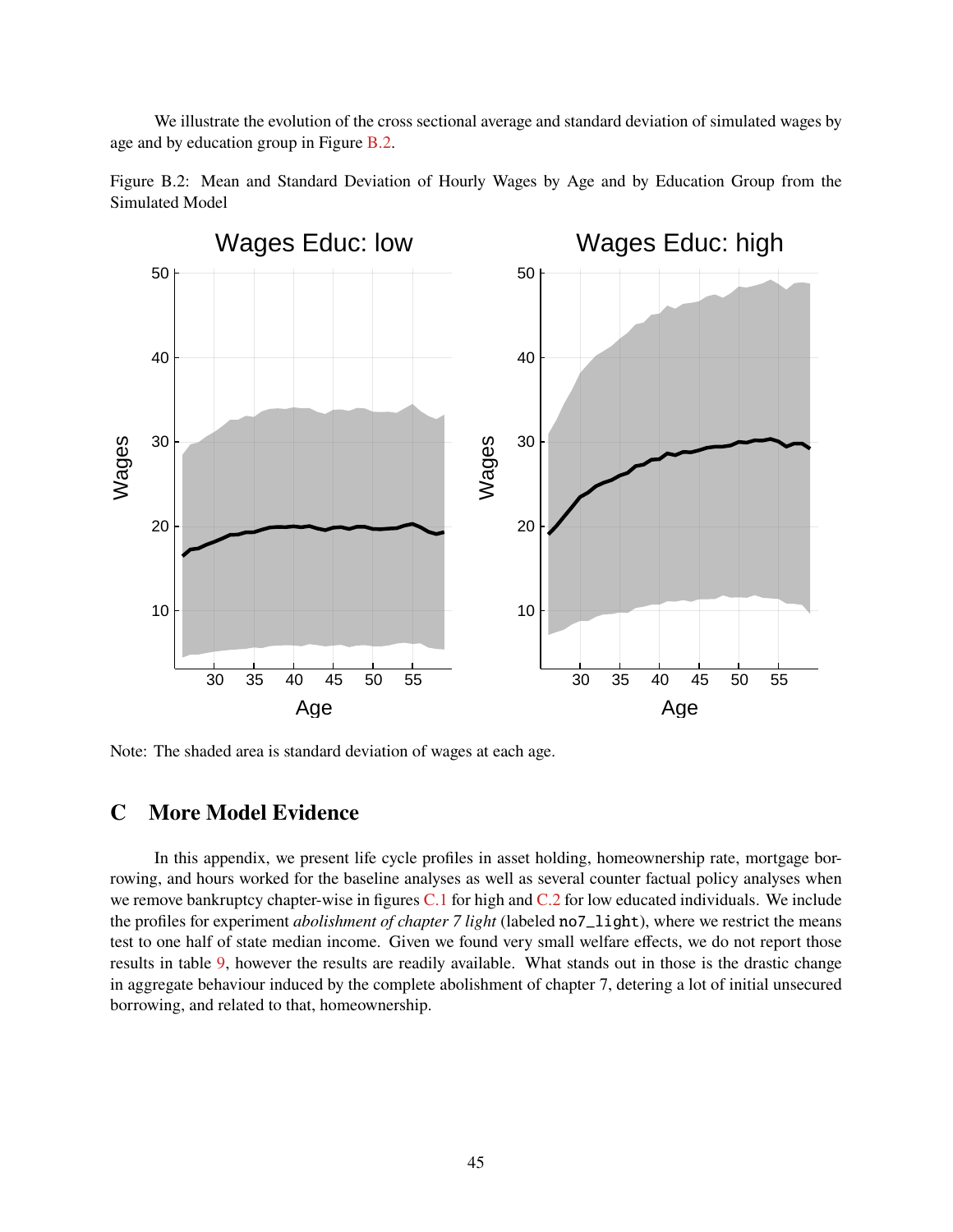We illustrate the evolution of the cross sectional average and standard deviation of simulated wages by age and by education group in Figure B.2.

Figure B.2: Mean and Standard Deviation of Hourly Wages by Age and by Education Group from the Simulated Model

Note: The shaded area is standard deviation of wages at each age.

# C More Model Evidence

In this appendix, we present life cycle profiles in asset holding, homeownership rate, mortgage borrowing, and hours worked for the baseline analyses as well as several counter factual policy analyses when we remove bankruptcy chapter-wise in figures C.1 for high and C.2 for low educated individuals. We include the profiles for experiment *abolishment of chapter 7 light* (labeled `no7_light`), where we restrict the means test to one half of state median income. Given we found very small welfare effects, we do not report those results in table 9, however the results are readily available. What stands out in those is the drastic change in aggregate behaviour induced by the complete abolishment of chapter 7, detering a lot of initial unsecured borrowing, and related to that, homeownership.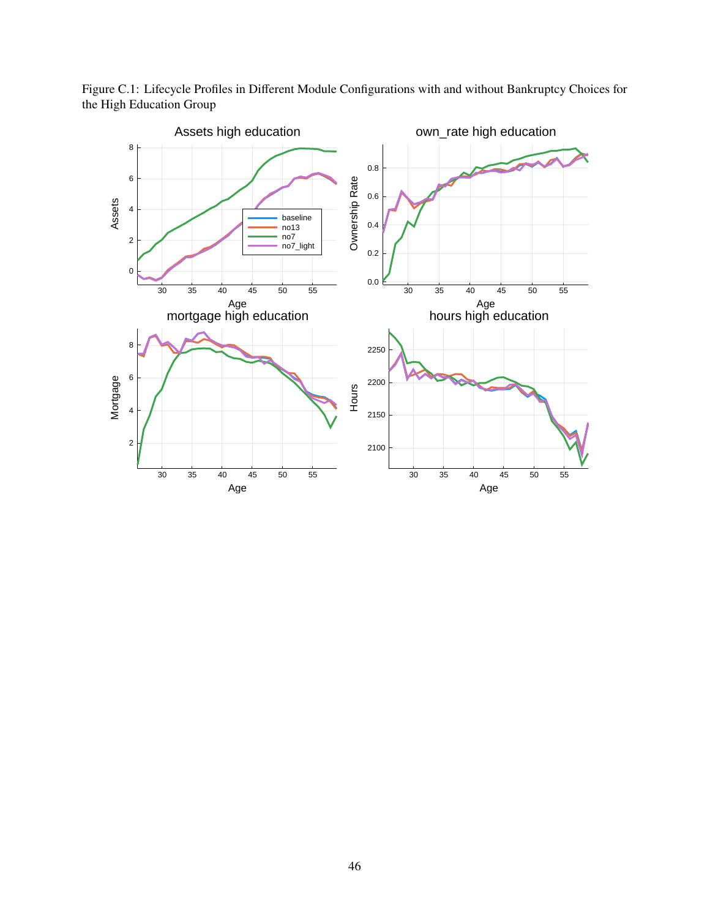Figure C.1: Lifecycle Profiles in Different Module Configurations with and without Bankruptcy Choices for the High Education Group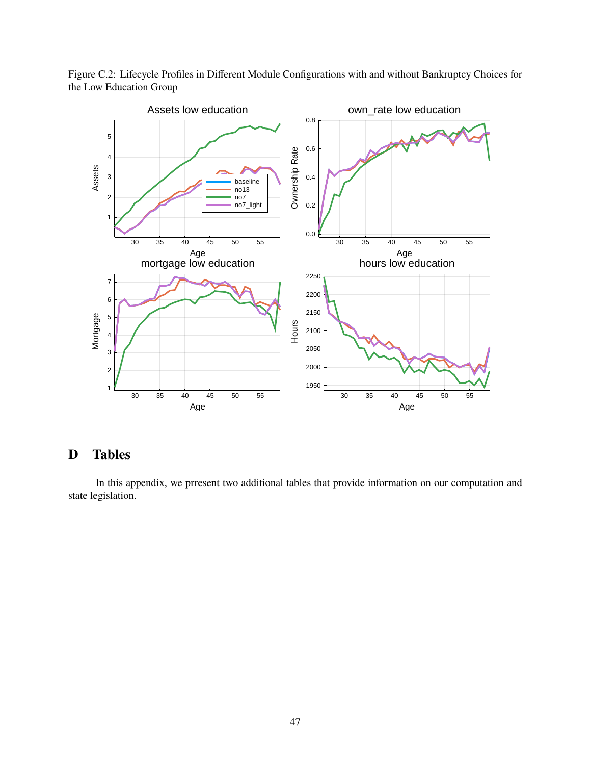Figure C.2: Lifecycle Profiles in Different Module Configurations with and without Bankruptcy Choices for the Low Education Group

# D Tables

In this appendix, we prresent two additional tables that provide information on our computation and state legislation.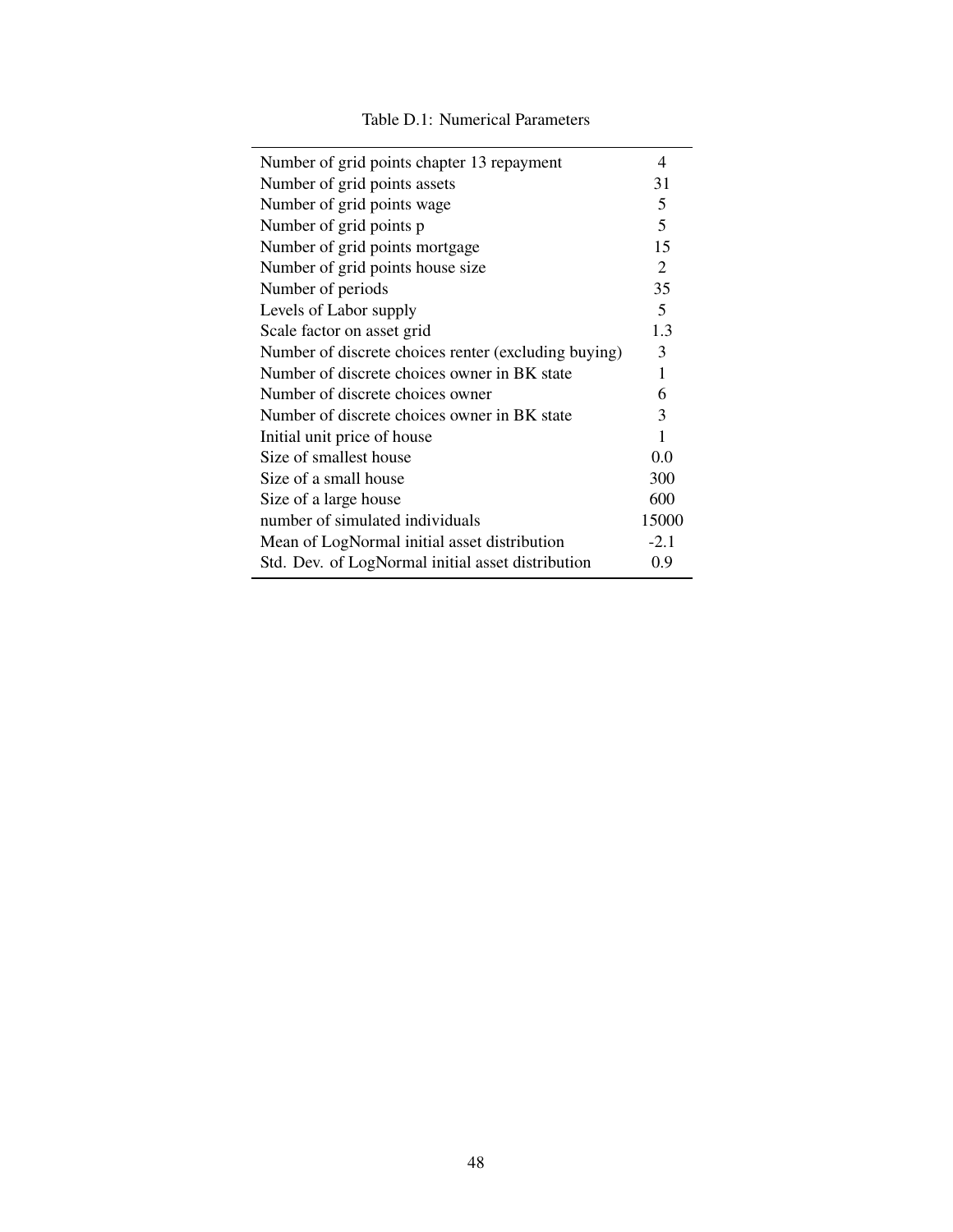Table D.1: Numerical Parameters

| | |
|---|---|
| Number of grid points chapter 13 repayment | 4 |
| Number of grid points assets | 31 |
| Number of grid points wage | 5 |
| Number of grid points p | 5 |
| Number of grid points mortgage | 15 |
| Number of grid points house size | 2 |
| Number of periods | 35 |
| Levels of Labor supply | 5 |
| Scale factor on asset grid | 1.3 |
| Number of discrete choices renter (excluding buying) | 3 |
| Number of discrete choices owner in BK state | 1 |
| Number of discrete choices owner | 6 |
| Number of discrete choices owner in BK state | 3 |
| Initial unit price of house | 1 |
| Size of smallest house | 0.0 |
| Size of a small house | 300 |
| Size of a large house | 600 |
| number of simulated individuals | 15000 |
| Mean of LogNormal initial asset distribution | -2.1 |
| Std. Dev. of LogNormal initial asset distribution | 0.9 |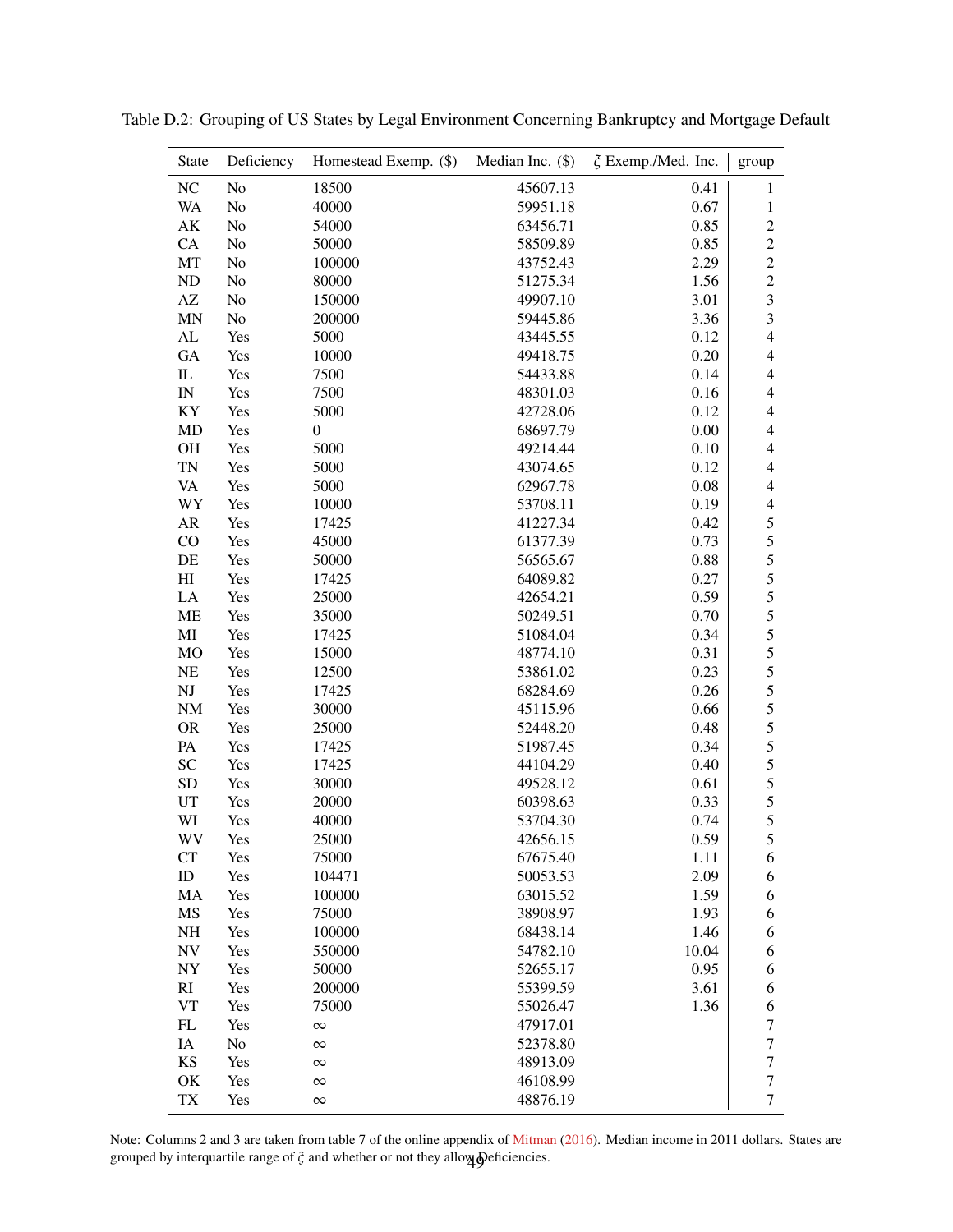Table D.2: Grouping of US States by Legal Environment Concerning Bankruptcy and Mortgage Default

| State | Deficiency | Homestead Exemp. ($) | Median Inc. ($) | $\xi$ Exemp./Med. Inc. | group |
|---|---|---|---|---|---|
| NC | No | 18500 | 45607.13 | 0.41 | 1 |
| WA | No | 40000 | 59951.18 | 0.67 | 1 |
| AK | No | 54000 | 63456.71 | 0.85 | 2 |
| CA | No | 50000 | 58509.89 | 0.85 | 2 |
| MT | No | 100000 | 43752.43 | 2.29 | 2 |
| ND | No | 80000 | 51275.34 | 1.56 | 2 |
| AZ | No | 150000 | 49907.10 | 3.01 | 3 |
| MN | No | 200000 | 59445.86 | 3.36 | 3 |
| AL | Yes | 5000 | 43445.55 | 0.12 | 4 |
| GA | Yes | 10000 | 49418.75 | 0.20 | 4 |
| IL | Yes | 7500 | 54433.88 | 0.14 | 4 |
| IN | Yes | 7500 | 48301.03 | 0.16 | 4 |
| KY | Yes | 5000 | 42728.06 | 0.12 | 4 |
| MD | Yes | 0 | 68697.79 | 0.00 | 4 |
| OH | Yes | 5000 | 49214.44 | 0.10 | 4 |
| TN | Yes | 5000 | 43074.65 | 0.12 | 4 |
| VA | Yes | 5000 | 62967.78 | 0.08 | 4 |
| WY | Yes | 10000 | 53708.11 | 0.19 | 4 |
| AR | Yes | 17425 | 41227.34 | 0.42 | 5 |
| CO | Yes | 45000 | 61377.39 | 0.73 | 5 |
| DE | Yes | 50000 | 56565.67 | 0.88 | 5 |
| HI | Yes | 17425 | 64089.82 | 0.27 | 5 |
| LA | Yes | 25000 | 42654.21 | 0.59 | 5 |
| ME | Yes | 35000 | 50249.51 | 0.70 | 5 |
| MI | Yes | 17425 | 51084.04 | 0.34 | 5 |
| MO | Yes | 15000 | 48774.10 | 0.31 | 5 |
| NE | Yes | 12500 | 53861.02 | 0.23 | 5 |
| NJ | Yes | 17425 | 68284.69 | 0.26 | 5 |
| NM | Yes | 30000 | 45115.96 | 0.66 | 5 |
| OR | Yes | 25000 | 52448.20 | 0.48 | 5 |
| PA | Yes | 17425 | 51987.45 | 0.34 | 5 |
| SC | Yes | 17425 | 44104.29 | 0.40 | 5 |
| SD | Yes | 30000 | 49528.12 | 0.61 | 5 |
| UT | Yes | 20000 | 60398.63 | 0.33 | 5 |
| WI | Yes | 40000 | 53704.30 | 0.74 | 5 |
| WV | Yes | 25000 | 42656.15 | 0.59 | 5 |
| CT | Yes | 75000 | 67675.40 | 1.11 | 6 |
| ID | Yes | 104471 | 50053.53 | 2.09 | 6 |
| MA | Yes | 100000 | 63015.52 | 1.59 | 6 |
| MS | Yes | 75000 | 38908.97 | 1.93 | 6 |
| NH | Yes | 100000 | 68438.14 | 1.46 | 6 |
| NV | Yes | 550000 | 54782.10 | 10.04 | 6 |
| NY | Yes | 50000 | 52655.17 | 0.95 | 6 |
| RI | Yes | 200000 | 55399.59 | 3.61 | 6 |
| VT | Yes | 75000 | 55026.47 | 1.36 | 6 |
| FL | Yes | $\infty$ | 47917.01 | | 7 |
| IA | No | $\infty$ | 52378.80 | | 7 |
| KS | Yes | $\infty$ | 48913.09 | | 7 |
| OK | Yes | $\infty$ | 46108.99 | | 7 |
| TX | Yes | $\infty$ | 48876.19 | | 7 |

Note: Columns 2 and 3 are taken from table 7 of the online appendix of Mitman (2016). Median income in 2011 dollars. States are grouped by interquartile range of $\xi$ and whether or not they allow Deficiencies.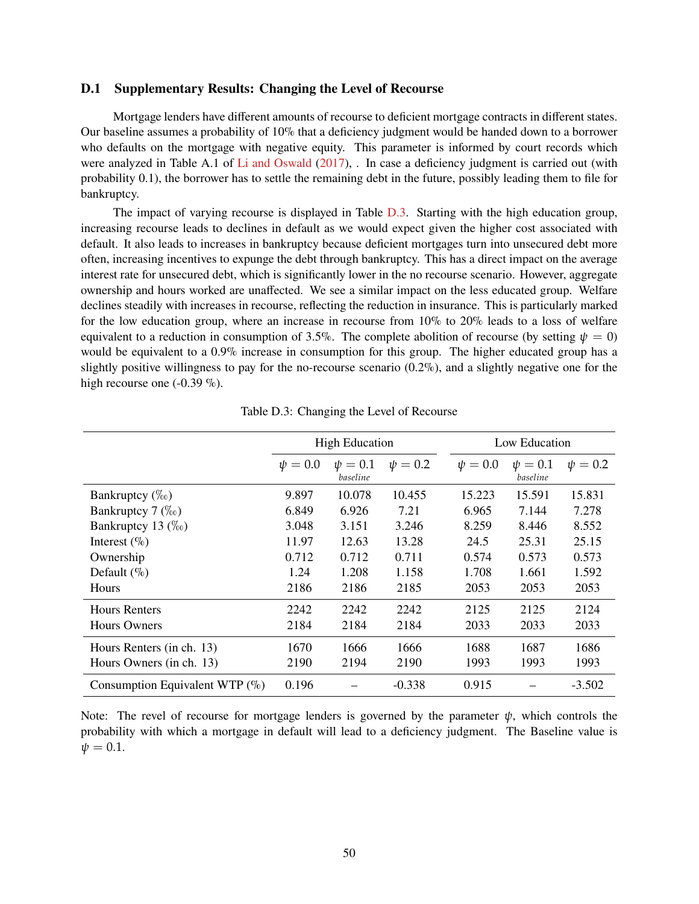## D.1 Supplementary Results: Changing the Level of Recourse

Mortgage lenders have different amounts of recourse to deficient mortgage contracts in different states. Our baseline assumes a probability of 10% that a deficiency judgment would be handed down to a borrower who defaults on the mortgage with negative equity. This parameter is informed by court records which were analyzed in Table A.1 of Li and Oswald (2017), . In case a deficiency judgment is carried out (with probability 0.1), the borrower has to settle the remaining debt in the future, possibly leading them to file for bankruptcy.

The impact of varying recourse is displayed in Table D.3. Starting with the high education group, increasing recourse leads to declines in default as we would expect given the higher cost associated with default. It also leads to increases in bankruptcy because deficient mortgages turn into unsecured debt more often, increasing incentives to expunge the debt through bankruptcy. This has a direct impact on the average interest rate for unsecured debt, which is significantly lower in the no recourse scenario. However, aggregate ownership and hours worked are unaffected. We see a similar impact on the less educated group. Welfare declines steadily with increases in recourse, reflecting the reduction in insurance. This is particularly marked for the low education group, where an increase in recourse from 10% to 20% leads to a loss of welfare equivalent to a reduction in consumption of 3.5%. The complete abolition of recourse (by setting $\psi = 0$) would be equivalent to a 0.9% increase in consumption for this group. The higher educated group has a slightly positive willingness to pay for the no-recourse scenario (0.2%), and a slightly negative one for the high recourse one (-0.39 %).

Table D.3: Changing the Level of Recourse

| | High Education | | | Low Education | | |
|---|---|---|---|---|---|---|
| | $\psi = 0.0$ | $\psi = 0.1$ *baseline* | $\psi = 0.2$ | $\psi = 0.0$ | $\psi = 0.1$ *baseline* | $\psi = 0.2$ |
| Bankruptcy (‰) | 9.897 | 10.078 | 10.455 | 15.223 | 15.591 | 15.831 |
| Bankruptcy 7 (‰) | 6.849 | 6.926 | 7.21 | 6.965 | 7.144 | 7.278 |
| Bankruptcy 13 (‰) | 3.048 | 3.151 | 3.246 | 8.259 | 8.446 | 8.552 |
| Interest (%) | 11.97 | 12.63 | 13.28 | 24.5 | 25.31 | 25.15 |
| Ownership | 0.712 | 0.712 | 0.711 | 0.574 | 0.573 | 0.573 |
| Default (%) | 1.24 | 1.208 | 1.158 | 1.708 | 1.661 | 1.592 |
| Hours | 2186 | 2186 | 2185 | 2053 | 2053 | 2053 |
| Hours Renters | 2242 | 2242 | 2242 | 2125 | 2125 | 2124 |
| Hours Owners | 2184 | 2184 | 2184 | 2033 | 2033 | 2033 |
| Hours Renters (in ch. 13) | 1670 | 1666 | 1666 | 1688 | 1687 | 1686 |
| Hours Owners (in ch. 13) | 2190 | 2194 | 2190 | 1993 | 1993 | 1993 |
| Consumption Equivalent WTP (%) | 0.196 | – | -0.338 | 0.915 | – | -3.502 |

Note: The revel of recourse for mortgage lenders is governed by the parameter $\psi$, which controls the probability with which a mortgage in default will lead to a deficiency judgment. The Baseline value is $\psi = 0.1$.